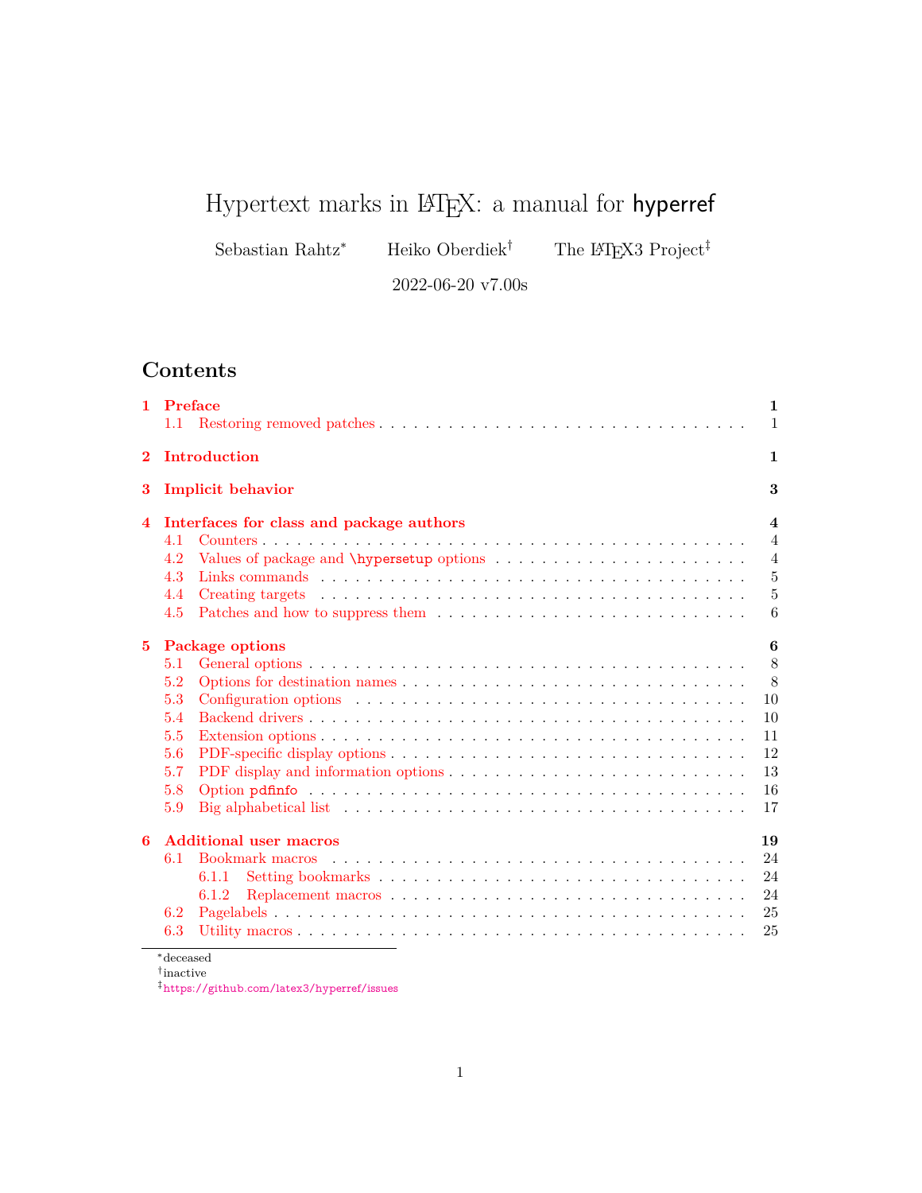# Hypertext marks in LaTeX: a manual for hyperref

Sebastian Rahtz* Heiko Oberdiek† The LaTeX3 Project‡

2022-06-20 v7.00s

## Contents

- 1 Preface — 1
  - 1.1 Restoring removed patches — 1
- 2 Introduction — 1
- 3 Implicit behavior — 3
- 4 Interfaces for class and package authors — 4
  - 4.1 Counters — 4
  - 4.2 Values of package and \hypersetup options — 4
  - 4.3 Links commands — 5
  - 4.4 Creating targets — 5
  - 4.5 Patches and how to suppress them — 6
- 5 Package options — 6
  - 5.1 General options — 8
  - 5.2 Options for destination names — 8
  - 5.3 Configuration options — 10
  - 5.4 Backend drivers — 10
  - 5.5 Extension options — 11
  - 5.6 PDF-specific display options — 12
  - 5.7 PDF display and information options — 13
  - 5.8 Option pdfinfo — 16
  - 5.9 Big alphabetical list — 17
- 6 Additional user macros — 19
  - 6.1 Bookmark macros — 24
    - 6.1.1 Setting bookmarks — 24
    - 6.1.2 Replacement macros — 24
  - 6.2 Pagelabels — 25
  - 6.3 Utility macros — 25

---

*deceased

†inactive

‡https://github.com/latex3/hyperref/issues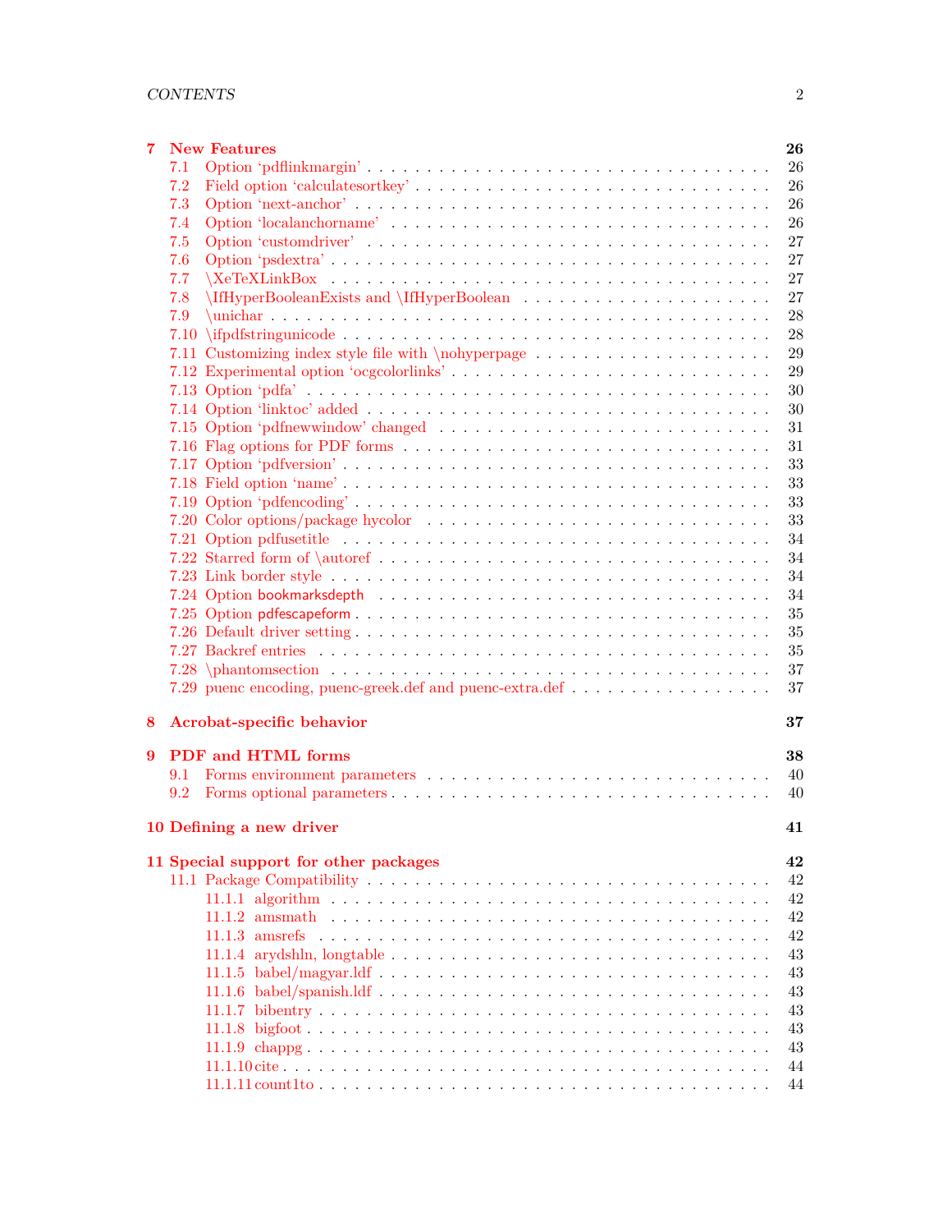**7 New Features** 26

- 7.1 Option 'pdflinkmargin' 26
- 7.2 Field option 'calculatesortkey' 26
- 7.3 Option 'next-anchor' 26
- 7.4 Option 'localanchorname' 26
- 7.5 Option 'customdriver' 27
- 7.6 Option 'psdextra' 27
- 7.7 \XeTeXLinkBox 27
- 7.8 \IfHyperBooleanExists and \IfHyperBoolean 27
- 7.9 \unichar 28
- 7.10 \ifpdfstringunicode 28
- 7.11 Customizing index style file with \nohyperpage 29
- 7.12 Experimental option 'ocgcolorlinks' 29
- 7.13 Option 'pdfa' 30
- 7.14 Option 'linktoc' added 30
- 7.15 Option 'pdfnewwindow' changed 31
- 7.16 Flag options for PDF forms 31
- 7.17 Option 'pdfversion' 33
- 7.18 Field option 'name' 33
- 7.19 Option 'pdfencoding' 33
- 7.20 Color options/package hycolor 33
- 7.21 Option pdfusetitle 34
- 7.22 Starred form of \autoref 34
- 7.23 Link border style 34
- 7.24 Option bookmarksdepth 34
- 7.25 Option pdfescapeform 35
- 7.26 Default driver setting 35
- 7.27 Backref entries 35
- 7.28 \phantomsection 37
- 7.29 puenc encoding, puenc-greek.def and puenc-extra.def 37

**8 Acrobat-specific behavior** 37

**9 PDF and HTML forms** 38

- 9.1 Forms environment parameters 40
- 9.2 Forms optional parameters 40

**10 Defining a new driver** 41

**11 Special support for other packages** 42

- 11.1 Package Compatibility 42
  - 11.1.1 algorithm 42
  - 11.1.2 amsmath 42
  - 11.1.3 amsrefs 42
  - 11.1.4 arydshln, longtable 43
  - 11.1.5 babel/magyar.ldf 43
  - 11.1.6 babel/spanish.ldf 43
  - 11.1.7 bibentry 43
  - 11.1.8 bigfoot 43
  - 11.1.9 chappg 43
  - 11.1.10 cite 44
  - 11.1.11 count1to 44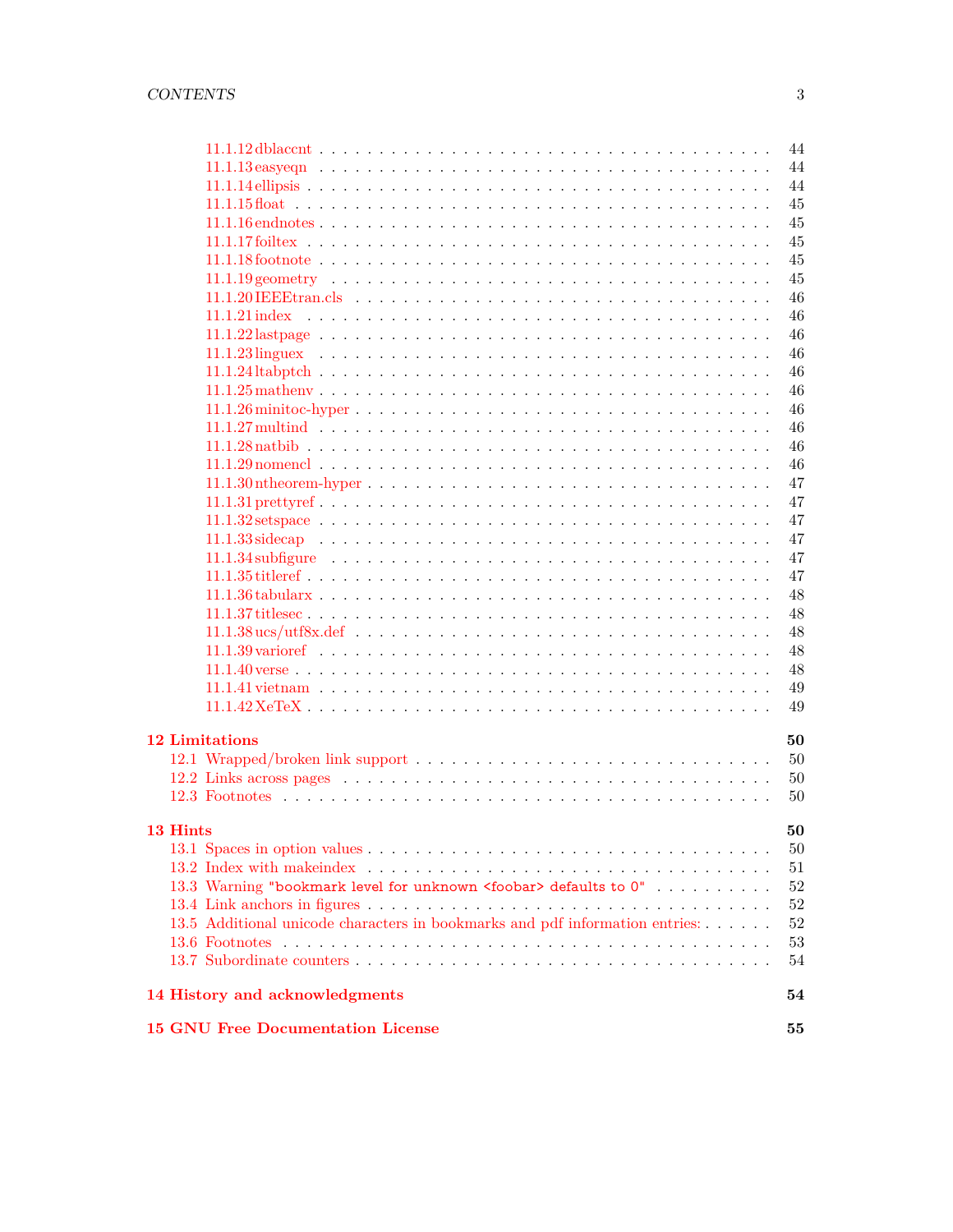- 11.1.12 dblaccnt . . . 44
- 11.1.13 easyeqn . . . 44
- 11.1.14 ellipsis . . . 44
- 11.1.15 float . . . 45
- 11.1.16 endnotes . . . 45
- 11.1.17 foiltex . . . 45
- 11.1.18 footnote . . . 45
- 11.1.19 geometry . . . 45
- 11.1.20 IEEEtran.cls . . . 46
- 11.1.21 index . . . 46
- 11.1.22 lastpage . . . 46
- 11.1.23 linguex . . . 46
- 11.1.24 ltabptch . . . 46
- 11.1.25 mathenv . . . 46
- 11.1.26 minitoc-hyper . . . 46
- 11.1.27 multind . . . 46
- 11.1.28 natbib . . . 46
- 11.1.29 nomencl . . . 46
- 11.1.30 ntheorem-hyper . . . 47
- 11.1.31 prettyref . . . 47
- 11.1.32 setspace . . . 47
- 11.1.33 sidecap . . . 47
- 11.1.34 subfigure . . . 47
- 11.1.35 titleref . . . 47
- 11.1.36 tabularx . . . 48
- 11.1.37 titlesec . . . 48
- 11.1.38 ucs/utf8x.def . . . 48
- 11.1.39 varioref . . . 48
- 11.1.40 verse . . . 48
- 11.1.41 vietnam . . . 49
- 11.1.42 XeTeX . . . 49

**12 Limitations** **50**
- 12.1 Wrapped/broken link support . . . 50
- 12.2 Links across pages . . . 50
- 12.3 Footnotes . . . 50

**13 Hints** **50**
- 13.1 Spaces in option values . . . 50
- 13.2 Index with makeindex . . . 51
- 13.3 Warning `"bookmark level for unknown <foobar> defaults to 0"` . . . 52
- 13.4 Link anchors in figures . . . 52
- 13.5 Additional unicode characters in bookmarks and pdf information entries: . . . 52
- 13.6 Footnotes . . . 53
- 13.7 Subordinate counters . . . 54

**14 History and acknowledgments** **54**

**15 GNU Free Documentation License** **55**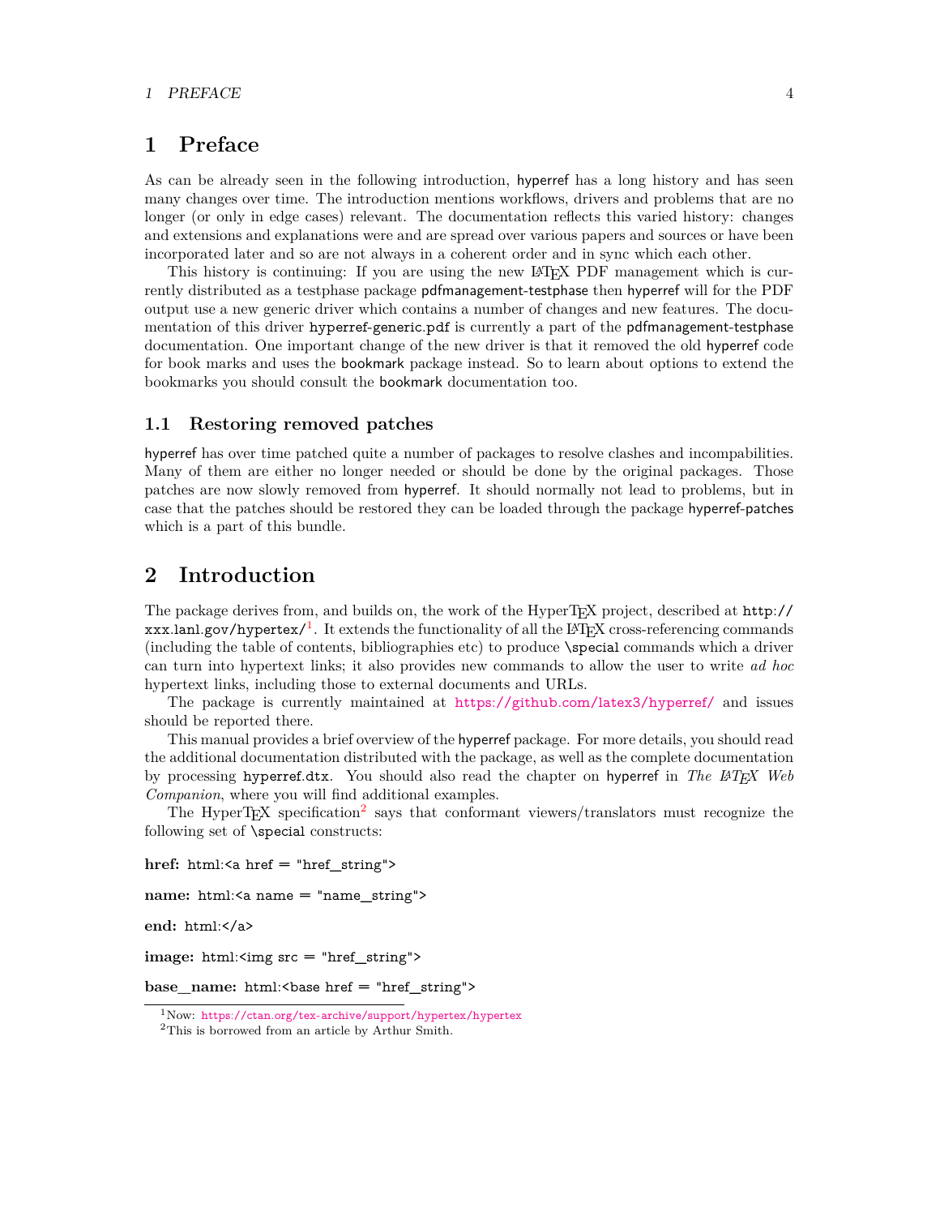// Placeholder: the transcription body for page 4 (document 8abc4d0f3f9e) was not produced here.
// Expected content, in order, as visible on the page:
//   - "# 1 Preface" with two paragraphs
//   - "## 1.1 Restoring removed patches" with one paragraph
//   - "# 2 Introduction" with four paragraphs
//   - Definition list: href, name, end, image, base_name (each followed by its html: construct)
//   - Footnotes [1] and [2]
// Running header ("1 PREFACE") and page number (4) are to be omitted.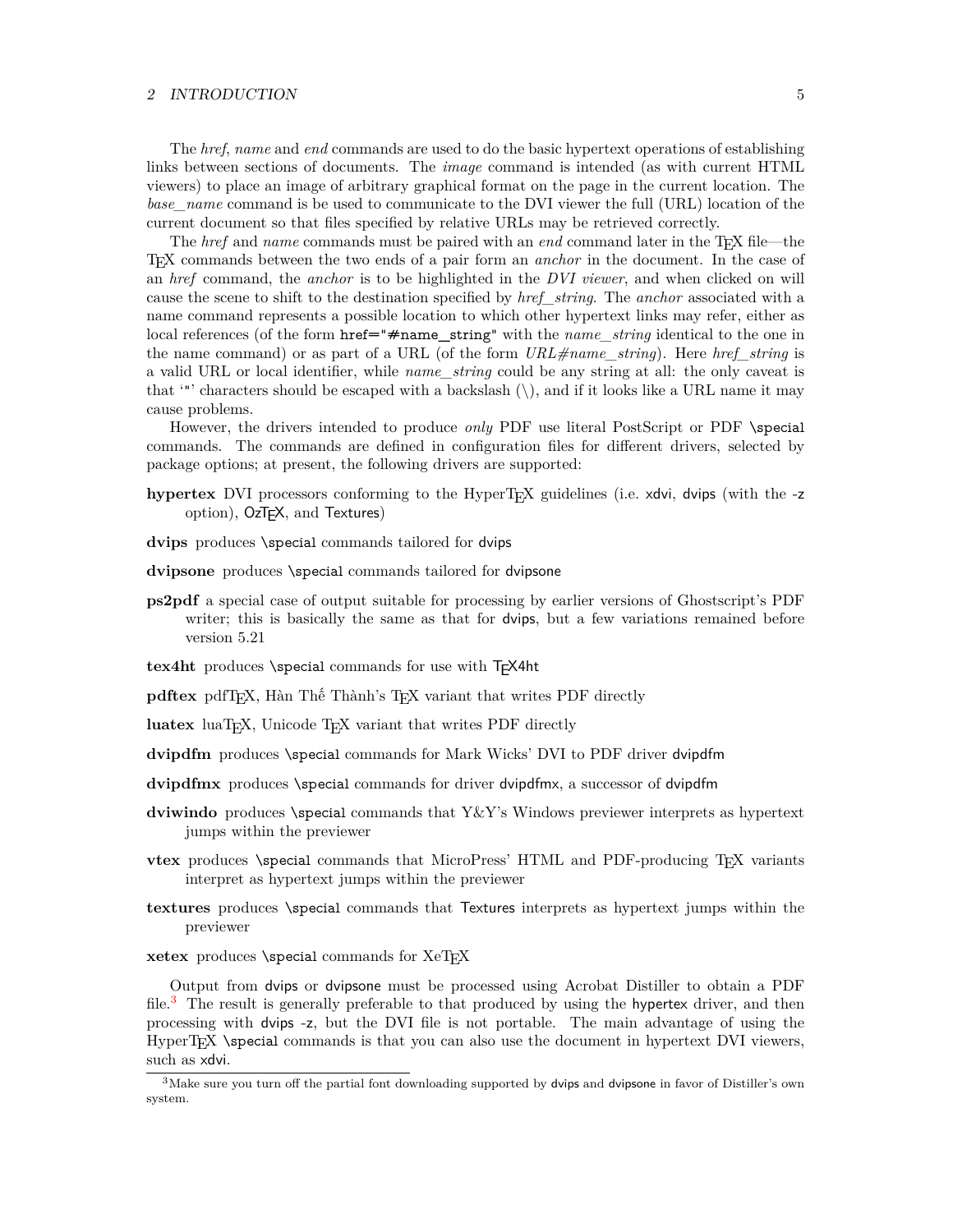The *href*, *name* and *end* commands are used to do the basic hypertext operations of establishing links between sections of documents. The *image* command is intended (as with current HTML viewers) to place an image of arbitrary graphical format on the page in the current location. The *base_name* command is be used to communicate to the DVI viewer the full (URL) location of the current document so that files specified by relative URLs may be retrieved correctly.

The *href* and *name* commands must be paired with an *end* command later in the TeX file—the TeX commands between the two ends of a pair form an *anchor* in the document. In the case of an *href* command, the *anchor* is to be highlighted in the *DVI viewer*, and when clicked on will cause the scene to shift to the destination specified by *href_string*. The *anchor* associated with a name command represents a possible location to which other hypertext links may refer, either as local references (of the form `href="#name_string"` with the *name_string* identical to the one in the name command) or as part of a URL (of the form *URL#name_string*). Here *href_string* is a valid URL or local identifier, while *name_string* could be any string at all: the only caveat is that '"' characters should be escaped with a backslash (\), and if it looks like a URL name it may cause problems.

However, the drivers intended to produce *only* PDF use literal PostScript or PDF `\special` commands. The commands are defined in configuration files for different drivers, selected by package options; at present, the following drivers are supported:

**hypertex** DVI processors conforming to the HyperTeX guidelines (i.e. xdvi, dvips (with the -z option), OzTeX, and Textures)

**dvips** produces `\special` commands tailored for dvips

**dvipsone** produces `\special` commands tailored for dvipsone

**ps2pdf** a special case of output suitable for processing by earlier versions of Ghostscript's PDF writer; this is basically the same as that for dvips, but a few variations remained before version 5.21

**tex4ht** produces `\special` commands for use with TeX4ht

**pdftex** pdfTeX, Hàn Thế Thành's TeX variant that writes PDF directly

**luatex** luaTeX, Unicode TeX variant that writes PDF directly

**dvipdfm** produces `\special` commands for Mark Wicks' DVI to PDF driver dvipdfm

**dvipdfmx** produces `\special` commands for driver dvipdfmx, a successor of dvipdfm

**dviwindo** produces `\special` commands that Y&Y's Windows previewer interprets as hypertext jumps within the previewer

**vtex** produces `\special` commands that MicroPress' HTML and PDF-producing TeX variants interpret as hypertext jumps within the previewer

**textures** produces `\special` commands that Textures interprets as hypertext jumps within the previewer

**xetex** produces `\special` commands for XeTeX

Output from dvips or dvipsone must be processed using Acrobat Distiller to obtain a PDF file.[3] The result is generally preferable to that produced by using the hypertex driver, and then processing with dvips -z, but the DVI file is not portable. The main advantage of using the HyperTeX `\special` commands is that you can also use the document in hypertext DVI viewers, such as xdvi.

[3] Make sure you turn off the partial font downloading supported by dvips and dvipsone in favor of Distiller's own system.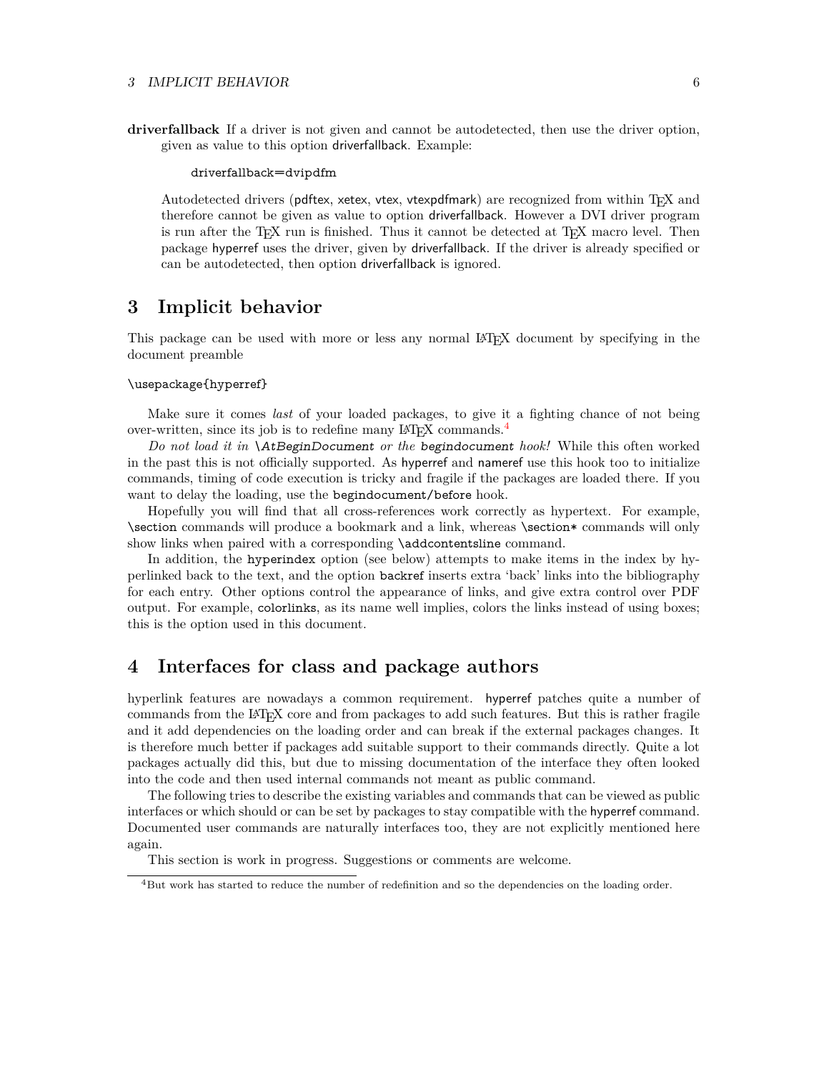**driverfallback** If a driver is not given and cannot be autodetected, then use the driver option, given as value to this option driverfallback. Example:

```
driverfallback=dvipdfm
```

Autodetected drivers (pdftex, xetex, vtex, vtexpdfmark) are recognized from within TeX and therefore cannot be given as value to option driverfallback. However a DVI driver program is run after the TeX run is finished. Thus it cannot be detected at TeX macro level. Then package hyperref uses the driver, given by driverfallback. If the driver is already specified or can be autodetected, then option driverfallback is ignored.

# 3 Implicit behavior

This package can be used with more or less any normal LaTeX document by specifying in the document preamble

```
\usepackage{hyperref}
```

Make sure it comes *last* of your loaded packages, to give it a fighting chance of not being over-written, since its job is to redefine many LaTeX commands.[4]

*Do not load it in \AtBeginDocument or the begindocument hook!* While this often worked in the past this is not officially supported. As hyperref and nameref use this hook too to initialize commands, timing of code execution is tricky and fragile if the packages are loaded there. If you want to delay the loading, use the begindocument/before hook.

Hopefully you will find that all cross-references work correctly as hypertext. For example, \section commands will produce a bookmark and a link, whereas \section* commands will only show links when paired with a corresponding \addcontentsline command.

In addition, the hyperindex option (see below) attempts to make items in the index by hyperlinked back to the text, and the option backref inserts extra 'back' links into the bibliography for each entry. Other options control the appearance of links, and give extra control over PDF output. For example, colorlinks, as its name well implies, colors the links instead of using boxes; this is the option used in this document.

# 4 Interfaces for class and package authors

hyperlink features are nowadays a common requirement. hyperref patches quite a number of commands from the LaTeX core and from packages to add such features. But this is rather fragile and it add dependencies on the loading order and can break if the external packages changes. It is therefore much better if packages add suitable support to their commands directly. Quite a lot packages actually did this, but due to missing documentation of the interface they often looked into the code and then used internal commands not meant as public command.

The following tries to describe the existing variables and commands that can be viewed as public interfaces or which should or can be set by packages to stay compatible with the hyperref command. Documented user commands are naturally interfaces too, they are not explicitly mentioned here again.

This section is work in progress. Suggestions or comments are welcome.

[4] But work has started to reduce the number of redefinition and so the dependencies on the loading order.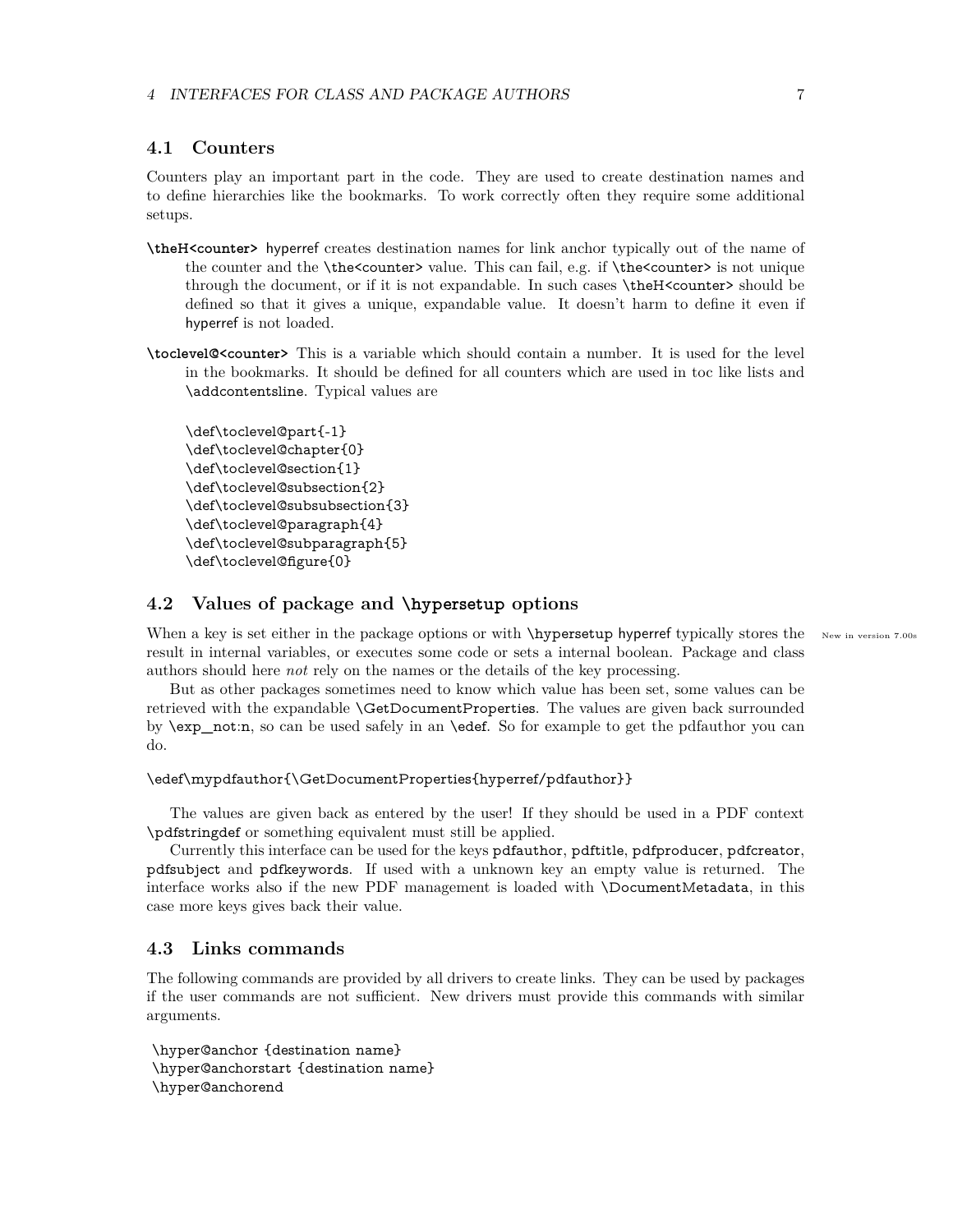## 4.1 Counters

Counters play an important part in the code. They are used to create destination names and to define hierarchies like the bookmarks. To work correctly often they require some additional setups.

**\theH<counter>** hyperref creates destination names for link anchor typically out of the name of the counter and the \the<counter> value. This can fail, e.g. if \the<counter> is not unique through the document, or if it is not expandable. In such cases \theH<counter> should be defined so that it gives a unique, expandable value. It doesn't harm to define it even if hyperref is not loaded.

**\toclevel@<counter>** This is a variable which should contain a number. It is used for the level in the bookmarks. It should be defined for all counters which are used in toc like lists and \addcontentsline. Typical values are

```
\def\toclevel@part{-1}
\def\toclevel@chapter{0}
\def\toclevel@section{1}
\def\toclevel@subsection{2}
\def\toclevel@subsubsection{3}
\def\toclevel@paragraph{4}
\def\toclevel@subparagraph{5}
\def\toclevel@figure{0}
```

## 4.2 Values of package and \hypersetup options

When a key is set either in the package options or with \hypersetup hyperref typically stores the result in internal variables, or executes some code or sets a internal boolean. Package and class authors should here *not* rely on the names or the details of the key processing.

New in version 7.00s

But as other packages sometimes need to know which value has been set, some values can be retrieved with the expandable \GetDocumentProperties. The values are given back surrounded by \exp_not:n, so can be used safely in an \edef. So for example to get the pdfauthor you can do.

```
\edef\mypdfauthor{\GetDocumentProperties{hyperref/pdfauthor}}
```

The values are given back as entered by the user! If they should be used in a PDF context \pdfstringdef or something equivalent must still be applied.

Currently this interface can be used for the keys pdfauthor, pdftitle, pdfproducer, pdfcreator, pdfsubject and pdfkeywords. If used with a unknown key an empty value is returned. The interface works also if the new PDF management is loaded with \DocumentMetadata, in this case more keys gives back their value.

## 4.3 Links commands

The following commands are provided by all drivers to create links. They can be used by packages if the user commands are not sufficient. New drivers must provide this commands with similar arguments.

```
\hyper@anchor {destination name}
\hyper@anchorstart {destination name}
\hyper@anchorend
```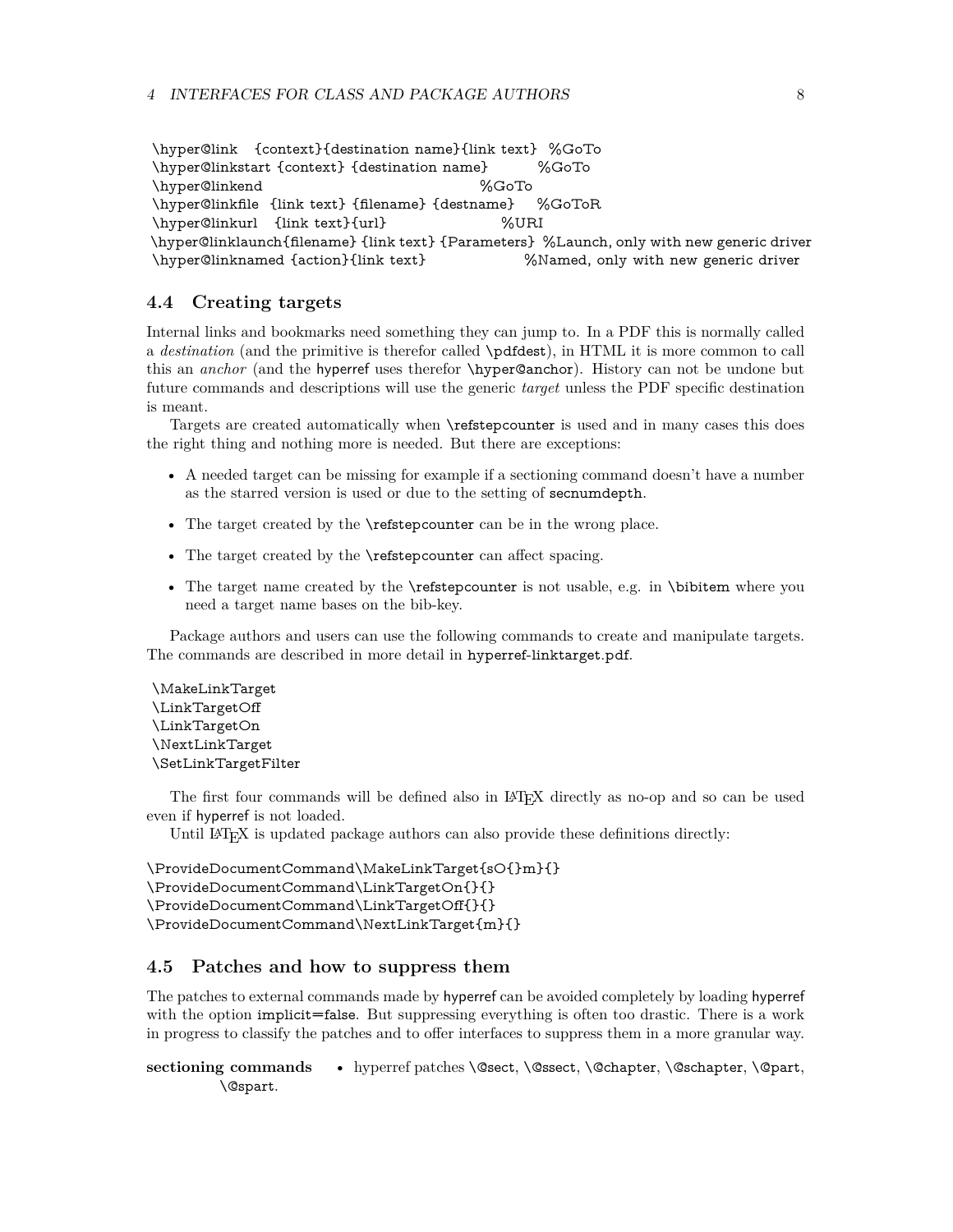```
\hyper@link    {context}{destination name}{link text}  %GoTo
\hyper@linkstart {context} {destination name}        %GoTo
\hyper@linkend                                       %GoTo
\hyper@linkfile  {link text} {filename} {destname}   %GoToR
\hyper@linkurl   {link text}{url}                    %URI
\hyper@linklaunch{filename} {link text} {Parameters} %Launch, only with new generic driver
\hyper@linknamed {action}{link text}                 %Named, only with new generic driver
```

### 4.4 Creating targets

Internal links and bookmarks need something they can jump to. In a PDF this is normally called a *destination* (and the primitive is therefor called `\pdfdest`), in HTML it is more common to call this an *anchor* (and the hyperref uses therefor `\hyper@anchor`). History can not be undone but future commands and descriptions will use the generic *target* unless the PDF specific destination is meant.

Targets are created automatically when `\refstepcounter` is used and in many cases this does the right thing and nothing more is needed. But there are exceptions:

- A needed target can be missing for example if a sectioning command doesn't have a number as the starred version is used or due to the setting of secnumdepth.
- The target created by the `\refstepcounter` can be in the wrong place.
- The target created by the `\refstepcounter` can affect spacing.
- The target name created by the `\refstepcounter` is not usable, e.g. in `\bibitem` where you need a target name bases on the bib-key.

Package authors and users can use the following commands to create and manipulate targets. The commands are described in more detail in hyperref-linktarget.pdf.

```
\MakeLinkTarget
\LinkTargetOff
\LinkTargetOn
\NextLinkTarget
\SetLinkTargetFilter
```

The first four commands will be defined also in LaTeX directly as no-op and so can be used even if hyperref is not loaded.

Until LaTeX is updated package authors can also provide these definitions directly:

```
\ProvideDocumentCommand\MakeLinkTarget{sO{}m}{}
\ProvideDocumentCommand\LinkTargetOn{}{}
\ProvideDocumentCommand\LinkTargetOff{}{}
\ProvideDocumentCommand\NextLinkTarget{m}{}
```

### 4.5 Patches and how to suppress them

The patches to external commands made by hyperref can be avoided completely by loading hyperref with the option implicit=false. But suppressing everything is often too drastic. There is a work in progress to classify the patches and to offer interfaces to suppress them in a more granular way.

**sectioning commands**
- hyperref patches `\@sect`, `\@ssect`, `\@chapter`, `\@schapter`, `\@part`, `\@spart`.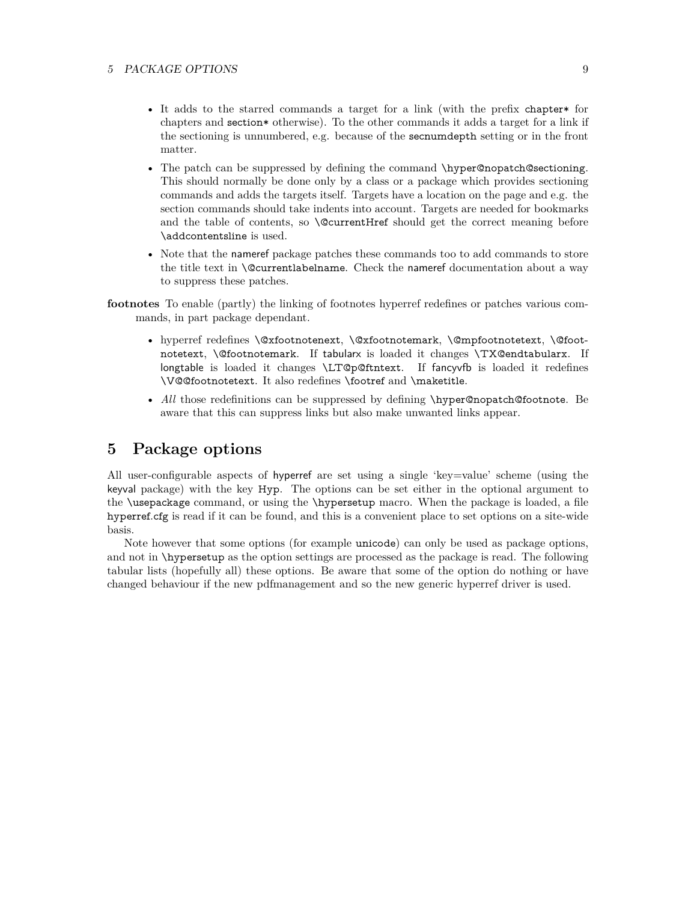- It adds to the starred commands a target for a link (with the prefix chapter* for chapters and section* otherwise). To the other commands it adds a target for a link if the sectioning is unnumbered, e.g. because of the secnumdepth setting or in the front matter.
- The patch can be suppressed by defining the command \hyper@nopatch@sectioning. This should normally be done only by a class or a package which provides sectioning commands and adds the targets itself. Targets have a location on the page and e.g. the section commands should take indents into account. Targets are needed for bookmarks and the table of contents, so \@currentHref should get the correct meaning before \addcontentsline is used.
- Note that the nameref package patches these commands too to add commands to store the title text in \@currentlabelname. Check the nameref documentation about a way to suppress these patches.

**footnotes** To enable (partly) the linking of footnotes hyperref redefines or patches various commands, in part package dependant.

- hyperref redefines \@xfootnotenext, \@xfootnotemark, \@mpfootnotetext, \@footnotetext, \@footnotemark. If tabularx is loaded it changes \TX@endtabularx. If longtable is loaded it changes \LT@p@ftntext. If fancyvfb is loaded it redefines \V@@footnotetext. It also redefines \footref and \maketitle.
- *All* those redefinitions can be suppressed by defining \hyper@nopatch@footnote. Be aware that this can suppress links but also make unwanted links appear.

# 5 Package options

All user-configurable aspects of hyperref are set using a single 'key=value' scheme (using the keyval package) with the key Hyp. The options can be set either in the optional argument to the \usepackage command, or using the \hypersetup macro. When the package is loaded, a file hyperref.cfg is read if it can be found, and this is a convenient place to set options on a site-wide basis.

Note however that some options (for example unicode) can only be used as package options, and not in \hypersetup as the option settings are processed as the package is read. The following tabular lists (hopefully all) these options. Be aware that some of the option do nothing or have changed behaviour if the new pdfmanagement and so the new generic hyperref driver is used.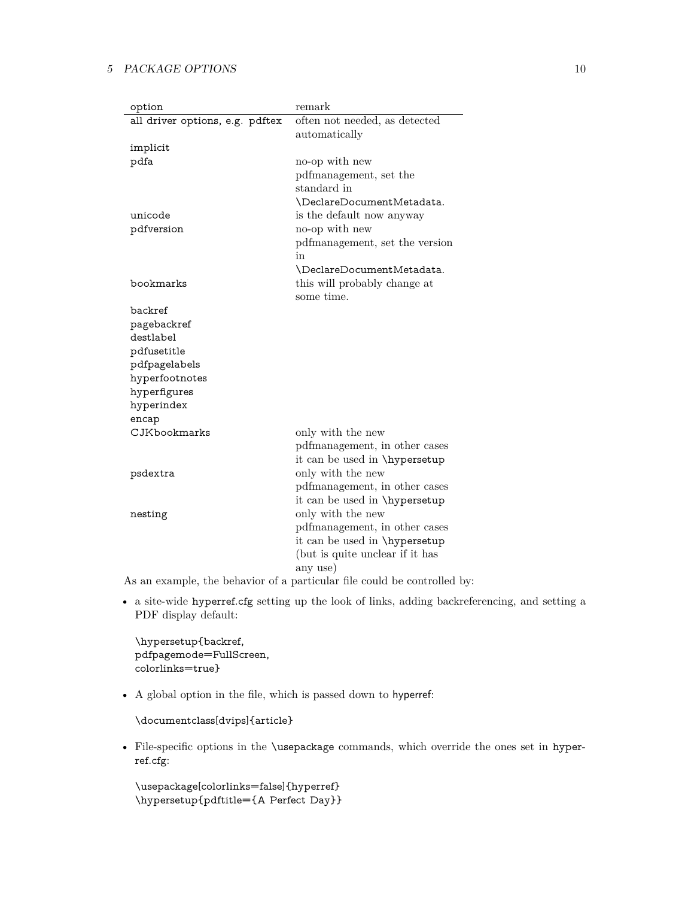| option | remark |
|---|---|
| all driver options, e.g. pdftex | often not needed, as detected automatically |
| implicit | |
| pdfa | no-op with new pdfmanagement, set the standard in \DeclareDocumentMetadata. |
| unicode | is the default now anyway |
| pdfversion | no-op with new pdfmanagement, set the version in \DeclareDocumentMetadata. |
| bookmarks | this will probably change at some time. |
| backref | |
| pagebackref | |
| destlabel | |
| pdfusetitle | |
| pdfpagelabels | |
| hyperfootnotes | |
| hyperfigures | |
| hyperindex | |
| encap | |
| CJKbookmarks | only with the new pdfmanagement, in other cases it can be used in \hypersetup |
| psdextra | only with the new pdfmanagement, in other cases it can be used in \hypersetup |
| nesting | only with the new pdfmanagement, in other cases it can be used in \hypersetup (but is quite unclear if it has any use) |

As an example, the behavior of a particular file could be controlled by:

- a site-wide hyperref.cfg setting up the look of links, adding backreferencing, and setting a PDF display default:

```
\hypersetup{backref,
pdfpagemode=FullScreen,
colorlinks=true}
```

- A global option in the file, which is passed down to hyperref:

```
\documentclass[dvips]{article}
```

- File-specific options in the \usepackage commands, which override the ones set in hyperref.cfg:

```
\usepackage[colorlinks=false]{hyperref}
\hypersetup{pdftitle={A Perfect Day}}
```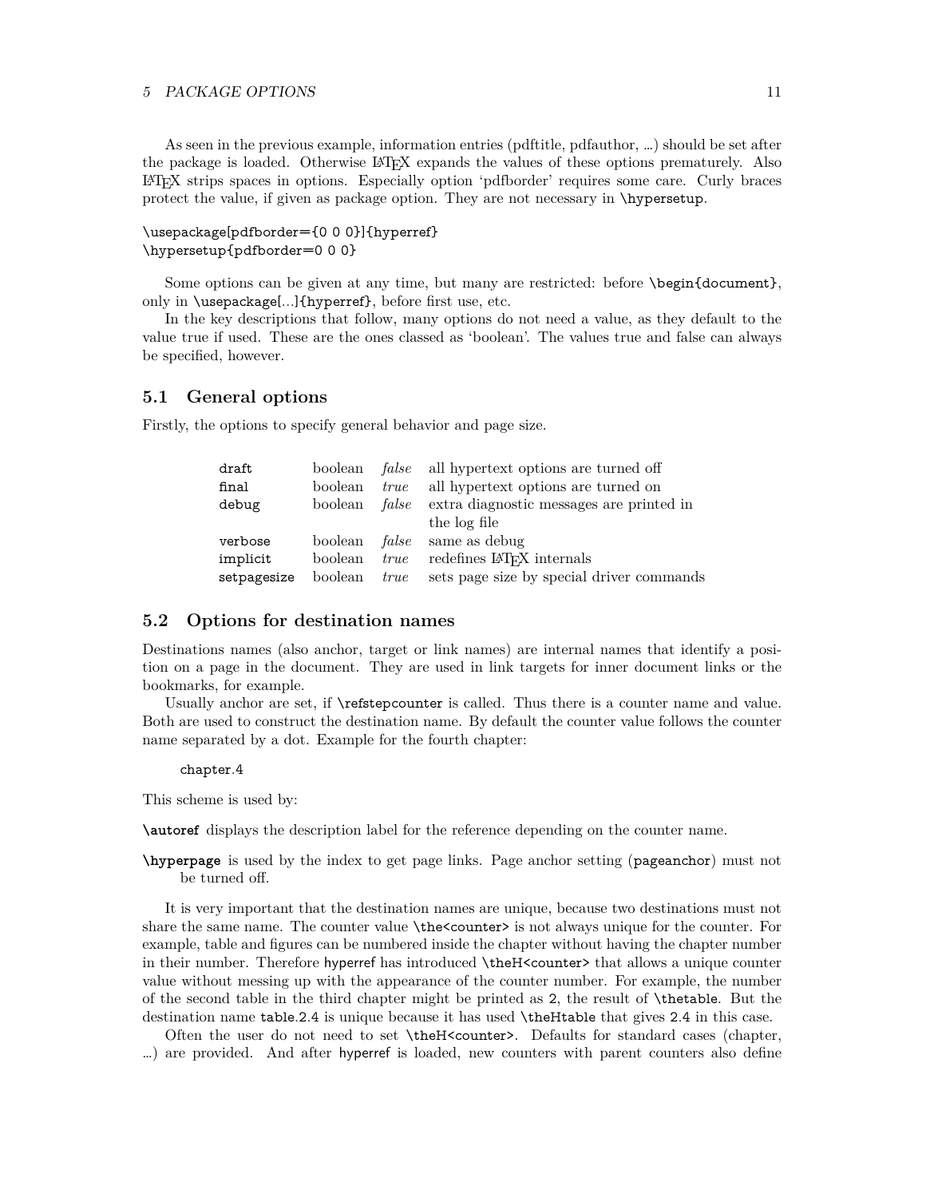As seen in the previous example, information entries (pdftitle, pdfauthor, …) should be set after the package is loaded. Otherwise LaTeX expands the values of these options prematurely. Also LaTeX strips spaces in options. Especially option 'pdfborder' requires some care. Curly braces protect the value, if given as package option. They are not necessary in `\hypersetup`.

```
\usepackage[pdfborder={0 0 0}]{hyperref}
\hypersetup{pdfborder=0 0 0}
```

Some options can be given at any time, but many are restricted: before `\begin{document}`, only in `\usepackage[...]{hyperref}`, before first use, etc.

In the key descriptions that follow, many options do not need a value, as they default to the value true if used. These are the ones classed as 'boolean'. The values true and false can always be specified, however.

## 5.1 General options

Firstly, the options to specify general behavior and page size.

| | | | |
|---|---|---|---|
| `draft` | boolean | *false* | all hypertext options are turned off |
| `final` | boolean | *true* | all hypertext options are turned on |
| `debug` | boolean | *false* | extra diagnostic messages are printed in the log file |
| `verbose` | boolean | *false* | same as debug |
| `implicit` | boolean | *true* | redefines LaTeX internals |
| `setpagesize` | boolean | *true* | sets page size by special driver commands |

## 5.2 Options for destination names

Destinations names (also anchor, target or link names) are internal names that identify a position on a page in the document. They are used in link targets for inner document links or the bookmarks, for example.

Usually anchor are set, if `\refstepcounter` is called. Thus there is a counter name and value. Both are used to construct the destination name. By default the counter value follows the counter name separated by a dot. Example for the fourth chapter:

```
chapter.4
```

This scheme is used by:

**`\autoref`** displays the description label for the reference depending on the counter name.

**`\hyperpage`** is used by the index to get page links. Page anchor setting (`pageanchor`) must not be turned off.

It is very important that the destination names are unique, because two destinations must not share the same name. The counter value `\the<counter>` is not always unique for the counter. For example, table and figures can be numbered inside the chapter without having the chapter number in their number. Therefore `hyperref` has introduced `\theH<counter>` that allows a unique counter value without messing up with the appearance of the counter number. For example, the number of the second table in the third chapter might be printed as `2`, the result of `\thetable`. But the destination name `table.2.4` is unique because it has used `\theHtable` that gives `2.4` in this case.

Often the user do not need to set `\theH<counter>`. Defaults for standard cases (chapter, …) are provided. And after `hyperref` is loaded, new counters with parent counters also define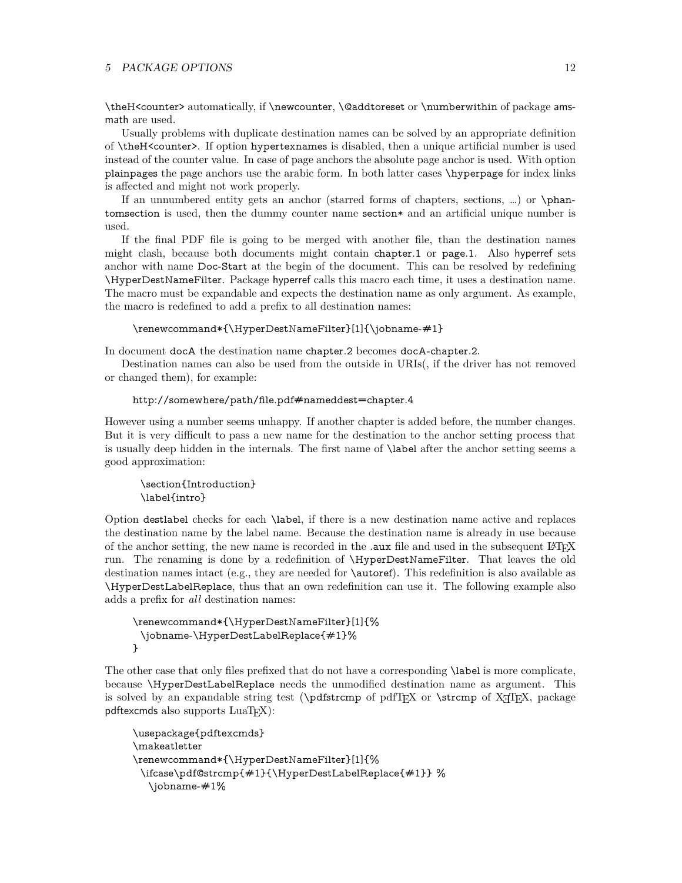\theH<counter> automatically, if \newcounter, \@addtoreset or \numberwithin of package amsmath are used.

Usually problems with duplicate destination names can be solved by an appropriate definition of \theH<counter>. If option hypertexnames is disabled, then a unique artificial number is used instead of the counter value. In case of page anchors the absolute page anchor is used. With option plainpages the page anchors use the arabic form. In both latter cases \hyperpage for index links is affected and might not work properly.

If an unnumbered entity gets an anchor (starred forms of chapters, sections, …) or \phantomsection is used, then the dummy counter name section* and an artificial unique number is used.

If the final PDF file is going to be merged with another file, than the destination names might clash, because both documents might contain chapter.1 or page.1. Also hyperref sets anchor with name Doc-Start at the begin of the document. This can be resolved by redefining \HyperDestNameFilter. Package hyperref calls this macro each time, it uses a destination name. The macro must be expandable and expects the destination name as only argument. As example, the macro is redefined to add a prefix to all destination names:

```
\renewcommand*{\HyperDestNameFilter}[1]{\jobname-#1}
```

In document docA the destination name chapter.2 becomes docA-chapter.2.

Destination names can also be used from the outside in URIs(, if the driver has not removed or changed them), for example:

```
http://somewhere/path/file.pdf#nameddest=chapter.4
```

However using a number seems unhappy. If another chapter is added before, the number changes. But it is very difficult to pass a new name for the destination to the anchor setting process that is usually deep hidden in the internals. The first name of \label after the anchor setting seems a good approximation:

```
\section{Introduction}
\label{intro}
```

Option destlabel checks for each \label, if there is a new destination name active and replaces the destination name by the label name. Because the destination name is already in use because of the anchor setting, the new name is recorded in the .aux file and used in the subsequent LaTeX run. The renaming is done by a redefinition of \HyperDestNameFilter. That leaves the old destination names intact (e.g., they are needed for \autoref). This redefinition is also available as \HyperDestLabelReplace, thus that an own redefinition can use it. The following example also adds a prefix for *all* destination names:

```
\renewcommand*{\HyperDestNameFilter}[1]{%
  \jobname-\HyperDestLabelReplace{#1}%
}
```

The other case that only files prefixed that do not have a corresponding \label is more complicate, because \HyperDestLabelReplace needs the unmodified destination name as argument. This is solved by an expandable string test (\pdfstrcmp of pdfTeX or \strcmp of XeTeX, package pdftexcmds also supports LuaTeX):

```
\usepackage{pdftexcmds}
\makeatletter
\renewcommand*{\HyperDestNameFilter}[1]{%
  \ifcase\pdf@strcmp{#1}{\HyperDestLabelReplace{#1}} %
    \jobname-#1%
```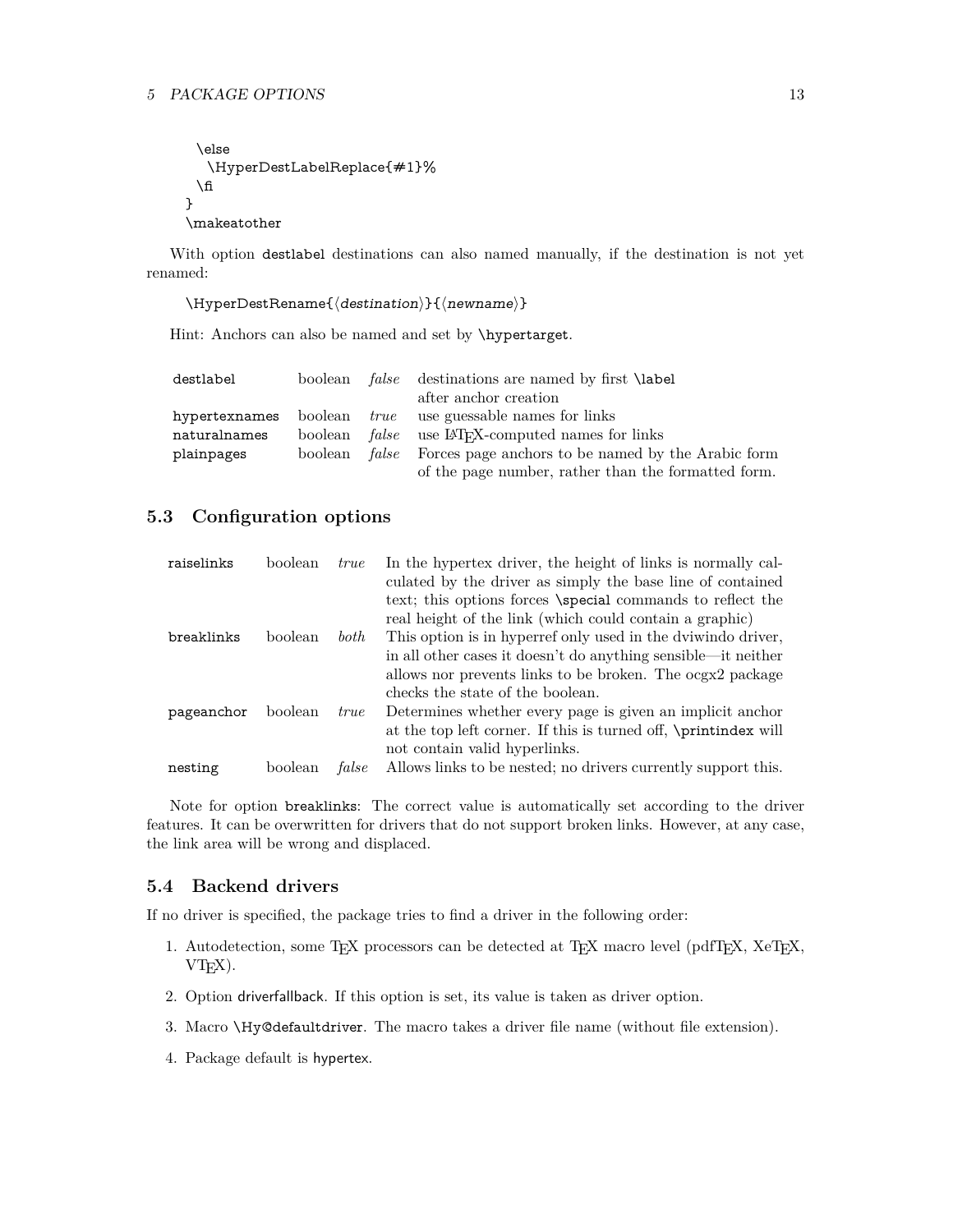```
  \else
    \HyperDestLabelReplace{#1}%
  \fi
}
\makeatother
```

With option destlabel destinations can also named manually, if the destination is not yet renamed:

```
\HyperDestRename{⟨destination⟩}{⟨newname⟩}
```

Hint: Anchors can also be named and set by \hypertarget.

| | | | |
|---|---|---|---|
| destlabel | boolean | *false* | destinations are named by first \label after anchor creation |
| hypertexnames | boolean | *true* | use guessable names for links |
| naturalnames | boolean | *false* | use LaTeX-computed names for links |
| plainpages | boolean | *false* | Forces page anchors to be named by the Arabic form of the page number, rather than the formatted form. |

## 5.3 Configuration options

| | | | |
|---|---|---|---|
| raiselinks | boolean | *true* | In the hypertex driver, the height of links is normally calculated by the driver as simply the base line of contained text; this options forces \special commands to reflect the real height of the link (which could contain a graphic) |
| breaklinks | boolean | *both* | This option is in hyperref only used in the dviwindo driver, in all other cases it doesn't do anything sensible—it neither allows nor prevents links to be broken. The ocgx2 package checks the state of the boolean. |
| pageanchor | boolean | *true* | Determines whether every page is given an implicit anchor at the top left corner. If this is turned off, \printindex will not contain valid hyperlinks. |
| nesting | boolean | *false* | Allows links to be nested; no drivers currently support this. |

Note for option breaklinks: The correct value is automatically set according to the driver features. It can be overwritten for drivers that do not support broken links. However, at any case, the link area will be wrong and displaced.

## 5.4 Backend drivers

If no driver is specified, the package tries to find a driver in the following order:

1. Autodetection, some TeX processors can be detected at TeX macro level (pdfTeX, XeTeX, VTeX).
2. Option driverfallback. If this option is set, its value is taken as driver option.
3. Macro \Hy@defaultdriver. The macro takes a driver file name (without file extension).
4. Package default is hypertex.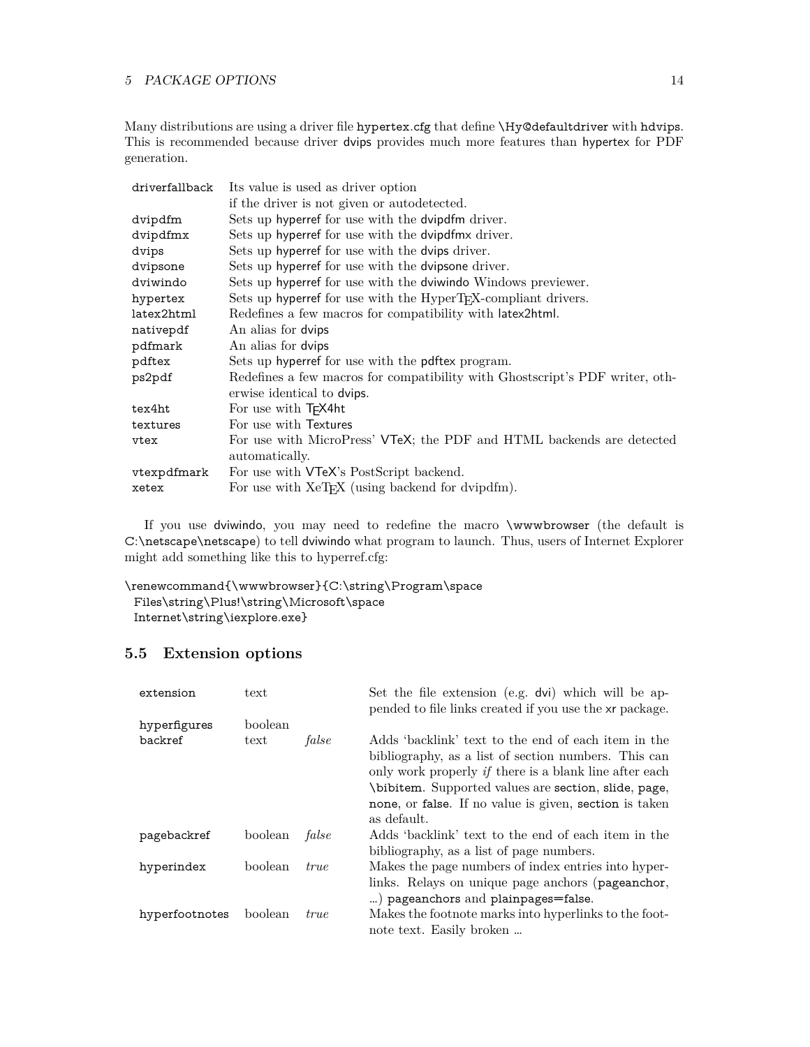Many distributions are using a driver file hypertex.cfg that define \Hy@defaultdriver with hdvips. This is recommended because driver dvips provides much more features than hypertex for PDF generation.

| | |
|---|---|
| driverfallback | Its value is used as driver option if the driver is not given or autodetected. |
| dvipdfm | Sets up hyperref for use with the dvipdfm driver. |
| dvipdfmx | Sets up hyperref for use with the dvipdfmx driver. |
| dvips | Sets up hyperref for use with the dvips driver. |
| dvipsone | Sets up hyperref for use with the dvipsone driver. |
| dviwindo | Sets up hyperref for use with the dviwindo Windows previewer. |
| hypertex | Sets up hyperref for use with the HyperTEX-compliant drivers. |
| latex2html | Redefines a few macros for compatibility with latex2html. |
| nativepdf | An alias for dvips |
| pdfmark | An alias for dvips |
| pdftex | Sets up hyperref for use with the pdftex program. |
| ps2pdf | Redefines a few macros for compatibility with Ghostscript's PDF writer, otherwise identical to dvips. |
| tex4ht | For use with TEX4ht |
| textures | For use with Textures |
| vtex | For use with MicroPress' VTeX; the PDF and HTML backends are detected automatically. |
| vtexpdfmark | For use with VTeX's PostScript backend. |
| xetex | For use with XeTEX (using backend for dvipdfm). |

If you use dviwindo, you may need to redefine the macro \wwwbrowser (the default is C:\netscape\netscape) to tell dviwindo what program to launch. Thus, users of Internet Explorer might add something like this to hyperref.cfg:

```
\renewcommand{\wwwbrowser}{C:\string\Program\space
  Files\string\Plus!\string\Microsoft\space
  Internet\string\iexplore.exe}
```

## 5.5 Extension options

| | | | |
|---|---|---|---|
| extension | text | | Set the file extension (e.g. dvi) which will be appended to file links created if you use the xr package. |
| hyperfigures | boolean | | |
| backref | text | *false* | Adds 'backlink' text to the end of each item in the bibliography, as a list of section numbers. This can only work properly *if* there is a blank line after each \bibitem. Supported values are section, slide, page, none, or false. If no value is given, section is taken as default. |
| pagebackref | boolean | *false* | Adds 'backlink' text to the end of each item in the bibliography, as a list of page numbers. |
| hyperindex | boolean | *true* | Makes the page numbers of index entries into hyperlinks. Relays on unique page anchors (pageanchor, …) pageanchors and plainpages=false. |
| hyperfootnotes | boolean | *true* | Makes the footnote marks into hyperlinks to the footnote text. Easily broken … |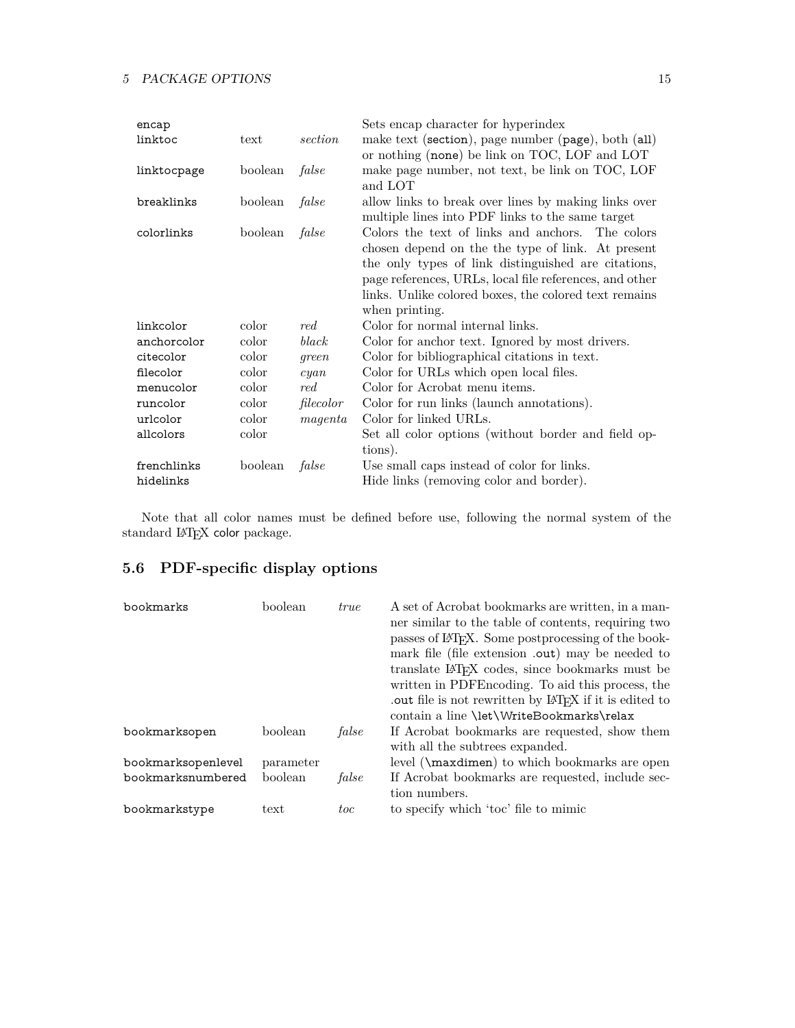| | | | |
|---|---|---|---|
| encap | | | Sets encap character for hyperindex |
| linktoc | text | *section* | make text (section), page number (page), both (all) or nothing (none) be link on TOC, LOF and LOT |
| linktocpage | boolean | *false* | make page number, not text, be link on TOC, LOF and LOT |
| breaklinks | boolean | *false* | allow links to break over lines by making links over multiple lines into PDF links to the same target |
| colorlinks | boolean | *false* | Colors the text of links and anchors. The colors chosen depend on the the type of link. At present the only types of link distinguished are citations, page references, URLs, local file references, and other links. Unlike colored boxes, the colored text remains when printing. |
| linkcolor | color | *red* | Color for normal internal links. |
| anchorcolor | color | *black* | Color for anchor text. Ignored by most drivers. |
| citecolor | color | *green* | Color for bibliographical citations in text. |
| filecolor | color | *cyan* | Color for URLs which open local files. |
| menucolor | color | *red* | Color for Acrobat menu items. |
| runcolor | color | *filecolor* | Color for run links (launch annotations). |
| urlcolor | color | *magenta* | Color for linked URLs. |
| allcolors | color | | Set all color options (without border and field options). |
| frenchlinks | boolean | *false* | Use small caps instead of color for links. |
| hidelinks | | | Hide links (removing color and border). |

Note that all color names must be defined before use, following the normal system of the standard LaTeX color package.

## 5.6 PDF-specific display options

| | | | |
|---|---|---|---|
| bookmarks | boolean | *true* | A set of Acrobat bookmarks are written, in a manner similar to the table of contents, requiring two passes of LaTeX. Some postprocessing of the bookmark file (file extension .out) may be needed to translate LaTeX codes, since bookmarks must be written in PDFEncoding. To aid this process, the .out file is not rewritten by LaTeX if it is edited to contain a line \let\WriteBookmarks\relax |
| bookmarksopen | boolean | *false* | If Acrobat bookmarks are requested, show them with all the subtrees expanded. |
| bookmarksopenlevel | parameter | | level (\maxdimen) to which bookmarks are open |
| bookmarksnumbered | boolean | *false* | If Acrobat bookmarks are requested, include section numbers. |
| bookmarkstype | text | *toc* | to specify which 'toc' file to mimic |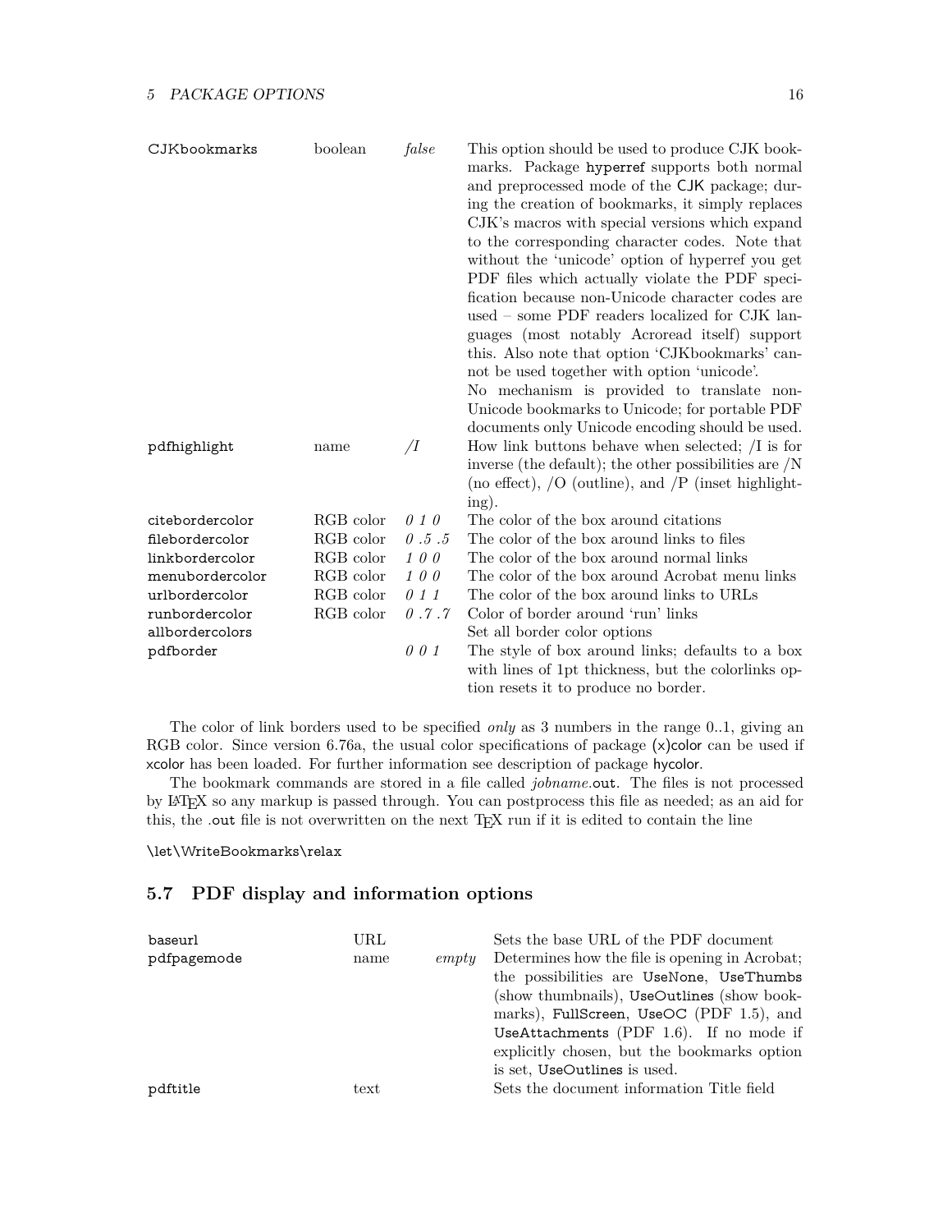| | | | |
|---|---|---|---|
| CJKbookmarks | boolean | *false* | This option should be used to produce CJK bookmarks. Package hyperref supports both normal and preprocessed mode of the CJK package; during the creation of bookmarks, it simply replaces CJK's macros with special versions which expand to the corresponding character codes. Note that without the 'unicode' option of hyperref you get PDF files which actually violate the PDF specification because non-Unicode character codes are used – some PDF readers localized for CJK languages (most notably Acroread itself) support this. Also note that option 'CJKbookmarks' cannot be used together with option 'unicode'. No mechanism is provided to translate non-Unicode bookmarks to Unicode; for portable PDF documents only Unicode encoding should be used. |
| pdfhighlight | name | */I* | How link buttons behave when selected; /I is for inverse (the default); the other possibilities are /N (no effect), /O (outline), and /P (inset highlighting). |
| citebordercolor | RGB color | *0 1 0* | The color of the box around citations |
| filebordercolor | RGB color | *0 .5 .5* | The color of the box around links to files |
| linkbordercolor | RGB color | *1 0 0* | The color of the box around normal links |
| menubordercolor | RGB color | *1 0 0* | The color of the box around Acrobat menu links |
| urlbordercolor | RGB color | *0 1 1* | The color of the box around links to URLs |
| runbordercolor | RGB color | *0 .7 .7* | Color of border around 'run' links |
| allbordercolors | | | Set all border color options |
| pdfborder | | *0 0 1* | The style of box around links; defaults to a box with lines of 1pt thickness, but the colorlinks option resets it to produce no border. |

The color of link borders used to be specified *only* as 3 numbers in the range 0..1, giving an RGB color. Since version 6.76a, the usual color specifications of package (x)color can be used if xcolor has been loaded. For further information see description of package hycolor.

The bookmark commands are stored in a file called *jobname*.out. The files is not processed by LaTeX so any markup is passed through. You can postprocess this file as needed; as an aid for this, the .out file is not overwritten on the next TeX run if it is edited to contain the line

```
\let\WriteBookmarks\relax
```

## 5.7 PDF display and information options

| | | | |
|---|---|---|---|
| baseurl | URL | | Sets the base URL of the PDF document |
| pdfpagemode | name | *empty* | Determines how the file is opening in Acrobat; the possibilities are UseNone, UseThumbs (show thumbnails), UseOutlines (show bookmarks), FullScreen, UseOC (PDF 1.5), and UseAttachments (PDF 1.6). If no mode if explicitly chosen, but the bookmarks option is set, UseOutlines is used. |
| pdftitle | text | | Sets the document information Title field |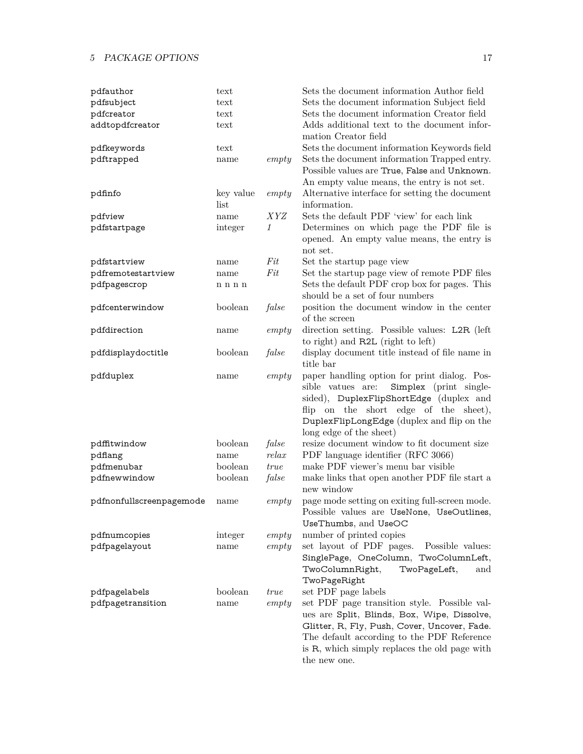| | | | |
|---|---|---|---|
| pdfauthor | text | | Sets the document information Author field |
| pdfsubject | text | | Sets the document information Subject field |
| pdfcreator | text | | Sets the document information Creator field |
| addtopdfcreator | text | | Adds additional text to the document information Creator field |
| pdfkeywords | text | | Sets the document information Keywords field |
| pdftrapped | name | *empty* | Sets the document information Trapped entry. Possible values are True, False and Unknown. An empty value means, the entry is not set. |
| pdfinfo | key value list | *empty* | Alternative interface for setting the document information. |
| pdfview | name | *XYZ* | Sets the default PDF 'view' for each link |
| pdfstartpage | integer | *1* | Determines on which page the PDF file is opened. An empty value means, the entry is not set. |
| pdfstartview | name | *Fit* | Set the startup page view |
| pdfremotestartview | name | *Fit* | Set the startup page view of remote PDF files |
| pdfpagescrop | n n n n | | Sets the default PDF crop box for pages. This should be a set of four numbers |
| pdfcenterwindow | boolean | *false* | position the document window in the center of the screen |
| pdfdirection | name | *empty* | direction setting. Possible values: L2R (left to right) and R2L (right to left) |
| pdfdisplaydoctitle | boolean | *false* | display document title instead of file name in title bar |
| pdfduplex | name | *empty* | paper handling option for print dialog. Possible vatues are: Simplex (print single-sided), DuplexFlipShortEdge (duplex and flip on the short edge of the sheet), DuplexFlipLongEdge (duplex and flip on the long edge of the sheet) |
| pdffitwindow | boolean | *false* | resize document window to fit document size |
| pdflang | name | *relax* | PDF language identifier (RFC 3066) |
| pdfmenubar | boolean | *true* | make PDF viewer's menu bar visible |
| pdfnewwindow | boolean | *false* | make links that open another PDF file start a new window |
| pdfnonfullscreenpagemode | name | *empty* | page mode setting on exiting full-screen mode. Possible values are UseNone, UseOutlines, UseThumbs, and UseOC |
| pdfnumcopies | integer | *empty* | number of printed copies |
| pdfpagelayout | name | *empty* | set layout of PDF pages. Possible values: SinglePage, OneColumn, TwoColumnLeft, TwoColumnRight, TwoPageLeft, and TwoPageRight |
| pdfpagelabels | boolean | *true* | set PDF page labels |
| pdfpagetransition | name | *empty* | set PDF page transition style. Possible values are Split, Blinds, Box, Wipe, Dissolve, Glitter, R, Fly, Push, Cover, Uncover, Fade. The default according to the PDF Reference is R, which simply replaces the old page with the new one. |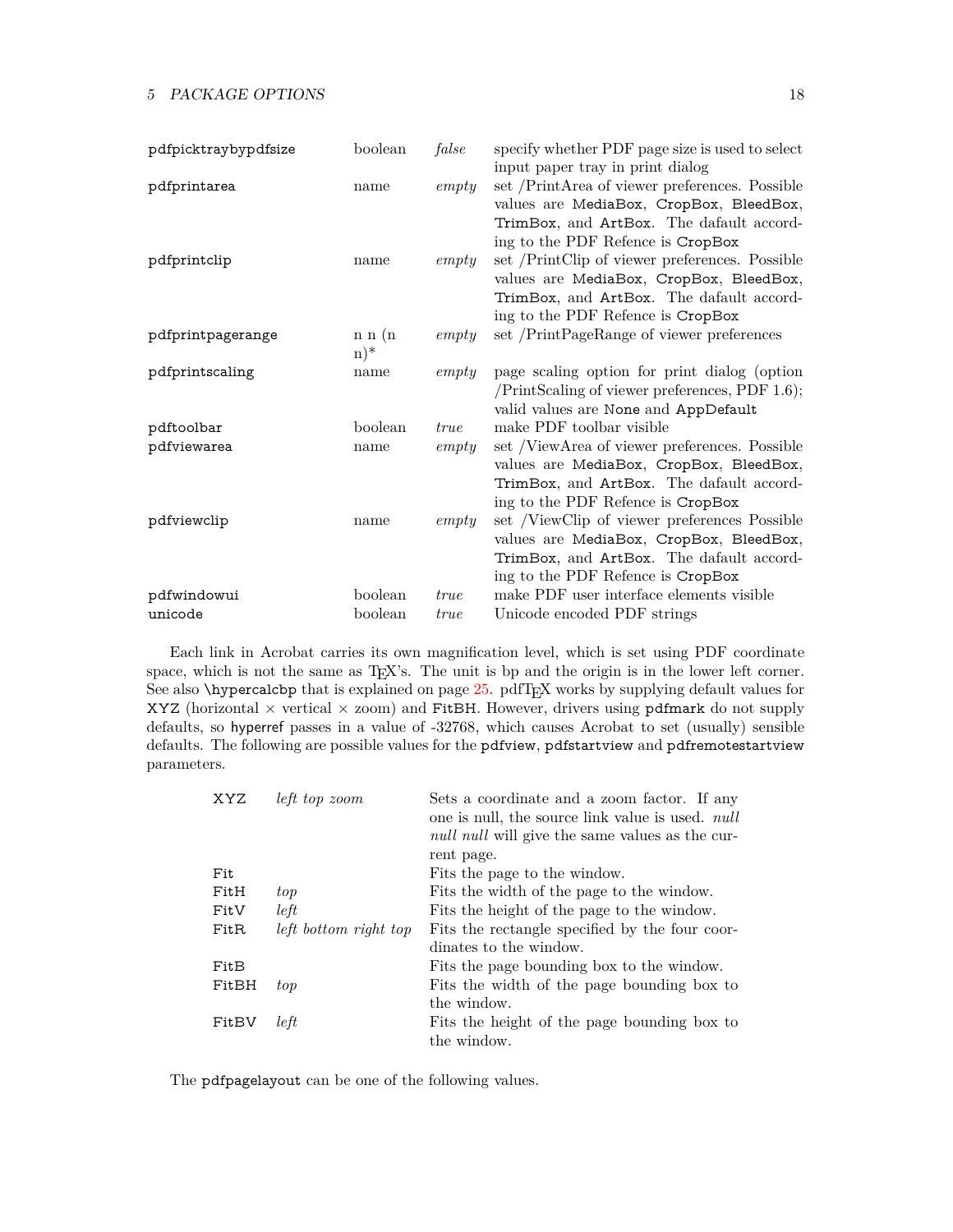| | | | |
|---|---|---|---|
| pdfpicktraybypdfsize | boolean | *false* | specify whether PDF page size is used to select input paper tray in print dialog |
| pdfprintarea | name | *empty* | set /PrintArea of viewer preferences. Possible values are MediaBox, CropBox, BleedBox, TrimBox, and ArtBox. The dafault according to the PDF Refence is CropBox |
| pdfprintclip | name | *empty* | set /PrintClip of viewer preferences. Possible values are MediaBox, CropBox, BleedBox, TrimBox, and ArtBox. The dafault according to the PDF Refence is CropBox |
| pdfprintpagerange | n n (n n)* | *empty* | set /PrintPageRange of viewer preferences |
| pdfprintscaling | name | *empty* | page scaling option for print dialog (option /PrintScaling of viewer preferences, PDF 1.6); valid values are None and AppDefault |
| pdftoolbar | boolean | *true* | make PDF toolbar visible |
| pdfviewarea | name | *empty* | set /ViewArea of viewer preferences. Possible values are MediaBox, CropBox, BleedBox, TrimBox, and ArtBox. The dafault according to the PDF Refence is CropBox |
| pdfviewclip | name | *empty* | set /ViewClip of viewer preferences Possible values are MediaBox, CropBox, BleedBox, TrimBox, and ArtBox. The dafault according to the PDF Refence is CropBox |
| pdfwindowui | boolean | *true* | make PDF user interface elements visible |
| unicode | boolean | *true* | Unicode encoded PDF strings |

Each link in Acrobat carries its own magnification level, which is set using PDF coordinate space, which is not the same as TeX's. The unit is bp and the origin is in the lower left corner. See also \hypercalcbp that is explained on page 25. pdfTeX works by supplying default values for XYZ (horizontal × vertical × zoom) and FitBH. However, drivers using pdfmark do not supply defaults, so hyperref passes in a value of -32768, which causes Acrobat to set (usually) sensible defaults. The following are possible values for the pdfview, pdfstartview and pdfremotestartview parameters.

| | | |
|---|---|---|
| XYZ | *left top zoom* | Sets a coordinate and a zoom factor. If any one is null, the source link value is used. *null null null* will give the same values as the current page. |
| Fit | | Fits the page to the window. |
| FitH | *top* | Fits the width of the page to the window. |
| FitV | *left* | Fits the height of the page to the window. |
| FitR | *left bottom right top* | Fits the rectangle specified by the four coordinates to the window. |
| FitB | | Fits the page bounding box to the window. |
| FitBH | *top* | Fits the width of the page bounding box to the window. |
| FitBV | *left* | Fits the height of the page bounding box to the window. |

The pdfpagelayout can be one of the following values.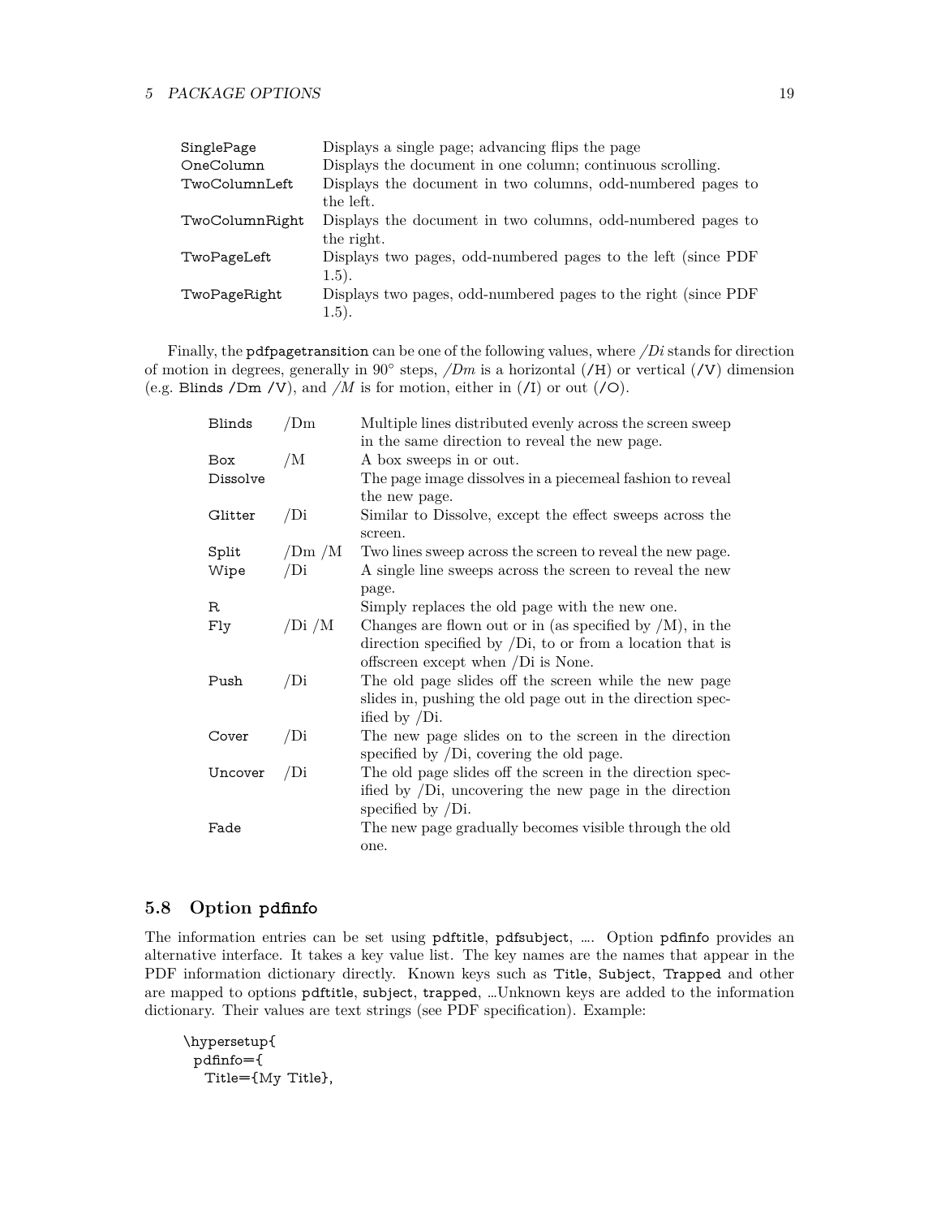| | |
|---|---|
| SinglePage | Displays a single page; advancing flips the page |
| OneColumn | Displays the document in one column; continuous scrolling. |
| TwoColumnLeft | Displays the document in two columns, odd-numbered pages to the left. |
| TwoColumnRight | Displays the document in two columns, odd-numbered pages to the right. |
| TwoPageLeft | Displays two pages, odd-numbered pages to the left (since PDF 1.5). |
| TwoPageRight | Displays two pages, odd-numbered pages to the right (since PDF 1.5). |

Finally, the `pdfpagetransition` can be one of the following values, where */Di* stands for direction of motion in degrees, generally in 90° steps, */Dm* is a horizontal (`/H`) or vertical (`/V`) dimension (e.g. `Blinds /Dm /V`), and */M* is for motion, either in (`/I`) or out (`/O`).

| | | |
|---|---|---|
| Blinds | /Dm | Multiple lines distributed evenly across the screen sweep in the same direction to reveal the new page. |
| Box | /M | A box sweeps in or out. |
| Dissolve | | The page image dissolves in a piecemeal fashion to reveal the new page. |
| Glitter | /Di | Similar to Dissolve, except the effect sweeps across the screen. |
| Split | /Dm /M | Two lines sweep across the screen to reveal the new page. |
| Wipe | /Di | A single line sweeps across the screen to reveal the new page. |
| R | | Simply replaces the old page with the new one. |
| Fly | /Di /M | Changes are flown out or in (as specified by /M), in the direction specified by /Di, to or from a location that is offscreen except when /Di is None. |
| Push | /Di | The old page slides off the screen while the new page slides in, pushing the old page out in the direction specified by /Di. |
| Cover | /Di | The new page slides on to the screen in the direction specified by /Di, covering the old page. |
| Uncover | /Di | The old page slides off the screen in the direction specified by /Di, uncovering the new page in the direction specified by /Di. |
| Fade | | The new page gradually becomes visible through the old one. |

## 5.8 Option pdfinfo

The information entries can be set using `pdftitle`, `pdfsubject`, .... Option `pdfinfo` provides an alternative interface. It takes a key value list. The key names are the names that appear in the PDF information dictionary directly. Known keys such as `Title`, `Subject`, `Trapped` and other are mapped to options `pdftitle`, `subject`, `trapped`, ...Unknown keys are added to the information dictionary. Their values are text strings (see PDF specification). Example:

```
\hypersetup{
  pdfinfo={
    Title={My Title},
```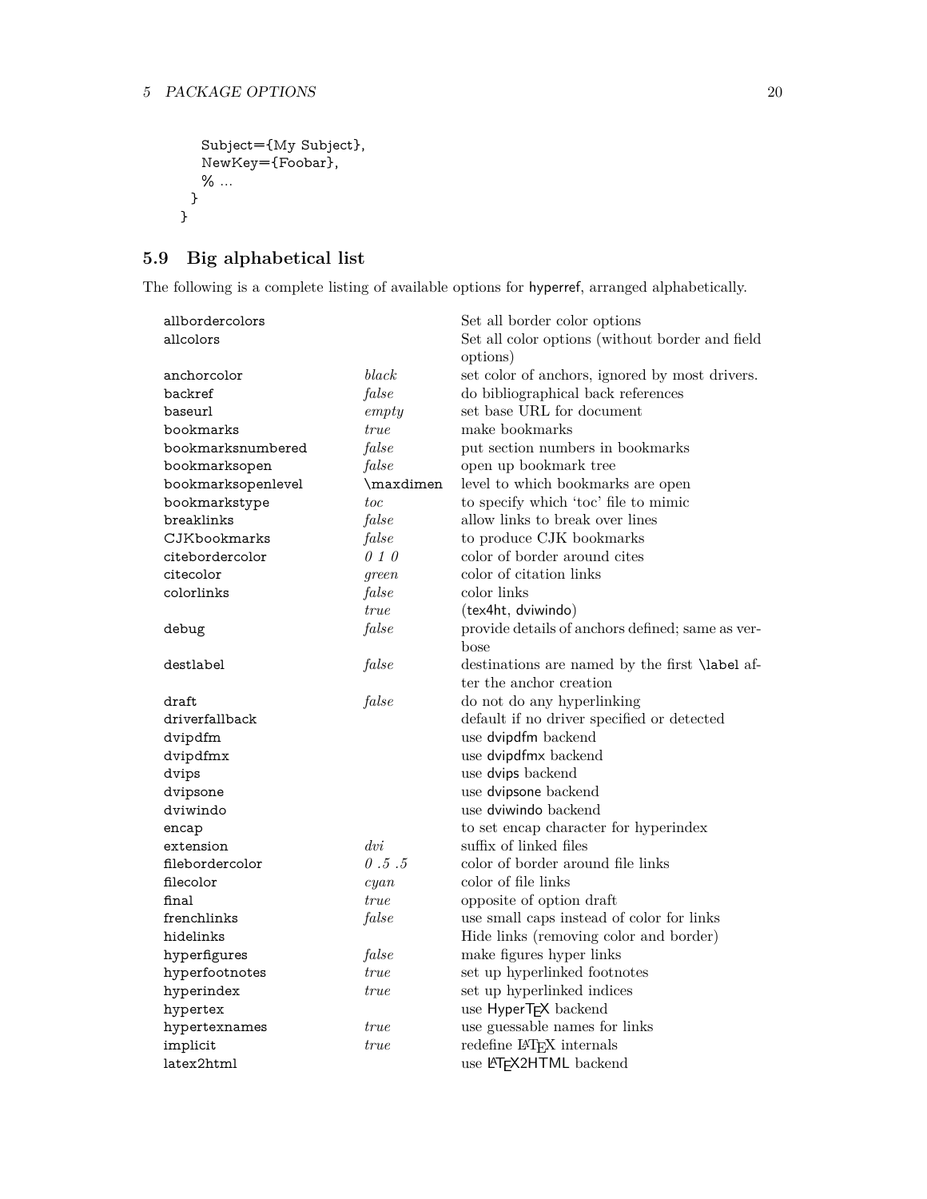```
    Subject={My Subject},
    NewKey={Foobar},
    % ...
  }
}
```

### 5.9 Big alphabetical list

The following is a complete listing of available options for hyperref, arranged alphabetically.

| Option | Default | Description |
|---|---|---|
| allbordercolors | | Set all border color options |
| allcolors | | Set all color options (without border and field options) |
| anchorcolor | *black* | set color of anchors, ignored by most drivers. |
| backref | *false* | do bibliographical back references |
| baseurl | *empty* | set base URL for document |
| bookmarks | *true* | make bookmarks |
| bookmarksnumbered | *false* | put section numbers in bookmarks |
| bookmarksopen | *false* | open up bookmark tree |
| bookmarksopenlevel | \maxdimen | level to which bookmarks are open |
| bookmarkstype | *toc* | to specify which 'toc' file to mimic |
| breaklinks | *false* | allow links to break over lines |
| CJKbookmarks | *false* | to produce CJK bookmarks |
| citebordercolor | *0 1 0* | color of border around cites |
| citecolor | *green* | color of citation links |
| colorlinks | *false* | color links |
| | *true* | (tex4ht, dviwindo) |
| debug | *false* | provide details of anchors defined; same as verbose |
| destlabel | *false* | destinations are named by the first \label after the anchor creation |
| draft | *false* | do not do any hyperlinking |
| driverfallback | | default if no driver specified or detected |
| dvipdfm | | use dvipdfm backend |
| dvipdfmx | | use dvipdfmx backend |
| dvips | | use dvips backend |
| dvipsone | | use dvipsone backend |
| dviwindo | | use dviwindo backend |
| encap | | to set encap character for hyperindex |
| extension | *dvi* | suffix of linked files |
| filebordercolor | *0 .5 .5* | color of border around file links |
| filecolor | *cyan* | color of file links |
| final | *true* | opposite of option draft |
| frenchlinks | *false* | use small caps instead of color for links |
| hidelinks | | Hide links (removing color and border) |
| hyperfigures | *false* | make figures hyper links |
| hyperfootnotes | *true* | set up hyperlinked footnotes |
| hyperindex | *true* | set up hyperlinked indices |
| hypertex | | use HyperTeX backend |
| hypertexnames | *true* | use guessable names for links |
| implicit | *true* | redefine LaTeX internals |
| latex2html | | use LaTeX2HTML backend |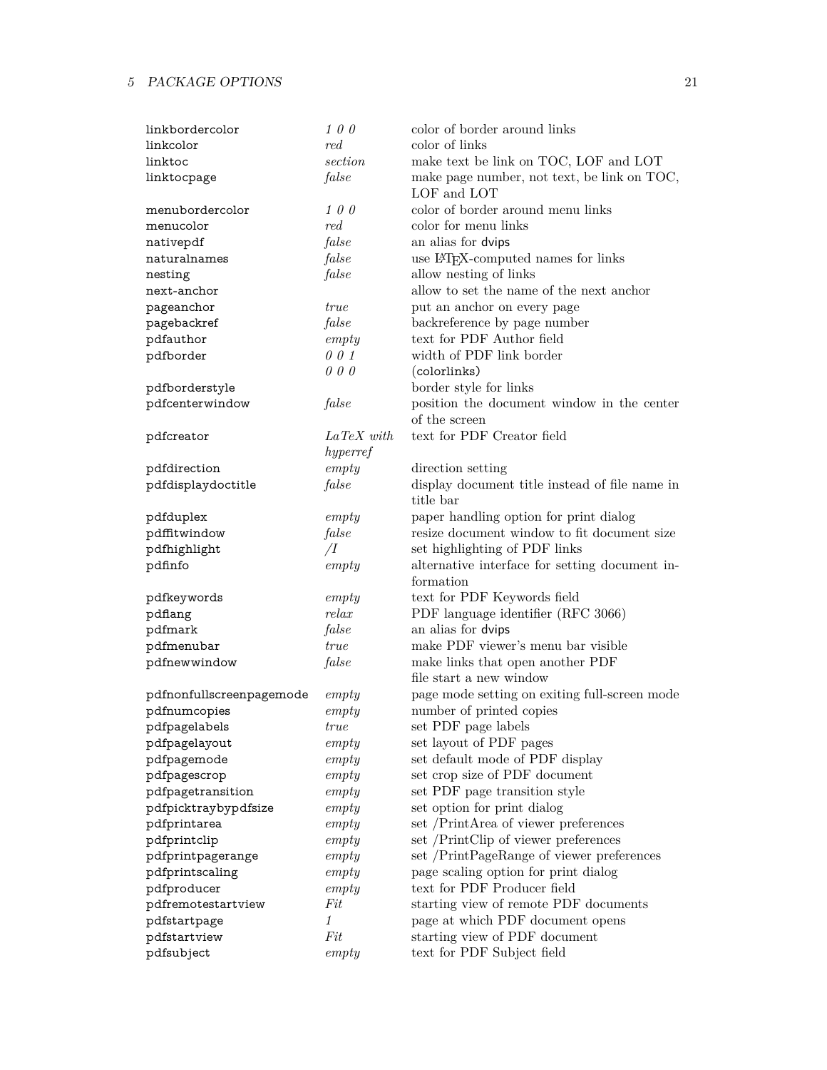| | | |
|---|---|---|
| linkbordercolor | *1 0 0* | color of border around links |
| linkcolor | *red* | color of links |
| linktoc | *section* | make text be link on TOC, LOF and LOT |
| linktocpage | *false* | make page number, not text, be link on TOC, LOF and LOT |
| menubordercolor | *1 0 0* | color of border around menu links |
| menucolor | *red* | color for menu links |
| nativepdf | *false* | an alias for dvips |
| naturalnames | *false* | use LaTeX-computed names for links |
| nesting | *false* | allow nesting of links |
| next-anchor | | allow to set the name of the next anchor |
| pageanchor | *true* | put an anchor on every page |
| pagebackref | *false* | backreference by page number |
| pdfauthor | *empty* | text for PDF Author field |
| pdfborder | *0 0 1* | width of PDF link border |
| | *0 0 0* | (colorlinks) |
| pdfborderstyle | | border style for links |
| pdfcenterwindow | *false* | position the document window in the center of the screen |
| pdfcreator | *LaTeX with hyperref* | text for PDF Creator field |
| pdfdirection | *empty* | direction setting |
| pdfdisplaydoctitle | *false* | display document title instead of file name in title bar |
| pdfduplex | *empty* | paper handling option for print dialog |
| pdffitwindow | *false* | resize document window to fit document size |
| pdfhighlight | */I* | set highlighting of PDF links |
| pdfinfo | *empty* | alternative interface for setting document information |
| pdfkeywords | *empty* | text for PDF Keywords field |
| pdflang | *relax* | PDF language identifier (RFC 3066) |
| pdfmark | *false* | an alias for dvips |
| pdfmenubar | *true* | make PDF viewer's menu bar visible |
| pdfnewwindow | *false* | make links that open another PDF file start a new window |
| pdfnonfullscreenpagemode | *empty* | page mode setting on exiting full-screen mode |
| pdfnumcopies | *empty* | number of printed copies |
| pdfpagelabels | *true* | set PDF page labels |
| pdfpagelayout | *empty* | set layout of PDF pages |
| pdfpagemode | *empty* | set default mode of PDF display |
| pdfpagescrop | *empty* | set crop size of PDF document |
| pdfpagetransition | *empty* | set PDF page transition style |
| pdfpicktraybypdfsize | *empty* | set option for print dialog |
| pdfprintarea | *empty* | set /PrintArea of viewer preferences |
| pdfprintclip | *empty* | set /PrintClip of viewer preferences |
| pdfprintpagerange | *empty* | set /PrintPageRange of viewer preferences |
| pdfprintscaling | *empty* | page scaling option for print dialog |
| pdfproducer | *empty* | text for PDF Producer field |
| pdfremotestartview | *Fit* | starting view of remote PDF documents |
| pdfstartpage | *1* | page at which PDF document opens |
| pdfstartview | *Fit* | starting view of PDF document |
| pdfsubject | *empty* | text for PDF Subject field |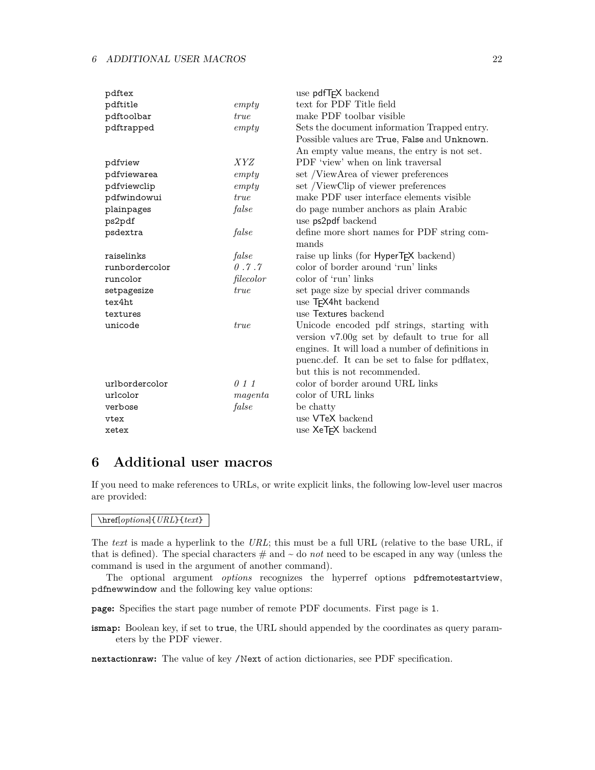| | | |
|---|---|---|
| pdftex | | use pdfTEX backend |
| pdftitle | *empty* | text for PDF Title field |
| pdftoolbar | *true* | make PDF toolbar visible |
| pdftrapped | *empty* | Sets the document information Trapped entry. Possible values are True, False and Unknown. An empty value means, the entry is not set. |
| pdfview | *XYZ* | PDF 'view' when on link traversal |
| pdfviewarea | *empty* | set /ViewArea of viewer preferences |
| pdfviewclip | *empty* | set /ViewClip of viewer preferences |
| pdfwindowui | *true* | make PDF user interface elements visible |
| plainpages | *false* | do page number anchors as plain Arabic |
| ps2pdf | | use ps2pdf backend |
| psdextra | *false* | define more short names for PDF string commands |
| raiselinks | *false* | raise up links (for HyperTEX backend) |
| runbordercolor | *0 .7 .7* | color of border around 'run' links |
| runcolor | *filecolor* | color of 'run' links |
| setpagesize | *true* | set page size by special driver commands |
| tex4ht | | use TEX4ht backend |
| textures | | use Textures backend |
| unicode | *true* | Unicode encoded pdf strings, starting with version v7.00g set by default to true for all engines. It will load a number of definitions in puenc.def. It can be set to false for pdflatex, but this is not recommended. |
| urlbordercolor | *0 1 1* | color of border around URL links |
| urlcolor | *magenta* | color of URL links |
| verbose | *false* | be chatty |
| vtex | | use VTeX backend |
| xetex | | use XeTEX backend |

# 6 Additional user macros

If you need to make references to URLs, or write explicit links, the following low-level user macros are provided:

```
\href[options]{URL}{text}
```

The *text* is made a hyperlink to the *URL*; this must be a full URL (relative to the base URL, if that is defined). The special characters # and ~ do *not* need to be escaped in any way (unless the command is used in the argument of another command).

The optional argument *options* recognizes the hyperref options pdfremotestartview, pdfnewwindow and the following key value options:

**page:** Specifies the start page number of remote PDF documents. First page is 1.

**ismap:** Boolean key, if set to true, the URL should appended by the coordinates as query parameters by the PDF viewer.

**nextactionraw:** The value of key /Next of action dictionaries, see PDF specification.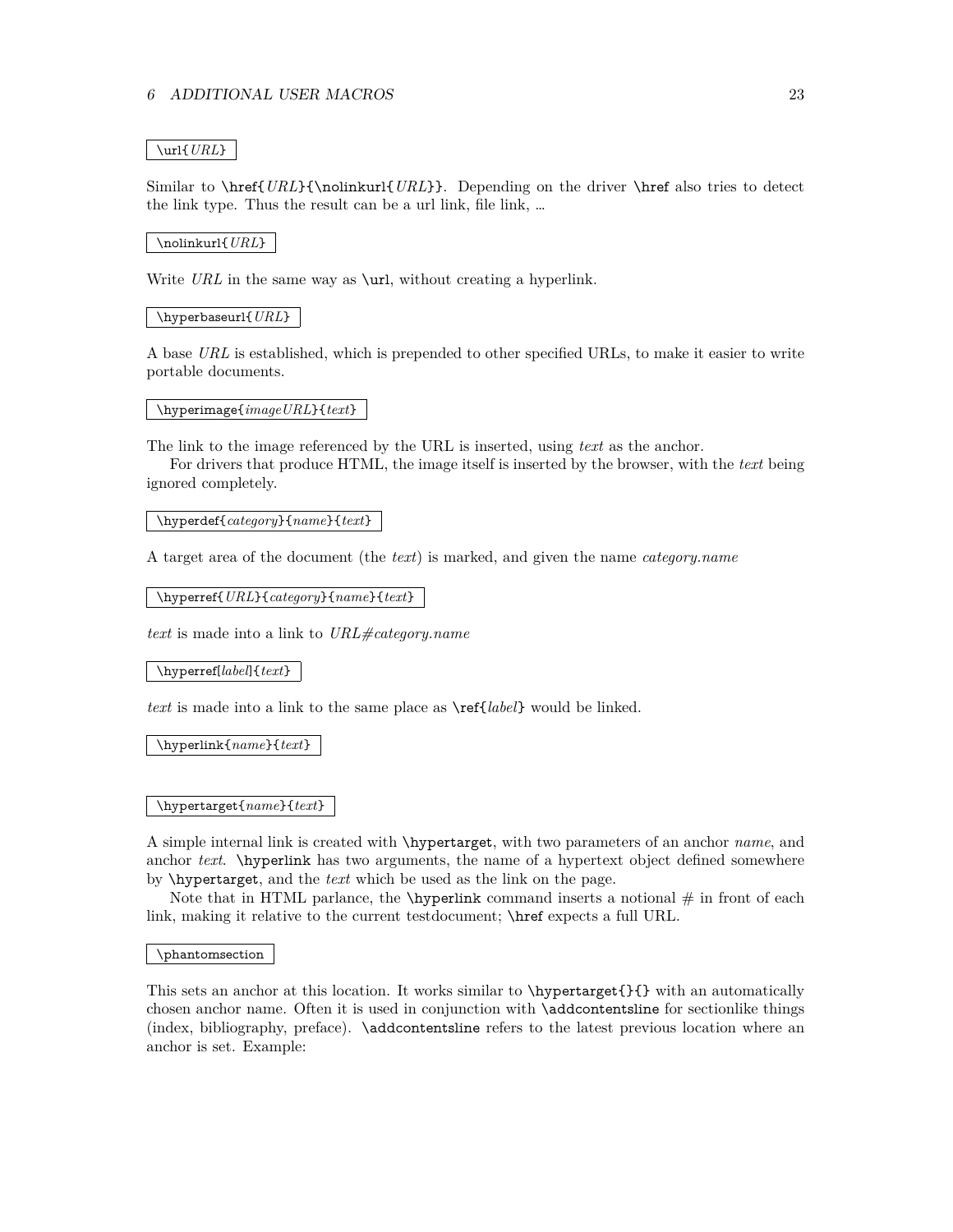`\url{URL}`

Similar to `\href{URL}{\nolinkurl{URL}}`. Depending on the driver `\href` also tries to detect the link type. Thus the result can be a url link, file link, …

`\nolinkurl{URL}`

Write *URL* in the same way as `\url`, without creating a hyperlink.

`\hyperbaseurl{URL}`

A base *URL* is established, which is prepended to other specified URLs, to make it easier to write portable documents.

`\hyperimage{imageURL}{text}`

The link to the image referenced by the URL is inserted, using *text* as the anchor.

For drivers that produce HTML, the image itself is inserted by the browser, with the *text* being ignored completely.

`\hyperdef{category}{name}{text}`

A target area of the document (the *text*) is marked, and given the name *category.name*

`\hyperref{URL}{category}{name}{text}`

*text* is made into a link to *URL#category.name*

`\hyperref[label]{text}`

*text* is made into a link to the same place as `\ref{label}` would be linked.

`\hyperlink{name}{text}`

`\hypertarget{name}{text}`

A simple internal link is created with `\hypertarget`, with two parameters of an anchor *name*, and anchor *text*. `\hyperlink` has two arguments, the name of a hypertext object defined somewhere by `\hypertarget`, and the *text* which be used as the link on the page.

Note that in HTML parlance, the `\hyperlink` command inserts a notional # in front of each link, making it relative to the current testdocument; `\href` expects a full URL.

`\phantomsection`

This sets an anchor at this location. It works similar to `\hypertarget{}{}` with an automatically chosen anchor name. Often it is used in conjunction with `\addcontentsline` for sectionlike things (index, bibliography, preface). `\addcontentsline` refers to the latest previous location where an anchor is set. Example: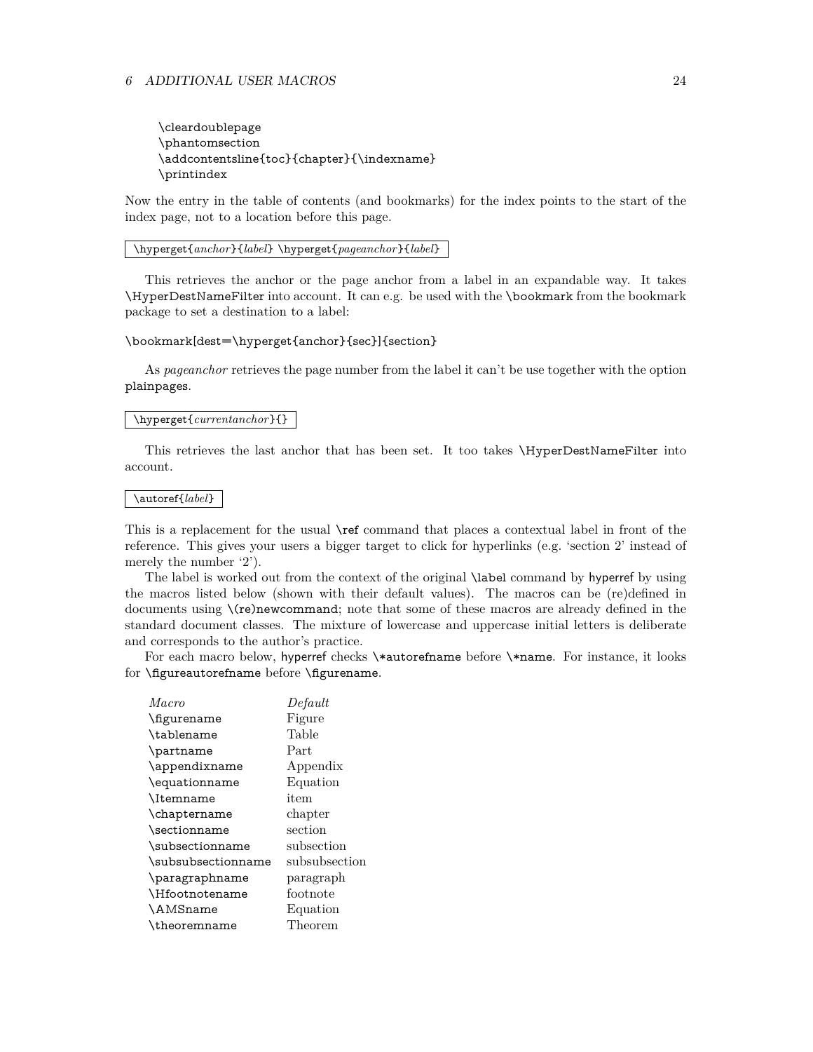```
\cleardoublepage
\phantomsection
\addcontentsline{toc}{chapter}{\indexname}
\printindex
```

Now the entry in the table of contents (and bookmarks) for the index points to the start of the index page, not to a location before this page.

`\hyperget{`*anchor*`}{`*label*`} \hyperget{`*pageanchor*`}{`*label*`}`

This retrieves the anchor or the page anchor from a label in an expandable way. It takes `\HyperDestNameFilter` into account. It can e.g. be used with the `\bookmark` from the bookmark package to set a destination to a label:

```
\bookmark[dest=\hyperget{anchor}{sec}]{section}
```

As *pageanchor* retrieves the page number from the label it can't be use together with the option `plainpages`.

`\hyperget{`*currentanchor*`}{}`

This retrieves the last anchor that has been set. It too takes `\HyperDestNameFilter` into account.

`\autoref{`*label*`}`

This is a replacement for the usual `\ref` command that places a contextual label in front of the reference. This gives your users a bigger target to click for hyperlinks (e.g. 'section 2' instead of merely the number '2').

The label is worked out from the context of the original `\label` command by hyperref by using the macros listed below (shown with their default values). The macros can be (re)defined in documents using `\(re)newcommand`; note that some of these macros are already defined in the standard document classes. The mixture of lowercase and uppercase initial letters is deliberate and corresponds to the author's practice.

For each macro below, hyperref checks `\*autorefname` before `\*name`. For instance, it looks for `\figureautorefname` before `\figurename`.

| *Macro* | *Default* |
|---|---|
| `\figurename` | Figure |
| `\tablename` | Table |
| `\partname` | Part |
| `\appendixname` | Appendix |
| `\equationname` | Equation |
| `\Itemname` | item |
| `\chaptername` | chapter |
| `\sectionname` | section |
| `\subsectionname` | subsection |
| `\subsubsectionname` | subsubsection |
| `\paragraphname` | paragraph |
| `\Hfootnotename` | footnote |
| `\AMSname` | Equation |
| `\theoremname` | Theorem |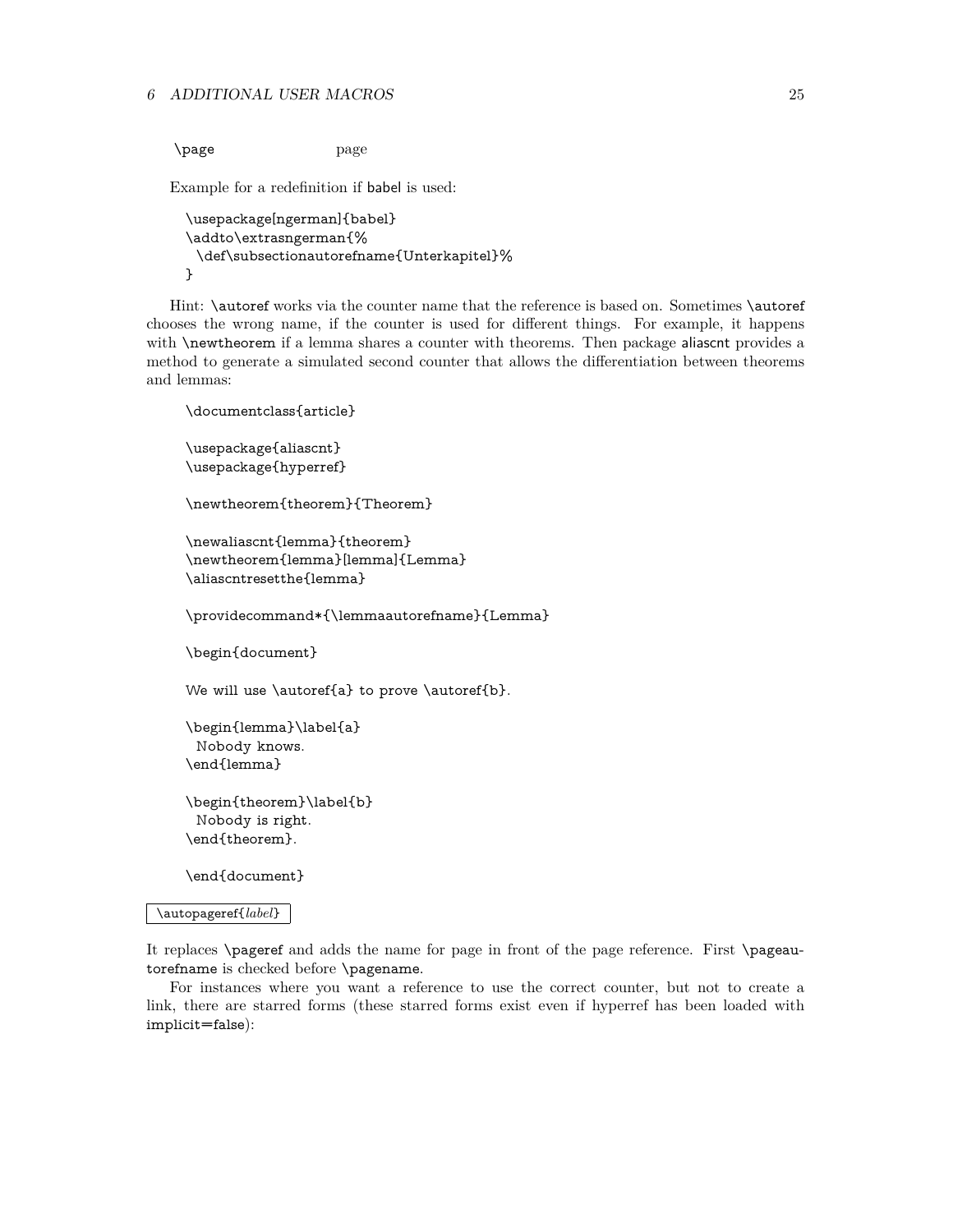| | |
|---|---|
| \page | page |

Example for a redefinition if babel is used:

```
\usepackage[ngerman]{babel}
\addto\extrasngerman{%
  \def\subsectionautorefname{Unterkapitel}%
}
```

Hint: \autoref works via the counter name that the reference is based on. Sometimes \autoref chooses the wrong name, if the counter is used for different things. For example, it happens with \newtheorem if a lemma shares a counter with theorems. Then package aliascnt provides a method to generate a simulated second counter that allows the differentiation between theorems and lemmas:

```
\documentclass{article}

\usepackage{aliascnt}
\usepackage{hyperref}

\newtheorem{theorem}{Theorem}

\newaliascnt{lemma}{theorem}
\newtheorem{lemma}[lemma]{Lemma}
\aliascntresetthe{lemma}

\providecommand*{\lemmaautorefname}{Lemma}

\begin{document}

We will use \autoref{a} to prove \autoref{b}.

\begin{lemma}\label{a}
  Nobody knows.
\end{lemma}

\begin{theorem}\label{b}
  Nobody is right.
\end{theorem}.

\end{document}
```

\autopageref{*label*}

It replaces \pageref and adds the name for page in front of the page reference. First \pageautorefname is checked before \pagename.

For instances where you want a reference to use the correct counter, but not to create a link, there are starred forms (these starred forms exist even if hyperref has been loaded with implicit=false):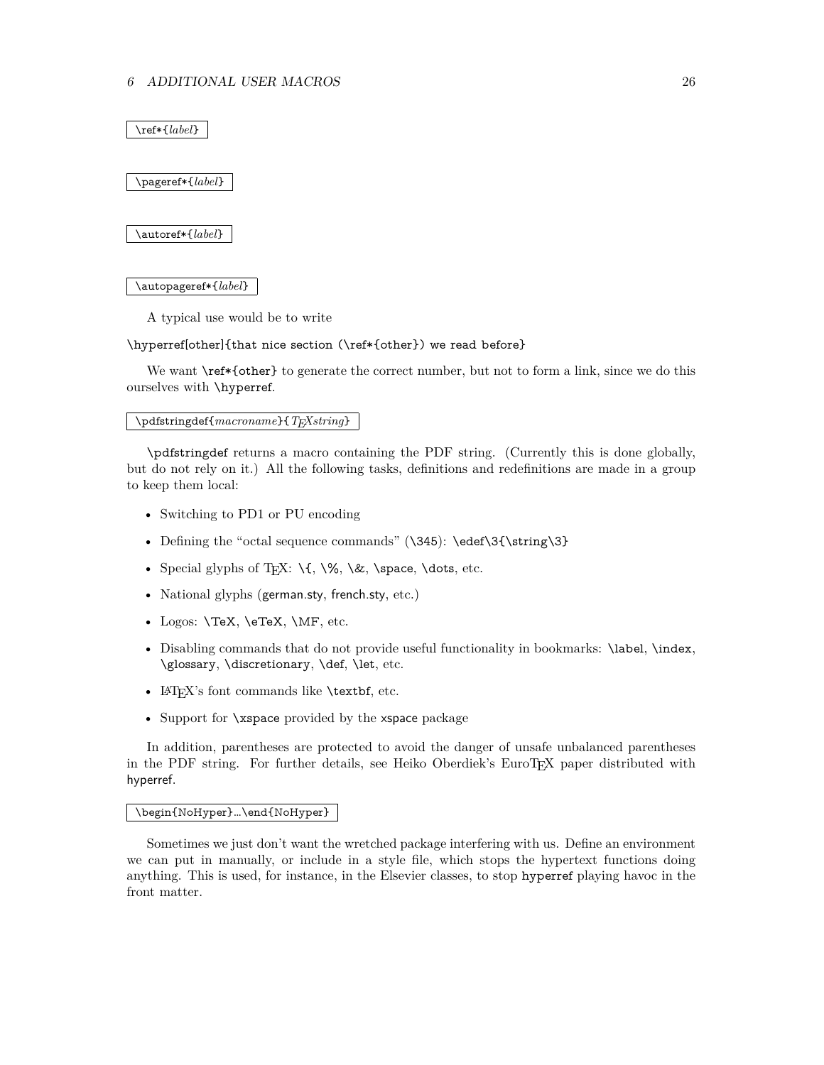`\ref*{label}`

`\pageref*{label}`

`\autoref*{label}`

`\autopageref*{label}`

A typical use would be to write

```
\hyperref[other]{that nice section (\ref*{other}) we read before}
```

We want `\ref*{other}` to generate the correct number, but not to form a link, since we do this ourselves with `\hyperref`.

`\pdfstringdef{macroname}{TEXstring}`

`\pdfstringdef` returns a macro containing the PDF string. (Currently this is done globally, but do not rely on it.) All the following tasks, definitions and redefinitions are made in a group to keep them local:

- Switching to PD1 or PU encoding
- Defining the "octal sequence commands" (`\345`): `\edef\3{\string\3}`
- Special glyphs of TeX: `\{`, `\%`, `\&`, `\space`, `\dots`, etc.
- National glyphs (german.sty, french.sty, etc.)
- Logos: `\TeX`, `\eTeX`, `\MF`, etc.
- Disabling commands that do not provide useful functionality in bookmarks: `\label`, `\index`, `\glossary`, `\discretionary`, `\def`, `\let`, etc.
- LaTeX's font commands like `\textbf`, etc.
- Support for `\xspace` provided by the xspace package

In addition, parentheses are protected to avoid the danger of unsafe unbalanced parentheses in the PDF string. For further details, see Heiko Oberdiek's EuroTeX paper distributed with hyperref.

`\begin{NoHyper}...\end{NoHyper}`

Sometimes we just don't want the wretched package interfering with us. Define an environment we can put in manually, or include in a style file, which stops the hypertext functions doing anything. This is used, for instance, in the Elsevier classes, to stop hyperref playing havoc in the front matter.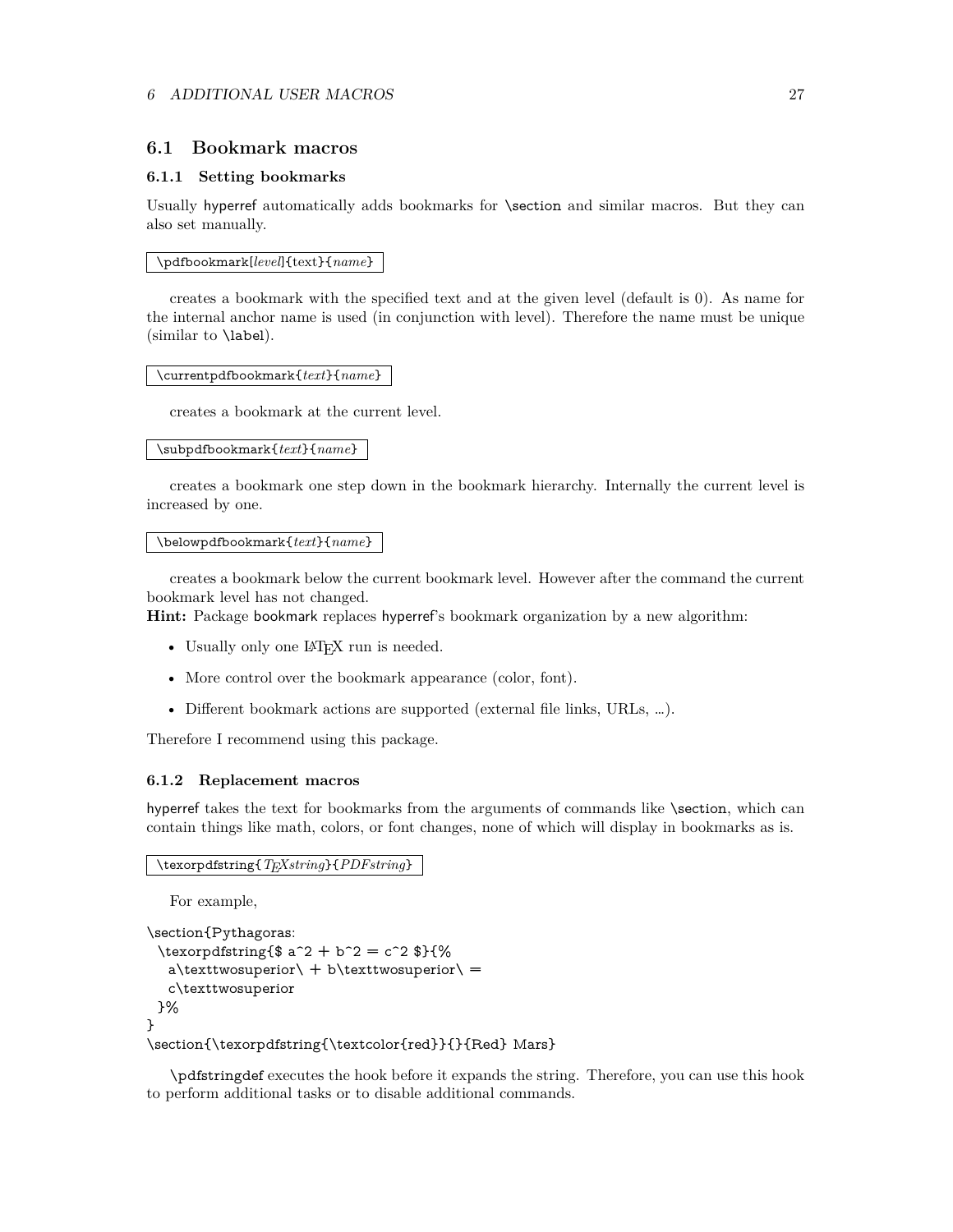## 6.1 Bookmark macros

### 6.1.1 Setting bookmarks

Usually hyperref automatically adds bookmarks for \section and similar macros. But they can also set manually.

`\pdfbookmark[level]{text}{name}`

creates a bookmark with the specified text and at the given level (default is 0). As name for the internal anchor name is used (in conjunction with level). Therefore the name must be unique (similar to \label).

`\currentpdfbookmark{text}{name}`

creates a bookmark at the current level.

`\subpdfbookmark{text}{name}`

creates a bookmark one step down in the bookmark hierarchy. Internally the current level is increased by one.

`\belowpdfbookmark{text}{name}`

creates a bookmark below the current bookmark level. However after the command the current bookmark level has not changed.

**Hint:** Package bookmark replaces hyperref's bookmark organization by a new algorithm:

- Usually only one LaTeX run is needed.
- More control over the bookmark appearance (color, font).
- Different bookmark actions are supported (external file links, URLs, …).

Therefore I recommend using this package.

### 6.1.2 Replacement macros

hyperref takes the text for bookmarks from the arguments of commands like \section, which can contain things like math, colors, or font changes, none of which will display in bookmarks as is.

`\texorpdfstring{TeXstring}{PDFstring}`

For example,

```
\section{Pythagoras:
  \texorpdfstring{$ a^2 + b^2 = c^2 $}{%
    a\texttwosuperior\ + b\texttwosuperior\ =
    c\texttwosuperior
  }%
}
\section{\texorpdfstring{\textcolor{red}}{}{Red} Mars}
```

\pdfstringdef executes the hook before it expands the string. Therefore, you can use this hook to perform additional tasks or to disable additional commands.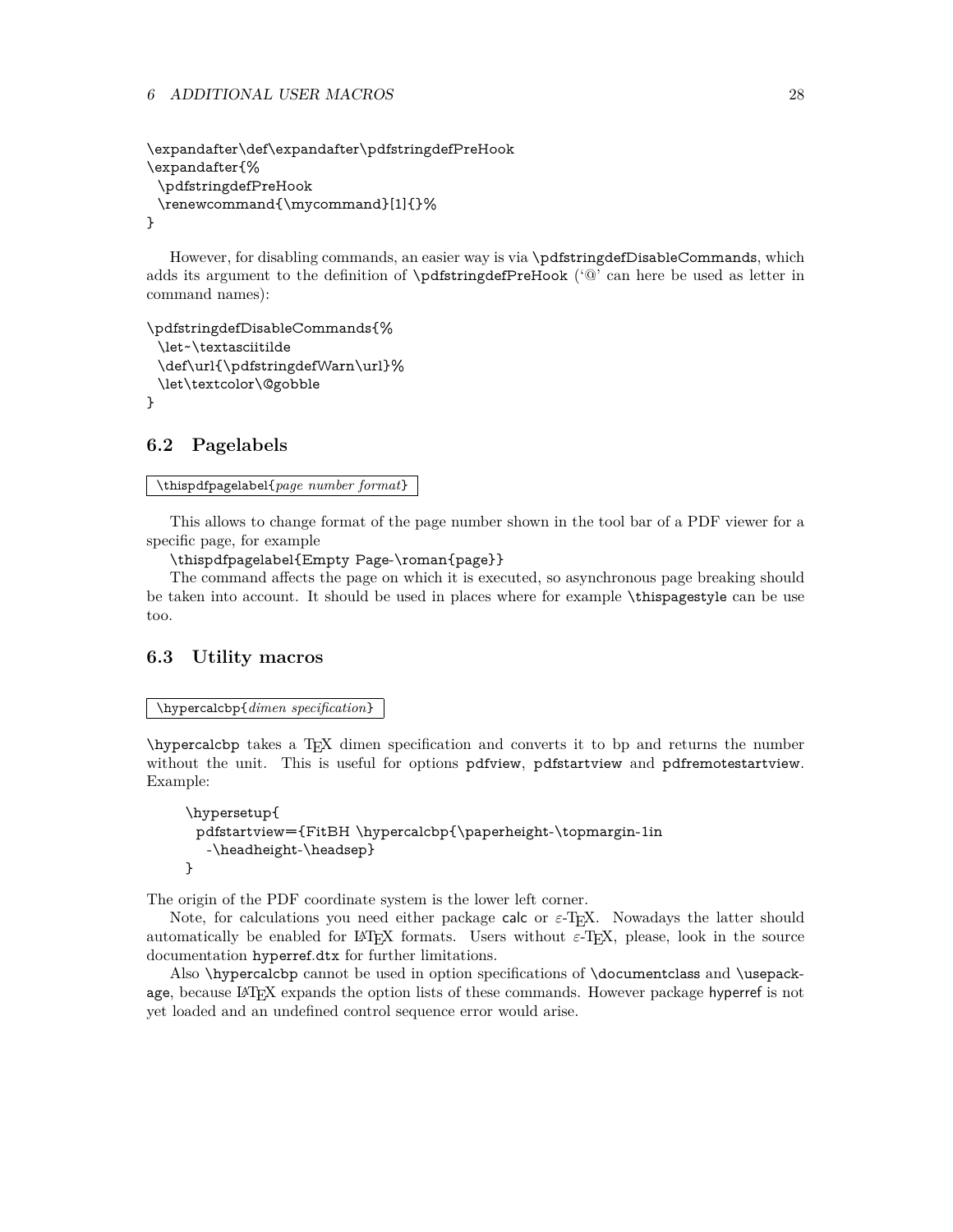```
\expandafter\def\expandafter\pdfstringdefPreHook
\expandafter{%
  \pdfstringdefPreHook
  \renewcommand{\mycommand}[1]{}%
}
```

However, for disabling commands, an easier way is via `\pdfstringdefDisableCommands`, which adds its argument to the definition of `\pdfstringdefPreHook` ('@' can here be used as letter in command names):

```
\pdfstringdefDisableCommands{%
  \let~\textasciitilde
  \def\url{\pdfstringdefWarn\url}%
  \let\textcolor\@gobble
}
```

## 6.2 Pagelabels

`\thispdfpagelabel{`*page number format*`}`

This allows to change format of the page number shown in the tool bar of a PDF viewer for a specific page, for example

`\thispdfpagelabel{Empty Page-\roman{page}}`

The command affects the page on which it is executed, so asynchronous page breaking should be taken into account. It should be used in places where for example `\thispagestyle` can be use too.

## 6.3 Utility macros

`\hypercalcbp{`*dimen specification*`}`

`\hypercalcbp` takes a TeX dimen specification and converts it to bp and returns the number without the unit. This is useful for options `pdfview`, `pdfstartview` and `pdfremotestartview`. Example:

```
\hypersetup{
  pdfstartview={FitBH \hypercalcbp{\paperheight-\topmargin-1in
    -\headheight-\headsep}
}
```

The origin of the PDF coordinate system is the lower left corner.

Note, for calculations you need either package `calc` or $\varepsilon$-TeX. Nowadays the latter should automatically be enabled for LaTeX formats. Users without $\varepsilon$-TeX, please, look in the source documentation `hyperref.dtx` for further limitations.

Also `\hypercalcbp` cannot be used in option specifications of `\documentclass` and `\usepackage`, because LaTeX expands the option lists of these commands. However package `hyperref` is not yet loaded and an undefined control sequence error would arise.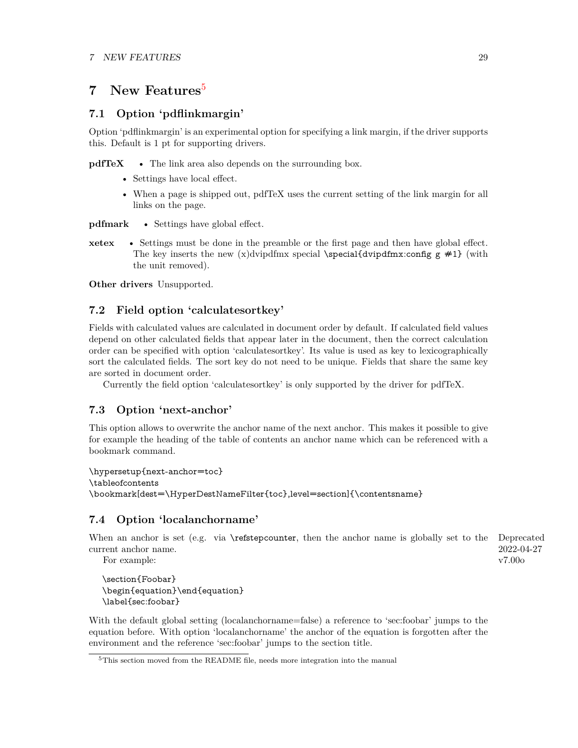# 7 New Features[5]

## 7.1 Option 'pdflinkmargin'

Option 'pdflinkmargin' is an experimental option for specifying a link margin, if the driver supports this. Default is 1 pt for supporting drivers.

**pdfTeX**
- The link area also depends on the surrounding box.
- Settings have local effect.
- When a page is shipped out, pdfTeX uses the current setting of the link margin for all links on the page.

**pdfmark**
- Settings have global effect.

**xetex**
- Settings must be done in the preamble or the first page and then have global effect. The key inserts the new (x)dvipdfmx special `\special{dvipdfmx:config g #1}` (with the unit removed).

**Other drivers** Unsupported.

## 7.2 Field option 'calculatesortkey'

Fields with calculated values are calculated in document order by default. If calculated field values depend on other calculated fields that appear later in the document, then the correct calculation order can be specified with option 'calculatesortkey'. Its value is used as key to lexicographically sort the calculated fields. The sort key do not need to be unique. Fields that share the same key are sorted in document order.

Currently the field option 'calculatesortkey' is only supported by the driver for pdfTeX.

## 7.3 Option 'next-anchor'

This option allows to overwrite the anchor name of the next anchor. This makes it possible to give for example the heading of the table of contents an anchor name which can be referenced with a bookmark command.

```
\hypersetup{next-anchor=toc}
\tableofcontents
\bookmark[dest=\HyperDestNameFilter{toc},level=section]{\contentsname}
```

## 7.4 Option 'localanchorname'

Deprecated 2022-04-27 v7.00o

When an anchor is set (e.g. via `\refstepcounter`, then the anchor name is globally set to the current anchor name.

For example:

```
\section{Foobar}
\begin{equation}\end{equation}
\label{sec:foobar}
```

With the default global setting (localanchorname=false) a reference to 'sec:foobar' jumps to the equation before. With option 'localanchorname' the anchor of the equation is forgotten after the environment and the reference 'sec:foobar' jumps to the section title.

[5] This section moved from the README file, needs more integration into the manual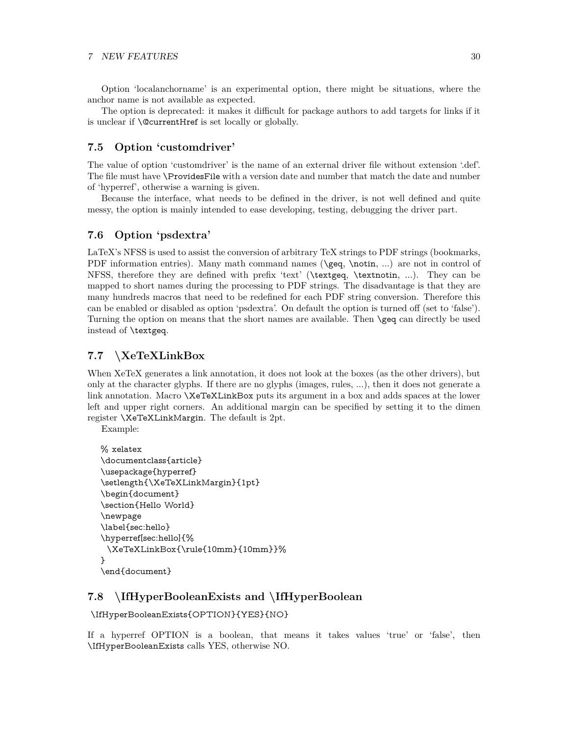Option 'localanchorname' is an experimental option, there might be situations, where the anchor name is not available as expected.

The option is deprecated: it makes it difficult for package authors to add targets for links if it is unclear if `\@currentHref` is set locally or globally.

### 7.5 Option 'customdriver'

The value of option 'customdriver' is the name of an external driver file without extension '.def'. The file must have `\ProvidesFile` with a version date and number that match the date and number of 'hyperref', otherwise a warning is given.

Because the interface, what needs to be defined in the driver, is not well defined and quite messy, the option is mainly intended to ease developing, testing, debugging the driver part.

### 7.6 Option 'psdextra'

LaTeX's NFSS is used to assist the conversion of arbitrary TeX strings to PDF strings (bookmarks, PDF information entries). Many math command names (`\geq`, `\notin`, ...) are not in control of NFSS, therefore they are defined with prefix 'text' (`\textgeq`, `\textnotin`, ...). They can be mapped to short names during the processing to PDF strings. The disadvantage is that they are many hundreds macros that need to be redefined for each PDF string conversion. Therefore this can be enabled or disabled as option 'psdextra'. On default the option is turned off (set to 'false'). Turning the option on means that the short names are available. Then `\geq` can directly be used instead of `\textgeq`.

### 7.7 \XeTeXLinkBox

When XeTeX generates a link annotation, it does not look at the boxes (as the other drivers), but only at the character glyphs. If there are no glyphs (images, rules, ...), then it does not generate a link annotation. Macro `\XeTeXLinkBox` puts its argument in a box and adds spaces at the lower left and upper right corners. An additional margin can be specified by setting it to the dimen register `\XeTeXLinkMargin`. The default is 2pt.

Example:

```
% xelatex
\documentclass{article}
\usepackage{hyperref}
\setlength{\XeTeXLinkMargin}{1pt}
\begin{document}
\section{Hello World}
\newpage
\label{sec:hello}
\hyperref[sec:hello]{%
  \XeTeXLinkBox{\rule{10mm}{10mm}}%
}
\end{document}
```

### 7.8 \IfHyperBooleanExists and \IfHyperBoolean

```
\IfHyperBooleanExists{OPTION}{YES}{NO}
```

If a hyperref OPTION is a boolean, that means it takes values 'true' or 'false', then `\IfHyperBooleanExists` calls YES, otherwise NO.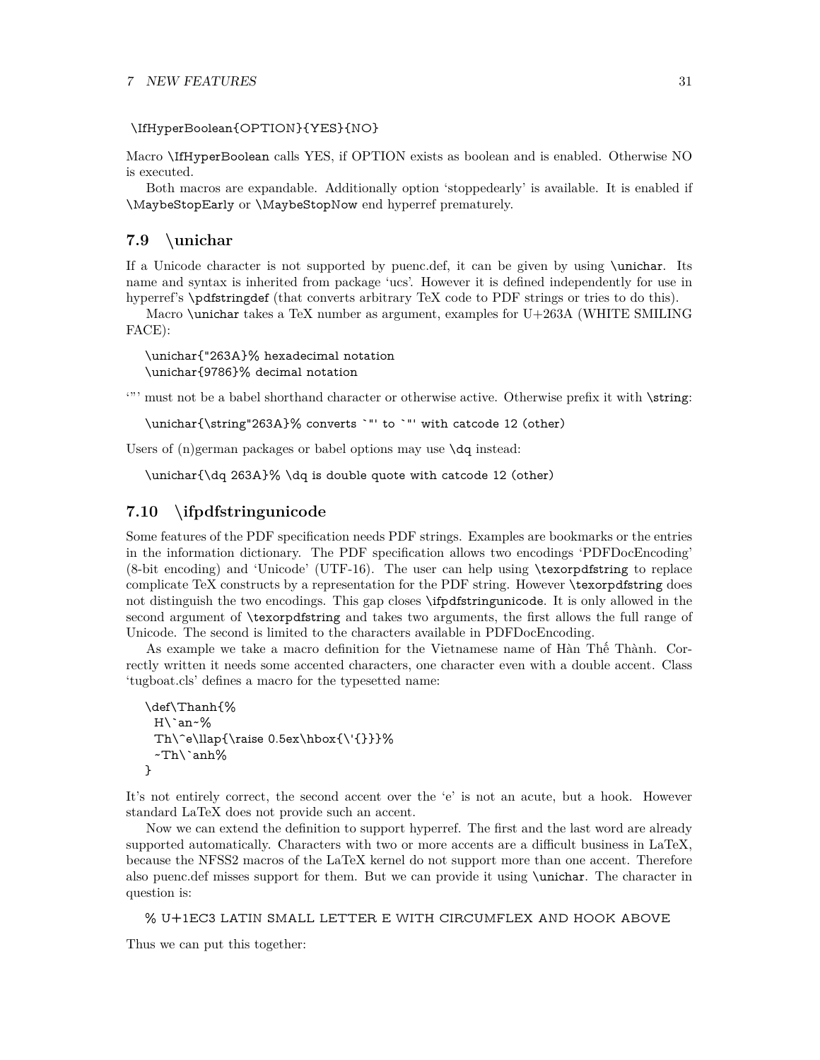```
\IfHyperBoolean{OPTION}{YES}{NO}
```

Macro `\IfHyperBoolean` calls YES, if OPTION exists as boolean and is enabled. Otherwise NO is executed.

Both macros are expandable. Additionally option 'stoppedearly' is available. It is enabled if `\MaybeStopEarly` or `\MaybeStopNow` end hyperref prematurely.

## 7.9 \unichar

If a Unicode character is not supported by puenc.def, it can be given by using `\unichar`. Its name and syntax is inherited from package 'ucs'. However it is defined independently for use in hyperref's `\pdfstringdef` (that converts arbitrary TeX code to PDF strings or tries to do this).

Macro `\unichar` takes a TeX number as argument, examples for U+263A (WHITE SMILING FACE):

```
\unichar{"263A}% hexadecimal notation
\unichar{9786}% decimal notation
```

'"' must not be a babel shorthand character or otherwise active. Otherwise prefix it with `\string`:

```
\unichar{\string"263A}% converts `"' to `"' with catcode 12 (other)
```

Users of (n)german packages or babel options may use `\dq` instead:

```
\unichar{\dq 263A}% \dq is double quote with catcode 12 (other)
```

## 7.10 \ifpdfstringunicode

Some features of the PDF specification needs PDF strings. Examples are bookmarks or the entries in the information dictionary. The PDF specification allows two encodings 'PDFDocEncoding' (8-bit encoding) and 'Unicode' (UTF-16). The user can help using `\texorpdfstring` to replace complicate TeX constructs by a representation for the PDF string. However `\texorpdfstring` does not distinguish the two encodings. This gap closes `\ifpdfstringunicode`. It is only allowed in the second argument of `\texorpdfstring` and takes two arguments, the first allows the full range of Unicode. The second is limited to the characters available in PDFDocEncoding.

As example we take a macro definition for the Vietnamese name of Hàn Thế Thành. Correctly written it needs some accented characters, one character even with a double accent. Class 'tugboat.cls' defines a macro for the typesetted name:

```
\def\Thanh{%
  H\`an~%
  Th\^e\llap{\raise 0.5ex\hbox{\'{}}}%
  ~Th\`anh%
}
```

It's not entirely correct, the second accent over the 'e' is not an acute, but a hook. However standard LaTeX does not provide such an accent.

Now we can extend the definition to support hyperref. The first and the last word are already supported automatically. Characters with two or more accents are a difficult business in LaTeX, because the NFSS2 macros of the LaTeX kernel do not support more than one accent. Therefore also puenc.def misses support for them. But we can provide it using `\unichar`. The character in question is:

```
% U+1EC3 LATIN SMALL LETTER E WITH CIRCUMFLEX AND HOOK ABOVE
```

Thus we can put this together: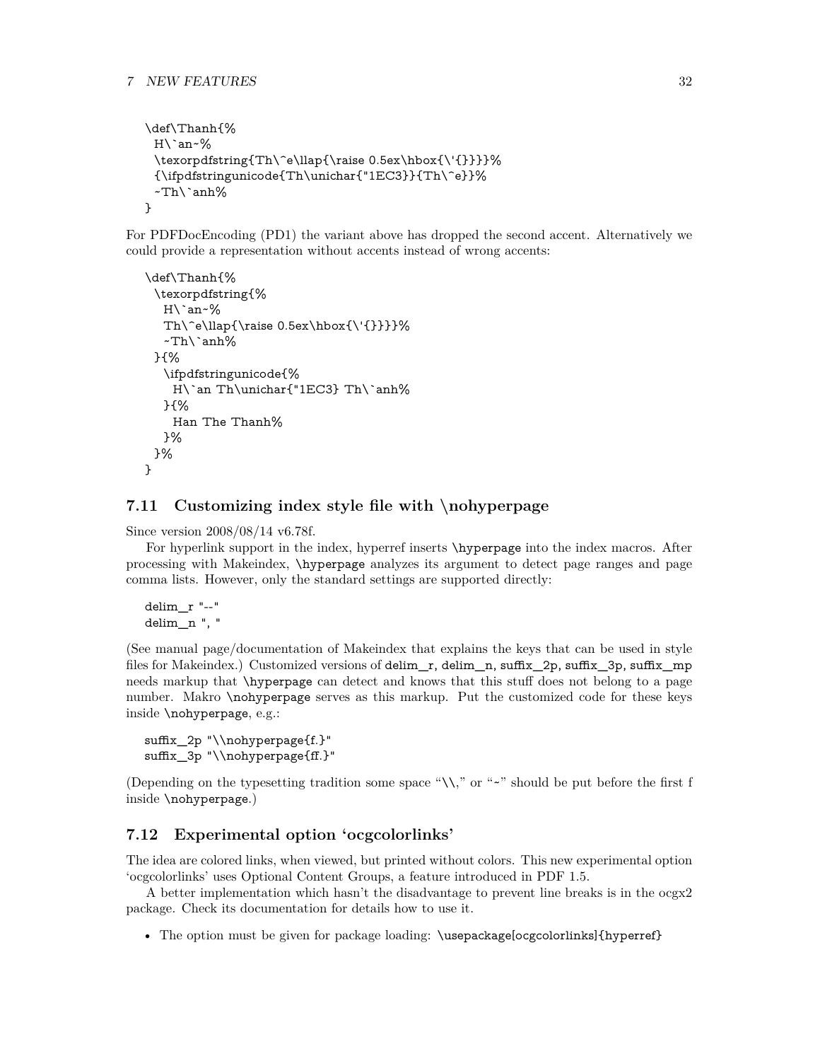```
\def\Thanh{%
  H\`an~%
  \texorpdfstring{Th\^e\llap{\raise 0.5ex\hbox{\'{}}}}%
  {\ifpdfstringunicode{Th\unichar{"1EC3}}{Th\^e}}%
  ~Th\`anh%
}
```

For PDFDocEncoding (PD1) the variant above has dropped the second accent. Alternatively we could provide a representation without accents instead of wrong accents:

```
\def\Thanh{%
  \texorpdfstring{%
    H\`an~%
    Th\^e\llap{\raise 0.5ex\hbox{\'{}}}}%
    ~Th\`anh%
  }{%
    \ifpdfstringunicode{%
      H\`an Th\unichar{"1EC3} Th\`anh%
    }{%
      Han The Thanh%
    }%
  }%
}
```

## 7.11 Customizing index style file with \nohyperpage

Since version 2008/08/14 v6.78f.

For hyperlink support in the index, hyperref inserts `\hyperpage` into the index macros. After processing with Makeindex, `\hyperpage` analyzes its argument to detect page ranges and page comma lists. However, only the standard settings are supported directly:

```
delim_r "--"
delim_n ", "
```

(See manual page/documentation of Makeindex that explains the keys that can be used in style files for Makeindex.) Customized versions of `delim_r`, `delim_n`, `suffix_2p`, `suffix_3p`, `suffix_mp` needs markup that `\hyperpage` can detect and knows that this stuff does not belong to a page number. Makro `\nohyperpage` serves as this markup. Put the customized code for these keys inside `\nohyperpage`, e.g.:

```
suffix_2p "\\nohyperpage{f.}"
suffix_3p "\\nohyperpage{ff.}"
```

(Depending on the typesetting tradition some space "`\\,`" or "`~`" should be put before the first f inside `\nohyperpage`.)

## 7.12 Experimental option 'ocgcolorlinks'

The idea are colored links, when viewed, but printed without colors. This new experimental option 'ocgcolorlinks' uses Optional Content Groups, a feature introduced in PDF 1.5.

A better implementation which hasn't the disadvantage to prevent line breaks is in the ocgx2 package. Check its documentation for details how to use it.

- The option must be given for package loading: `\usepackage[ocgcolorlinks]{hyperref}`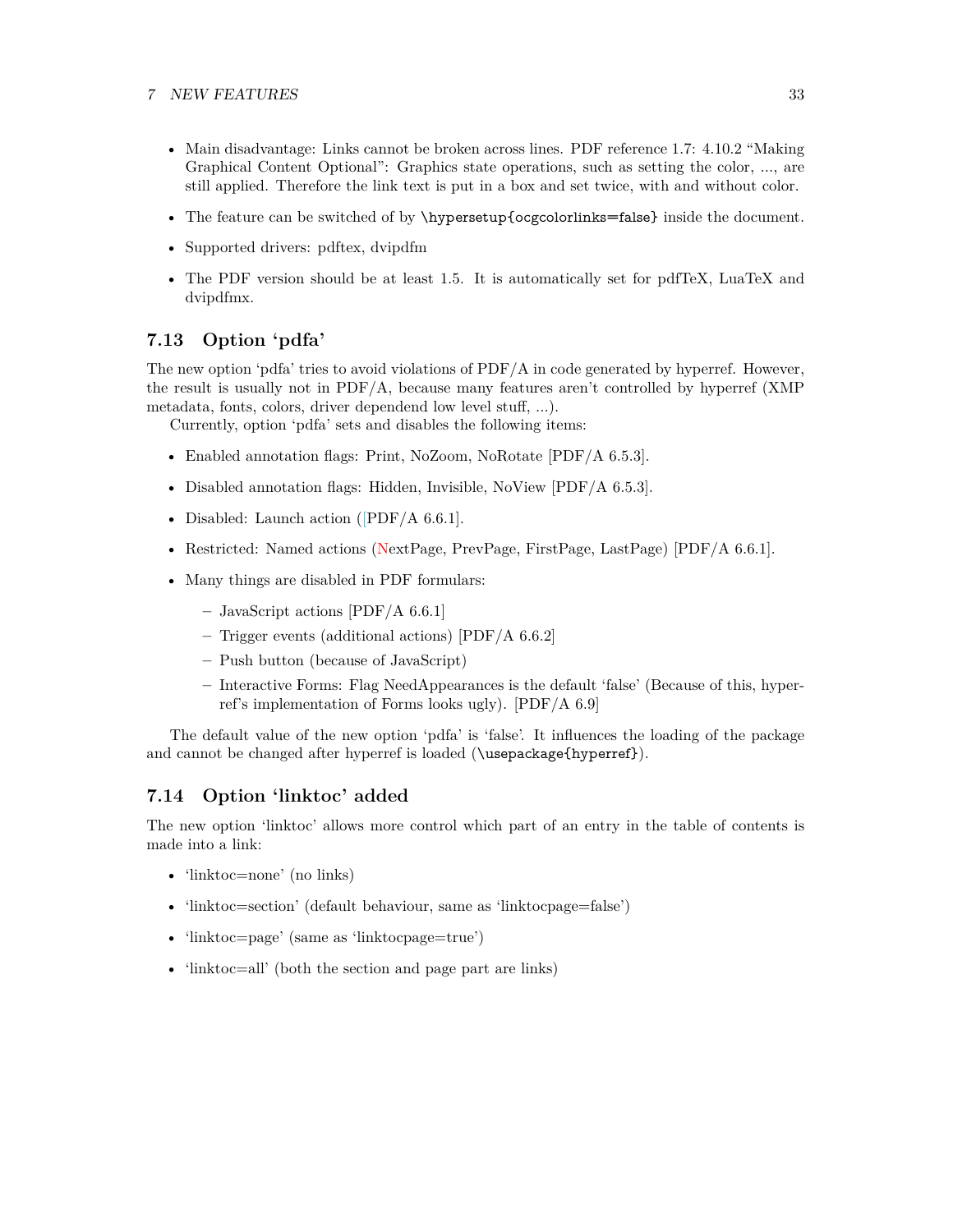- Main disadvantage: Links cannot be broken across lines. PDF reference 1.7: 4.10.2 "Making Graphical Content Optional": Graphics state operations, such as setting the color, ..., are still applied. Therefore the link text is put in a box and set twice, with and without color.
- The feature can be switched of by `\hypersetup{ocgcolorlinks=false}` inside the document.
- Supported drivers: pdftex, dvipdfm
- The PDF version should be at least 1.5. It is automatically set for pdfTeX, LuaTeX and dvipdfmx.

## 7.13 Option 'pdfa'

The new option 'pdfa' tries to avoid violations of PDF/A in code generated by hyperref. However, the result is usually not in PDF/A, because many features aren't controlled by hyperref (XMP metadata, fonts, colors, driver dependend low level stuff, ...).

Currently, option 'pdfa' sets and disables the following items:

- Enabled annotation flags: Print, NoZoom, NoRotate [PDF/A 6.5.3].
- Disabled annotation flags: Hidden, Invisible, NoView [PDF/A 6.5.3].
- Disabled: Launch action ([PDF/A 6.6.1].
- Restricted: Named actions (NextPage, PrevPage, FirstPage, LastPage) [PDF/A 6.6.1].
- Many things are disabled in PDF formulars:
  - JavaScript actions [PDF/A 6.6.1]
  - Trigger events (additional actions) [PDF/A 6.6.2]
  - Push button (because of JavaScript)
  - Interactive Forms: Flag NeedAppearances is the default 'false' (Because of this, hyperref's implementation of Forms looks ugly). [PDF/A 6.9]

The default value of the new option 'pdfa' is 'false'. It influences the loading of the package and cannot be changed after hyperref is loaded (`\usepackage{hyperref}`).

## 7.14 Option 'linktoc' added

The new option 'linktoc' allows more control which part of an entry in the table of contents is made into a link:

- 'linktoc=none' (no links)
- 'linktoc=section' (default behaviour, same as 'linktocpage=false')
- 'linktoc=page' (same as 'linktocpage=true')
- 'linktoc=all' (both the section and page part are links)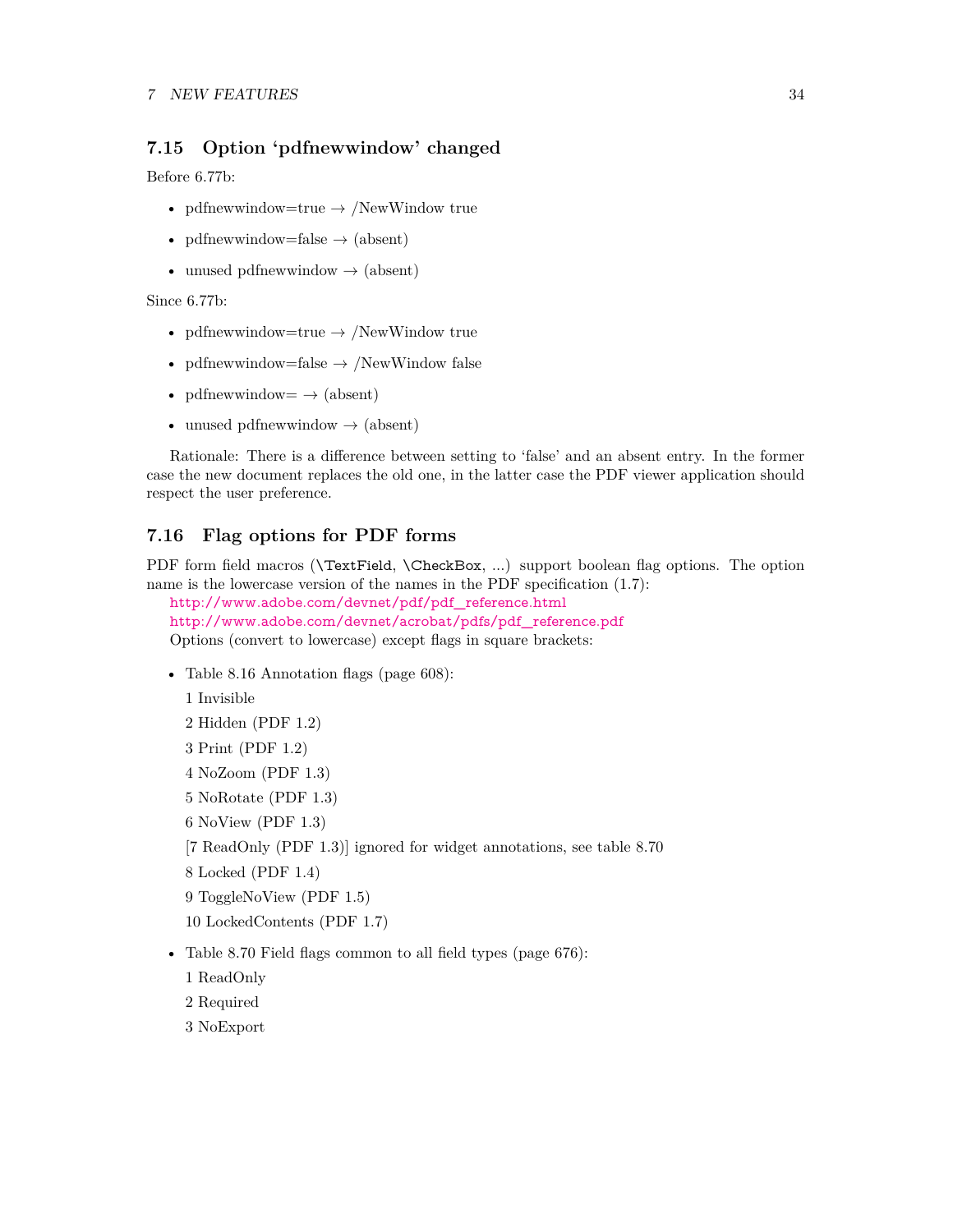### 7.15 Option 'pdfnewwindow' changed

Before 6.77b:

- pdfnewwindow=true → /NewWindow true
- pdfnewwindow=false → (absent)
- unused pdfnewwindow → (absent)

Since 6.77b:

- pdfnewwindow=true → /NewWindow true
- pdfnewwindow=false → /NewWindow false
- pdfnewwindow= → (absent)
- unused pdfnewwindow → (absent)

Rationale: There is a difference between setting to 'false' and an absent entry. In the former case the new document replaces the old one, in the latter case the PDF viewer application should respect the user preference.

### 7.16 Flag options for PDF forms

PDF form field macros (`\TextField`, `\CheckBox`, ...) support boolean flag options. The option name is the lowercase version of the names in the PDF specification (1.7):

http://www.adobe.com/devnet/pdf/pdf_reference.html
http://www.adobe.com/devnet/acrobat/pdfs/pdf_reference.pdf

Options (convert to lowercase) except flags in square brackets:

- Table 8.16 Annotation flags (page 608):

  1 Invisible

  2 Hidden (PDF 1.2)

  3 Print (PDF 1.2)

  4 NoZoom (PDF 1.3)

  5 NoRotate (PDF 1.3)

  6 NoView (PDF 1.3)

  [7 ReadOnly (PDF 1.3)] ignored for widget annotations, see table 8.70

  8 Locked (PDF 1.4)

  9 ToggleNoView (PDF 1.5)

  10 LockedContents (PDF 1.7)

- Table 8.70 Field flags common to all field types (page 676):

  1 ReadOnly

  2 Required

  3 NoExport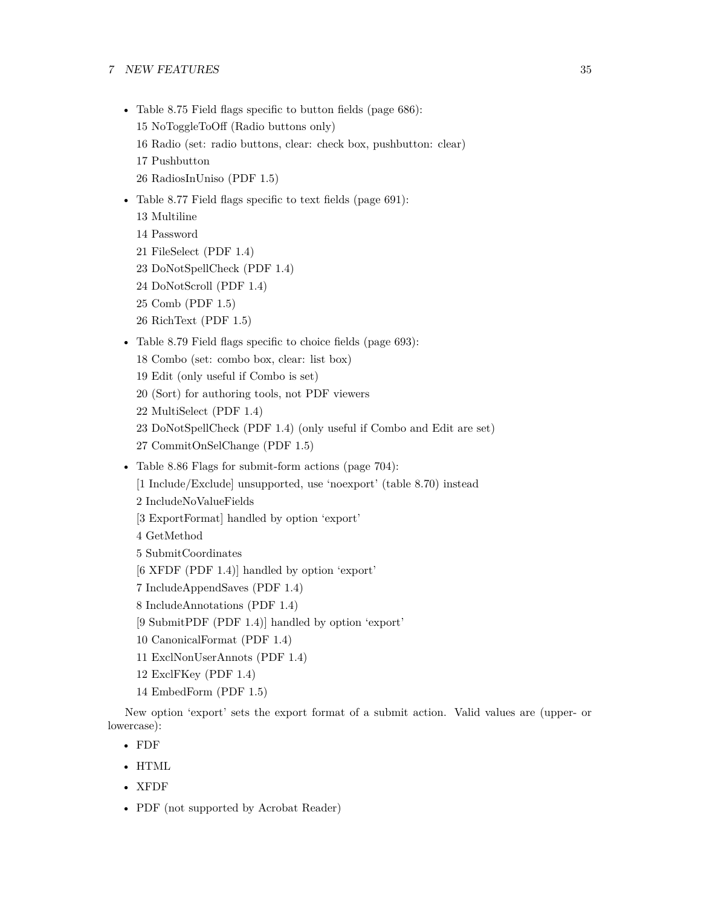- Table 8.75 Field flags specific to button fields (page 686):
  15 NoToggleToOff (Radio buttons only)
  16 Radio (set: radio buttons, clear: check box, pushbutton: clear)
  17 Pushbutton
  26 RadiosInUniso (PDF 1.5)
- Table 8.77 Field flags specific to text fields (page 691):
  13 Multiline
  14 Password
  21 FileSelect (PDF 1.4)
  23 DoNotSpellCheck (PDF 1.4)
  24 DoNotScroll (PDF 1.4)
  25 Comb (PDF 1.5)
  26 RichText (PDF 1.5)
- Table 8.79 Field flags specific to choice fields (page 693):
  18 Combo (set: combo box, clear: list box)
  19 Edit (only useful if Combo is set)
  20 (Sort) for authoring tools, not PDF viewers
  22 MultiSelect (PDF 1.4)
  23 DoNotSpellCheck (PDF 1.4) (only useful if Combo and Edit are set)
  27 CommitOnSelChange (PDF 1.5)
- Table 8.86 Flags for submit-form actions (page 704):
  [1 Include/Exclude] unsupported, use 'noexport' (table 8.70) instead
  2 IncludeNoValueFields
  [3 ExportFormat] handled by option 'export'
  4 GetMethod
  5 SubmitCoordinates
  [6 XFDF (PDF 1.4)] handled by option 'export'
  7 IncludeAppendSaves (PDF 1.4)
  8 IncludeAnnotations (PDF 1.4)
  [9 SubmitPDF (PDF 1.4)] handled by option 'export'
  10 CanonicalFormat (PDF 1.4)
  11 ExclNonUserAnnots (PDF 1.4)
  12 ExclFKey (PDF 1.4)
  14 EmbedForm (PDF 1.5)

New option 'export' sets the export format of a submit action. Valid values are (upper- or lowercase):

- FDF
- HTML
- XFDF
- PDF (not supported by Acrobat Reader)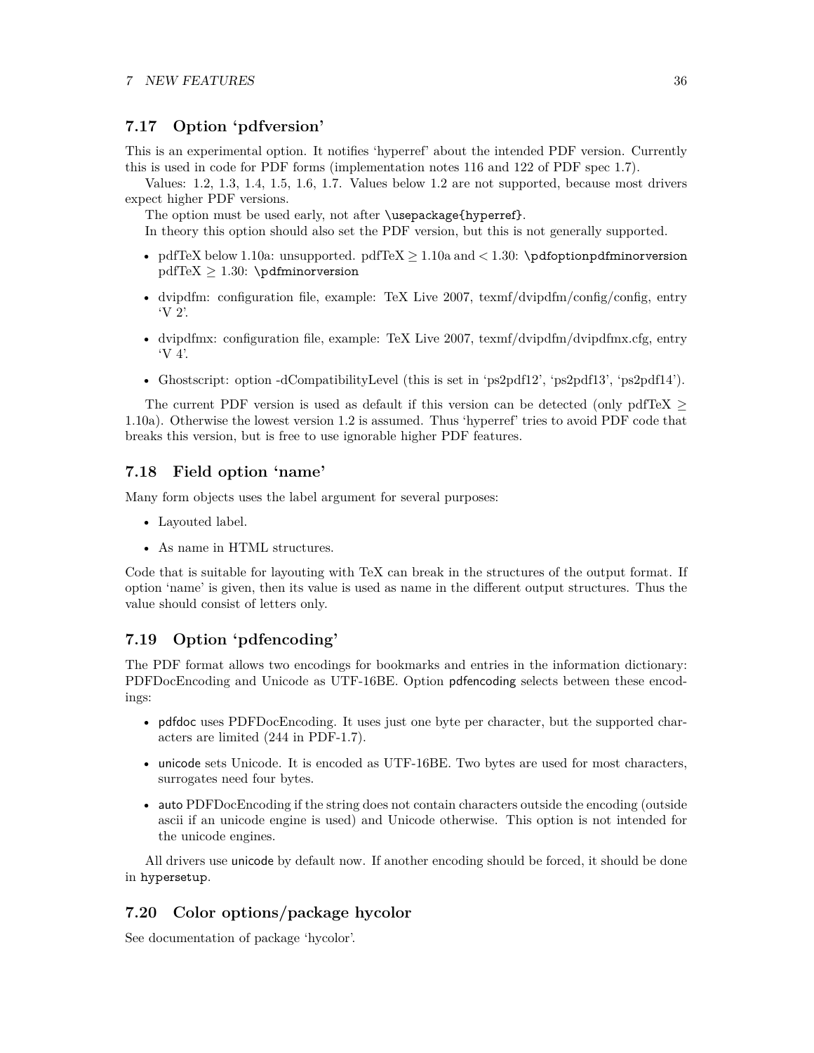## 7.17 Option 'pdfversion'

This is an experimental option. It notifies 'hyperref' about the intended PDF version. Currently this is used in code for PDF forms (implementation notes 116 and 122 of PDF spec 1.7).

Values: 1.2, 1.3, 1.4, 1.5, 1.6, 1.7. Values below 1.2 are not supported, because most drivers expect higher PDF versions.

The option must be used early, not after `\usepackage{hyperref}`.

In theory this option should also set the PDF version, but this is not generally supported.

- pdfTeX below 1.10a: unsupported. pdfTeX $\geq$ 1.10a and $<$ 1.30: `\pdfoptionpdfminorversion` pdfTeX $\geq$ 1.30: `\pdfminorversion`
- dvipdfm: configuration file, example: TeX Live 2007, texmf/dvipdfm/config/config, entry 'V 2'.
- dvipdfmx: configuration file, example: TeX Live 2007, texmf/dvipdfm/dvipdfmx.cfg, entry 'V 4'.
- Ghostscript: option -dCompatibilityLevel (this is set in 'ps2pdf12', 'ps2pdf13', 'ps2pdf14').

The current PDF version is used as default if this version can be detected (only pdfTeX $\geq$ 1.10a). Otherwise the lowest version 1.2 is assumed. Thus 'hyperref' tries to avoid PDF code that breaks this version, but is free to use ignorable higher PDF features.

## 7.18 Field option 'name'

Many form objects uses the label argument for several purposes:

- Layouted label.
- As name in HTML structures.

Code that is suitable for layouting with TeX can break in the structures of the output format. If option 'name' is given, then its value is used as name in the different output structures. Thus the value should consist of letters only.

## 7.19 Option 'pdfencoding'

The PDF format allows two encodings for bookmarks and entries in the information dictionary: PDFDocEncoding and Unicode as UTF-16BE. Option pdfencoding selects between these encodings:

- pdfdoc uses PDFDocEncoding. It uses just one byte per character, but the supported characters are limited (244 in PDF-1.7).
- unicode sets Unicode. It is encoded as UTF-16BE. Two bytes are used for most characters, surrogates need four bytes.
- auto PDFDocEncoding if the string does not contain characters outside the encoding (outside ascii if an unicode engine is used) and Unicode otherwise. This option is not intended for the unicode engines.

All drivers use unicode by default now. If another encoding should be forced, it should be done in `hypersetup`.

## 7.20 Color options/package hycolor

See documentation of package 'hycolor'.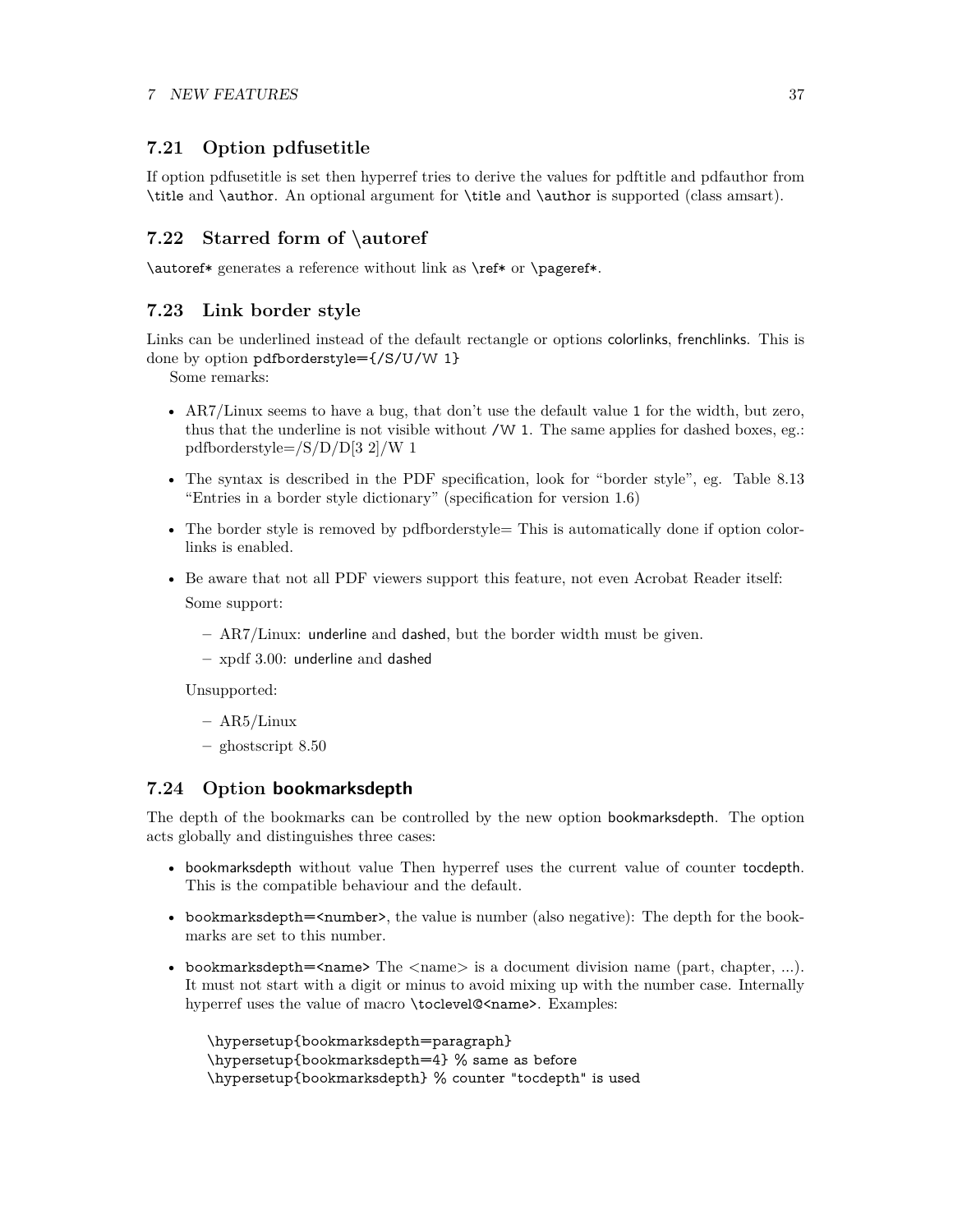### 7.21 Option pdfusetitle

If option pdfusetitle is set then hyperref tries to derive the values for pdftitle and pdfauthor from `\title` and `\author`. An optional argument for `\title` and `\author` is supported (class amsart).

### 7.22 Starred form of \autoref

`\autoref*` generates a reference without link as `\ref*` or `\pageref*`.

### 7.23 Link border style

Links can be underlined instead of the default rectangle or options colorlinks, frenchlinks. This is done by option `pdfborderstyle={/S/U/W 1}`

Some remarks:

- AR7/Linux seems to have a bug, that don't use the default value `1` for the width, but zero, thus that the underline is not visible without `/W 1`. The same applies for dashed boxes, eg.: pdfborderstyle=/S/D/D[3 2]/W 1
- The syntax is described in the PDF specification, look for "border style", eg. Table 8.13 "Entries in a border style dictionary" (specification for version 1.6)
- The border style is removed by pdfborderstyle= This is automatically done if option colorlinks is enabled.
- Be aware that not all PDF viewers support this feature, not even Acrobat Reader itself:

  Some support:

  – AR7/Linux: underline and dashed, but the border width must be given.

  – xpdf 3.00: underline and dashed

  Unsupported:

  – AR5/Linux

  – ghostscript 8.50

### 7.24 Option bookmarksdepth

The depth of the bookmarks can be controlled by the new option bookmarksdepth. The option acts globally and distinguishes three cases:

- bookmarksdepth without value Then hyperref uses the current value of counter tocdepth. This is the compatible behaviour and the default.
- `bookmarksdepth=<number>`, the value is number (also negative): The depth for the bookmarks are set to this number.
- `bookmarksdepth=<name>` The <name> is a document division name (part, chapter, ...). It must not start with a digit or minus to avoid mixing up with the number case. Internally hyperref uses the value of macro `\toclevel@<name>`. Examples:

```
\hypersetup{bookmarksdepth=paragraph}
\hypersetup{bookmarksdepth=4} % same as before
\hypersetup{bookmarksdepth} % counter "tocdepth" is used
```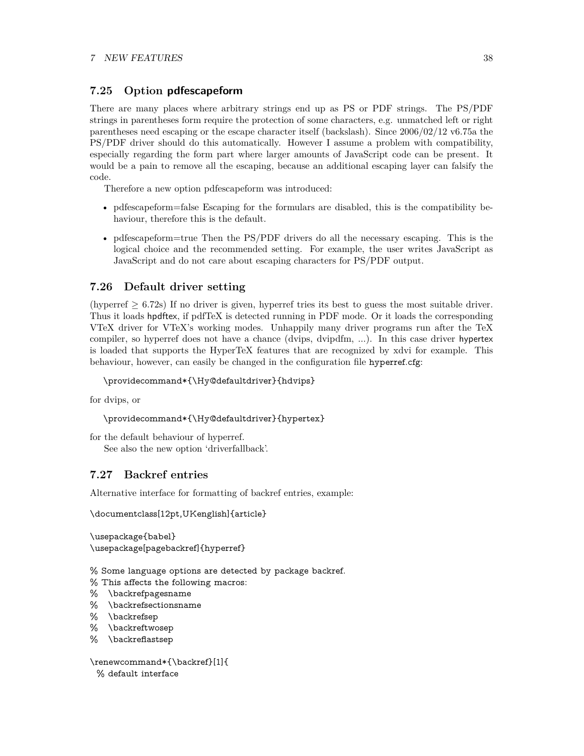## 7.25 Option pdfescapeform

There are many places where arbitrary strings end up as PS or PDF strings. The PS/PDF strings in parentheses form require the protection of some characters, e.g. unmatched left or right parentheses need escaping or the escape character itself (backslash). Since 2006/02/12 v6.75a the PS/PDF driver should do this automatically. However I assume a problem with compatibility, especially regarding the form part where larger amounts of JavaScript code can be present. It would be a pain to remove all the escaping, because an additional escaping layer can falsify the code.

Therefore a new option pdfescapeform was introduced:

- pdfescapeform=false Escaping for the formulars are disabled, this is the compatibility behaviour, therefore this is the default.
- pdfescapeform=true Then the PS/PDF drivers do all the necessary escaping. This is the logical choice and the recommended setting. For example, the user writes JavaScript as JavaScript and do not care about escaping characters for PS/PDF output.

## 7.26 Default driver setting

(hyperref $\geq$ 6.72s) If no driver is given, hyperref tries its best to guess the most suitable driver. Thus it loads hpdftex, if pdfTeX is detected running in PDF mode. Or it loads the corresponding VTeX driver for VTeX's working modes. Unhappily many driver programs run after the TeX compiler, so hyperref does not have a chance (dvips, dvipdfm, ...). In this case driver hypertex is loaded that supports the HyperTeX features that are recognized by xdvi for example. This behaviour, however, can easily be changed in the configuration file hyperref.cfg:

```
\providecommand*{\Hy@defaultdriver}{hdvips}
```

for dvips, or

```
\providecommand*{\Hy@defaultdriver}{hypertex}
```

for the default behaviour of hyperref.

See also the new option 'driverfallback'.

## 7.27 Backref entries

Alternative interface for formatting of backref entries, example:

```
\documentclass[12pt,UKenglish]{article}

\usepackage{babel}
\usepackage[pagebackref]{hyperref}

% Some language options are detected by package backref.
% This affects the following macros:
%   \backrefpagesname
%   \backrefsectionsname
%   \backrefsep
%   \backreftwosep
%   \backreflastsep

\renewcommand*{\backref}[1]{
  % default interface
```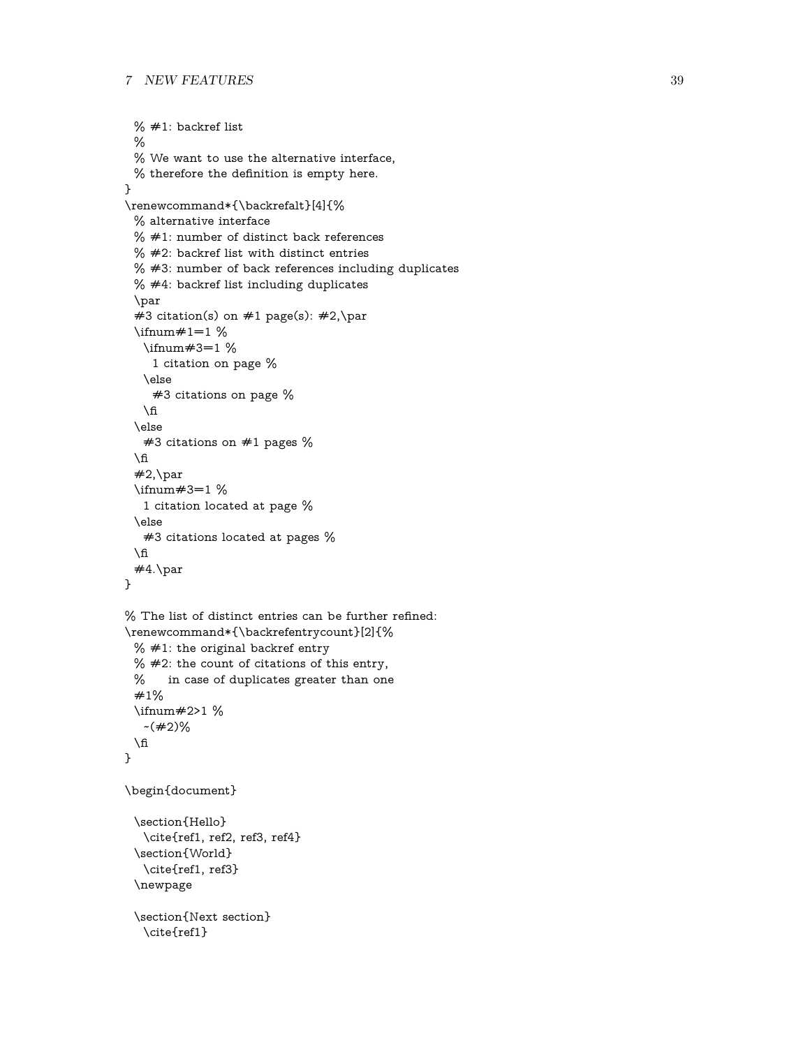```
  % #1: backref list
  %
  % We want to use the alternative interface,
  % therefore the definition is empty here.
}
\renewcommand*{\backrefalt}[4]{%
  % alternative interface
  % #1: number of distinct back references
  % #2: backref list with distinct entries
  % #3: number of back references including duplicates
  % #4: backref list including duplicates
  \par
  #3 citation(s) on #1 page(s): #2,\par
  \ifnum#1=1 %
    \ifnum#3=1 %
      1 citation on page %
    \else
      #3 citations on page %
    \fi
  \else
    #3 citations on #1 pages %
  \fi
  #2,\par
  \ifnum#3=1 %
    1 citation located at page %
  \else
    #3 citations located at pages %
  \fi
  #4.\par
}

% The list of distinct entries can be further refined:
\renewcommand*{\backrefentrycount}[2]{%
  % #1: the original backref entry
  % #2: the count of citations of this entry,
  %     in case of duplicates greater than one
  #1%
  \ifnum#2>1 %
    ~(#2)%
  \fi
}

\begin{document}

  \section{Hello}
    \cite{ref1, ref2, ref3, ref4}
  \section{World}
    \cite{ref1, ref3}
  \newpage

  \section{Next section}
    \cite{ref1}
```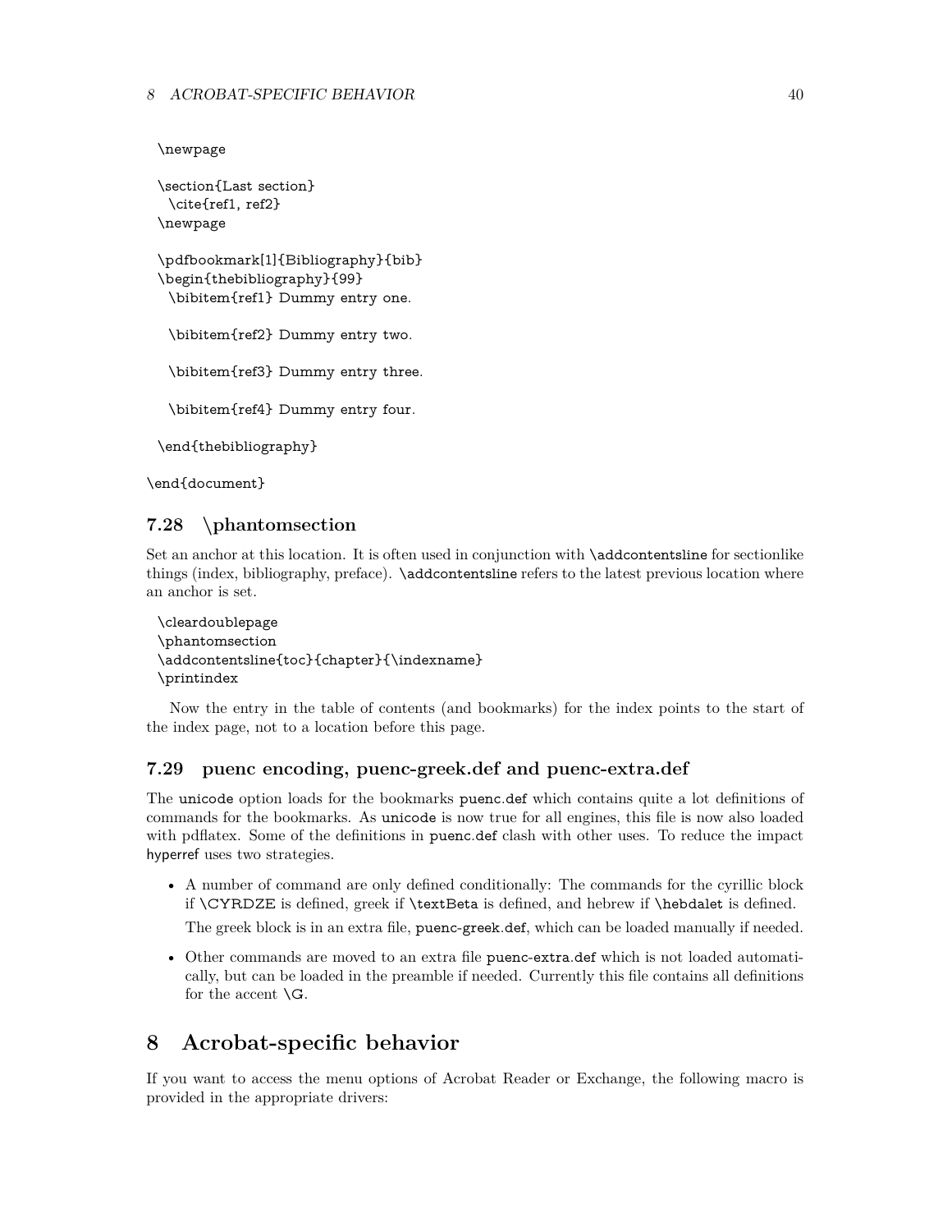```
\newpage

\section{Last section}
  \cite{ref1, ref2}
\newpage

\pdfbookmark[1]{Bibliography}{bib}
\begin{thebibliography}{99}
  \bibitem{ref1} Dummy entry one.

  \bibitem{ref2} Dummy entry two.

  \bibitem{ref3} Dummy entry three.

  \bibitem{ref4} Dummy entry four.

\end{thebibliography}

\end{document}
```

### 7.28 \phantomsection

Set an anchor at this location. It is often used in conjunction with `\addcontentsline` for sectionlike things (index, bibliography, preface). `\addcontentsline` refers to the latest previous location where an anchor is set.

```
\cleardoublepage
\phantomsection
\addcontentsline{toc}{chapter}{\indexname}
\printindex
```

Now the entry in the table of contents (and bookmarks) for the index points to the start of the index page, not to a location before this page.

### 7.29 puenc encoding, puenc-greek.def and puenc-extra.def

The `unicode` option loads for the bookmarks `puenc.def` which contains quite a lot definitions of commands for the bookmarks. As `unicode` is now true for all engines, this file is now also loaded with pdflatex. Some of the definitions in `puenc.def` clash with other uses. To reduce the impact hyperref uses two strategies.

- A number of command are only defined conditionally: The commands for the cyrillic block if `\CYRDZE` is defined, greek if `\textBeta` is defined, and hebrew if `\hebdalet` is defined.

  The greek block is in an extra file, `puenc-greek.def`, which can be loaded manually if needed.

- Other commands are moved to an extra file `puenc-extra.def` which is not loaded automatically, but can be loaded in the preamble if needed. Currently this file contains all definitions for the accent `\G`.

## 8 Acrobat-specific behavior

If you want to access the menu options of Acrobat Reader or Exchange, the following macro is provided in the appropriate drivers: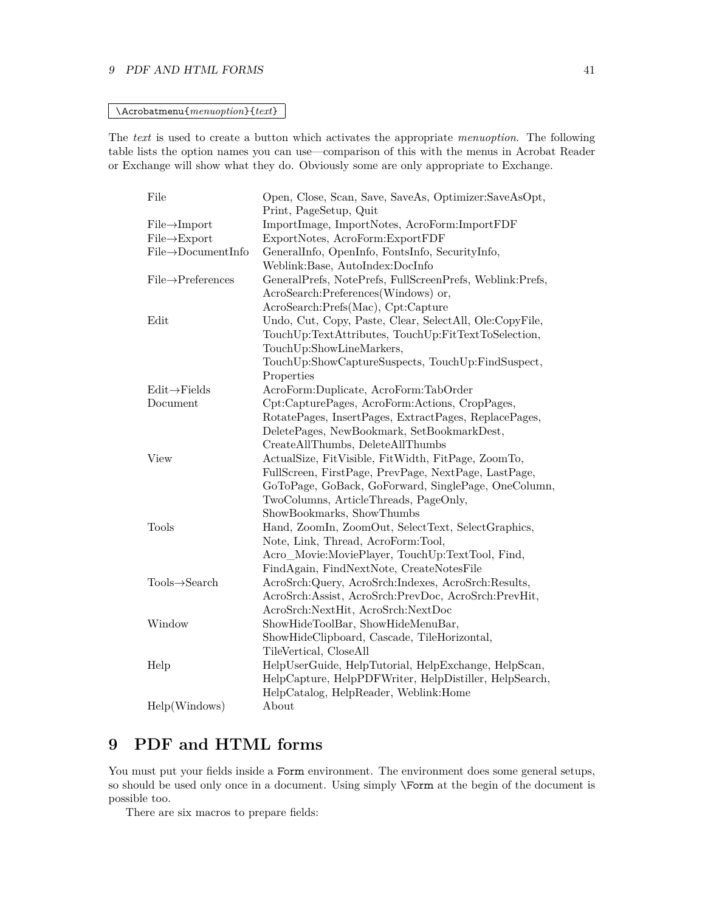`\Acrobatmenu{menuoption}{text}`

The *text* is used to create a button which activates the appropriate *menuoption*. The following table lists the option names you can use—comparison of this with the menus in Acrobat Reader or Exchange will show what they do. Obviously some are only appropriate to Exchange.

| | |
|---|---|
| File | Open, Close, Scan, Save, SaveAs, Optimizer:SaveAsOpt, Print, PageSetup, Quit |
| File→Import | ImportImage, ImportNotes, AcroForm:ImportFDF |
| File→Export | ExportNotes, AcroForm:ExportFDF |
| File→DocumentInfo | GeneralInfo, OpenInfo, FontsInfo, SecurityInfo, Weblink:Base, AutoIndex:DocInfo |
| File→Preferences | GeneralPrefs, NotePrefs, FullScreenPrefs, Weblink:Prefs, AcroSearch:Preferences(Windows) or, AcroSearch:Prefs(Mac), Cpt:Capture |
| Edit | Undo, Cut, Copy, Paste, Clear, SelectAll, Ole:CopyFile, TouchUp:TextAttributes, TouchUp:FitTextToSelection, TouchUp:ShowLineMarkers, TouchUp:ShowCaptureSuspects, TouchUp:FindSuspect, Properties |
| Edit→Fields | AcroForm:Duplicate, AcroForm:TabOrder |
| Document | Cpt:CapturePages, AcroForm:Actions, CropPages, RotatePages, InsertPages, ExtractPages, ReplacePages, DeletePages, NewBookmark, SetBookmarkDest, CreateAllThumbs, DeleteAllThumbs |
| View | ActualSize, FitVisible, FitWidth, FitPage, ZoomTo, FullScreen, FirstPage, PrevPage, NextPage, LastPage, GoToPage, GoBack, GoForward, SinglePage, OneColumn, TwoColumns, ArticleThreads, PageOnly, ShowBookmarks, ShowThumbs |
| Tools | Hand, ZoomIn, ZoomOut, SelectText, SelectGraphics, Note, Link, Thread, AcroForm:Tool, Acro_Movie:MoviePlayer, TouchUp:TextTool, Find, FindAgain, FindNextNote, CreateNotesFile |
| Tools→Search | AcroSrch:Query, AcroSrch:Indexes, AcroSrch:Results, AcroSrch:Assist, AcroSrch:PrevDoc, AcroSrch:PrevHit, AcroSrch:NextHit, AcroSrch:NextDoc |
| Window | ShowHideToolBar, ShowHideMenuBar, ShowHideClipboard, Cascade, TileHorizontal, TileVertical, CloseAll |
| Help | HelpUserGuide, HelpTutorial, HelpExchange, HelpScan, HelpCapture, HelpPDFWriter, HelpDistiller, HelpSearch, HelpCatalog, HelpReader, Weblink:Home |
| Help(Windows) | About |

# 9 PDF and HTML forms

You must put your fields inside a `Form` environment. The environment does some general setups, so should be used only once in a document. Using simply `\Form` at the begin of the document is possible too.

There are six macros to prepare fields: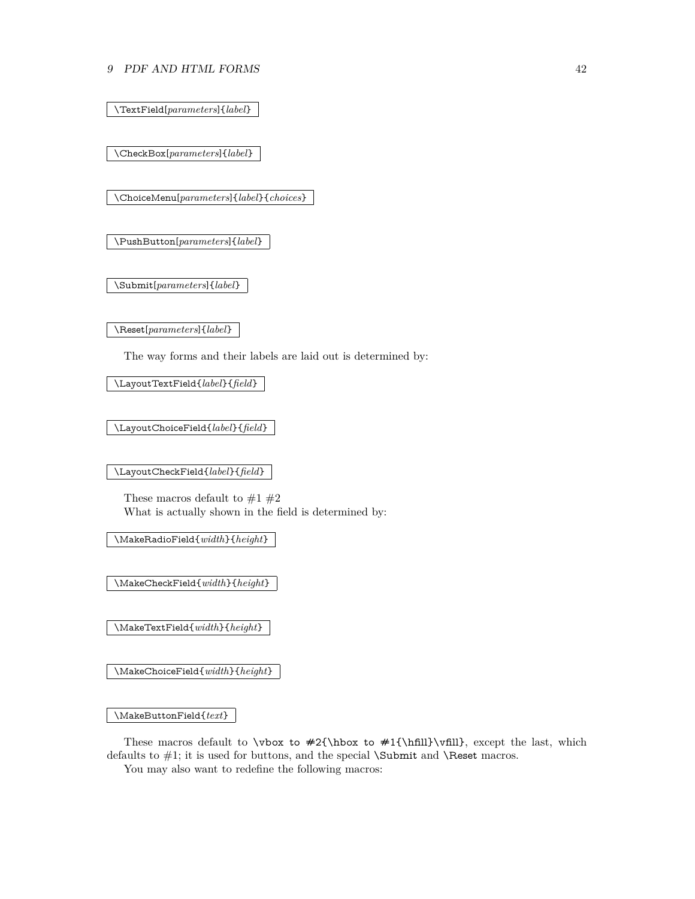`\TextField[parameters]{label}`

`\CheckBox[parameters]{label}`

`\ChoiceMenu[parameters]{label}{choices}`

`\PushButton[parameters]{label}`

`\Submit[parameters]{label}`

`\Reset[parameters]{label}`

The way forms and their labels are laid out is determined by:

`\LayoutTextField{label}{field}`

`\LayoutChoiceField{label}{field}`

`\LayoutCheckField{label}{field}`

These macros default to #1 #2
What is actually shown in the field is determined by:

`\MakeRadioField{width}{height}`

`\MakeCheckField{width}{height}`

`\MakeTextField{width}{height}`

`\MakeChoiceField{width}{height}`

`\MakeButtonField{text}`

These macros default to `\vbox to #2{\hbox to #1{\hfill}\vfill}`, except the last, which defaults to #1; it is used for buttons, and the special `\Submit` and `\Reset` macros.
You may also want to redefine the following macros: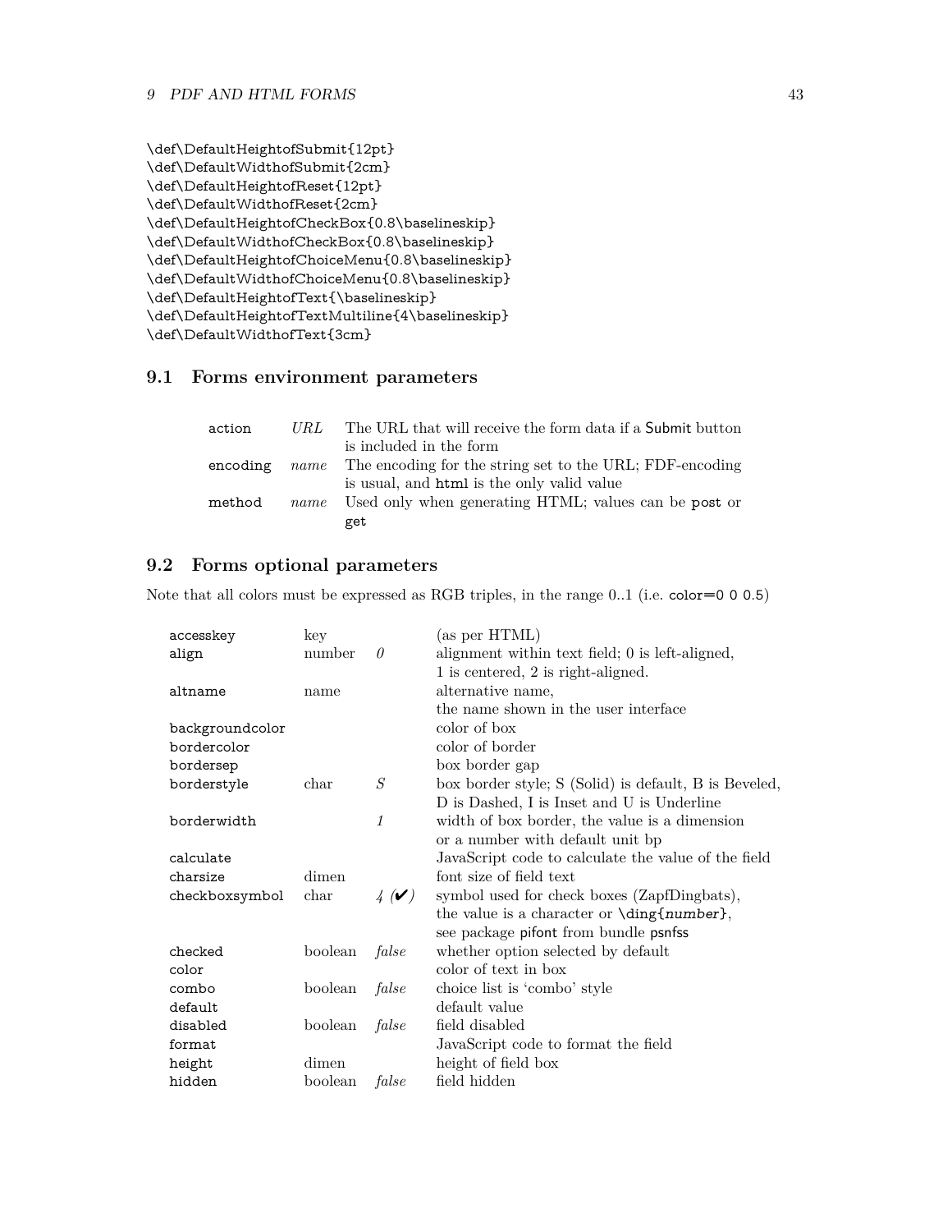```
\def\DefaultHeightofSubmit{12pt}
\def\DefaultWidthofSubmit{2cm}
\def\DefaultHeightofReset{12pt}
\def\DefaultWidthofReset{2cm}
\def\DefaultHeightofCheckBox{0.8\baselineskip}
\def\DefaultWidthofCheckBox{0.8\baselineskip}
\def\DefaultHeightofChoiceMenu{0.8\baselineskip}
\def\DefaultWidthofChoiceMenu{0.8\baselineskip}
\def\DefaultHeightofText{\baselineskip}
\def\DefaultHeightofTextMultiline{4\baselineskip}
\def\DefaultWidthofText{3cm}
```

## 9.1 Forms environment parameters

| | | |
|---|---|---|
| action | *URL* | The URL that will receive the form data if a Submit button is included in the form |
| encoding | *name* | The encoding for the string set to the URL; FDF-encoding is usual, and html is the only valid value |
| method | *name* | Used only when generating HTML; values can be post or get |

## 9.2 Forms optional parameters

Note that all colors must be expressed as RGB triples, in the range 0..1 (i.e. color=0 0 0.5)

| | | | |
|---|---|---|---|
| accesskey | key | | (as per HTML) |
| align | number | *0* | alignment within text field; 0 is left-aligned, 1 is centered, 2 is right-aligned. |
| altname | name | | alternative name, the name shown in the user interface |
| backgroundcolor | | | color of box |
| bordercolor | | | color of border |
| bordersep | | | box border gap |
| borderstyle | char | *S* | box border style; S (Solid) is default, B is Beveled, D is Dashed, I is Inset and U is Underline |
| borderwidth | | *1* | width of box border, the value is a dimension or a number with default unit bp |
| calculate | | | JavaScript code to calculate the value of the field |
| charsize | dimen | | font size of field text |
| checkboxsymbol | char | *4 (✔)* | symbol used for check boxes (ZapfDingbats), the value is a character or \ding{*number*}, see package pifont from bundle psnfss |
| checked | boolean | *false* | whether option selected by default |
| color | | | color of text in box |
| combo | boolean | *false* | choice list is 'combo' style |
| default | | | default value |
| disabled | boolean | *false* | field disabled |
| format | | | JavaScript code to format the field |
| height | dimen | | height of field box |
| hidden | boolean | *false* | field hidden |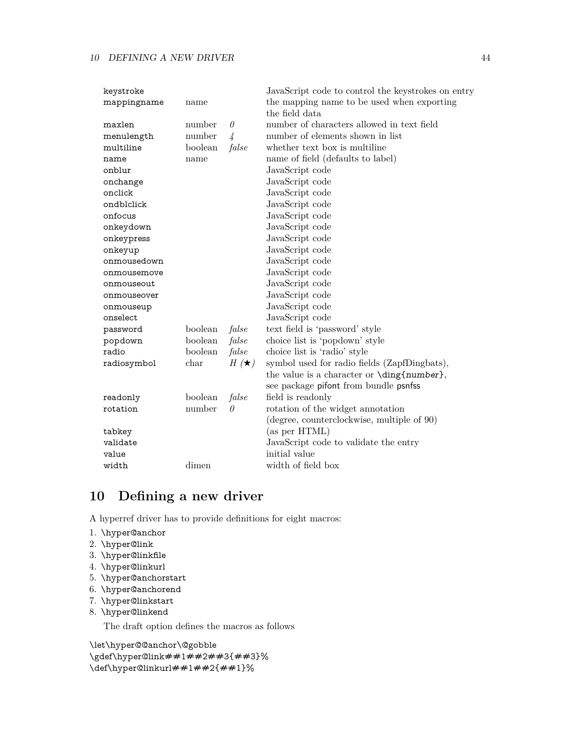| | | | |
|---|---|---|---|
| keystroke | | | JavaScript code to control the keystrokes on entry |
| mappingname | name | | the mapping name to be used when exporting the field data |
| maxlen | number | *0* | number of characters allowed in text field |
| menulength | number | *4* | number of elements shown in list |
| multiline | boolean | *false* | whether text box is multiline |
| name | name | | name of field (defaults to label) |
| onblur | | | JavaScript code |
| onchange | | | JavaScript code |
| onclick | | | JavaScript code |
| ondblclick | | | JavaScript code |
| onfocus | | | JavaScript code |
| onkeydown | | | JavaScript code |
| onkeypress | | | JavaScript code |
| onkeyup | | | JavaScript code |
| onmousedown | | | JavaScript code |
| onmousemove | | | JavaScript code |
| onmouseout | | | JavaScript code |
| onmouseover | | | JavaScript code |
| onmouseup | | | JavaScript code |
| onselect | | | JavaScript code |
| password | boolean | *false* | text field is 'password' style |
| popdown | boolean | *false* | choice list is 'popdown' style |
| radio | boolean | *false* | choice list is 'radio' style |
| radiosymbol | char | *H* (★) | symbol used for radio fields (ZapfDingbats), the value is a character or `\ding{number}`, see package pifont from bundle psnfss |
| readonly | boolean | *false* | field is readonly |
| rotation | number | *0* | rotation of the widget annotation (degree, counterclockwise, multiple of 90) |
| tabkey | | | (as per HTML) |
| validate | | | JavaScript code to validate the entry |
| value | | | initial value |
| width | dimen | | width of field box |

## 10 Defining a new driver

A hyperref driver has to provide definitions for eight macros:

1. `\hyper@anchor`
2. `\hyper@link`
3. `\hyper@linkfile`
4. `\hyper@linkurl`
5. `\hyper@anchorstart`
6. `\hyper@anchorend`
7. `\hyper@linkstart`
8. `\hyper@linkend`

The draft option defines the macros as follows

```
\let\hyper@@anchor\@gobble
\gdef\hyper@link##1##2##3{##3}%
\def\hyper@linkurl##1##2{##1}%
```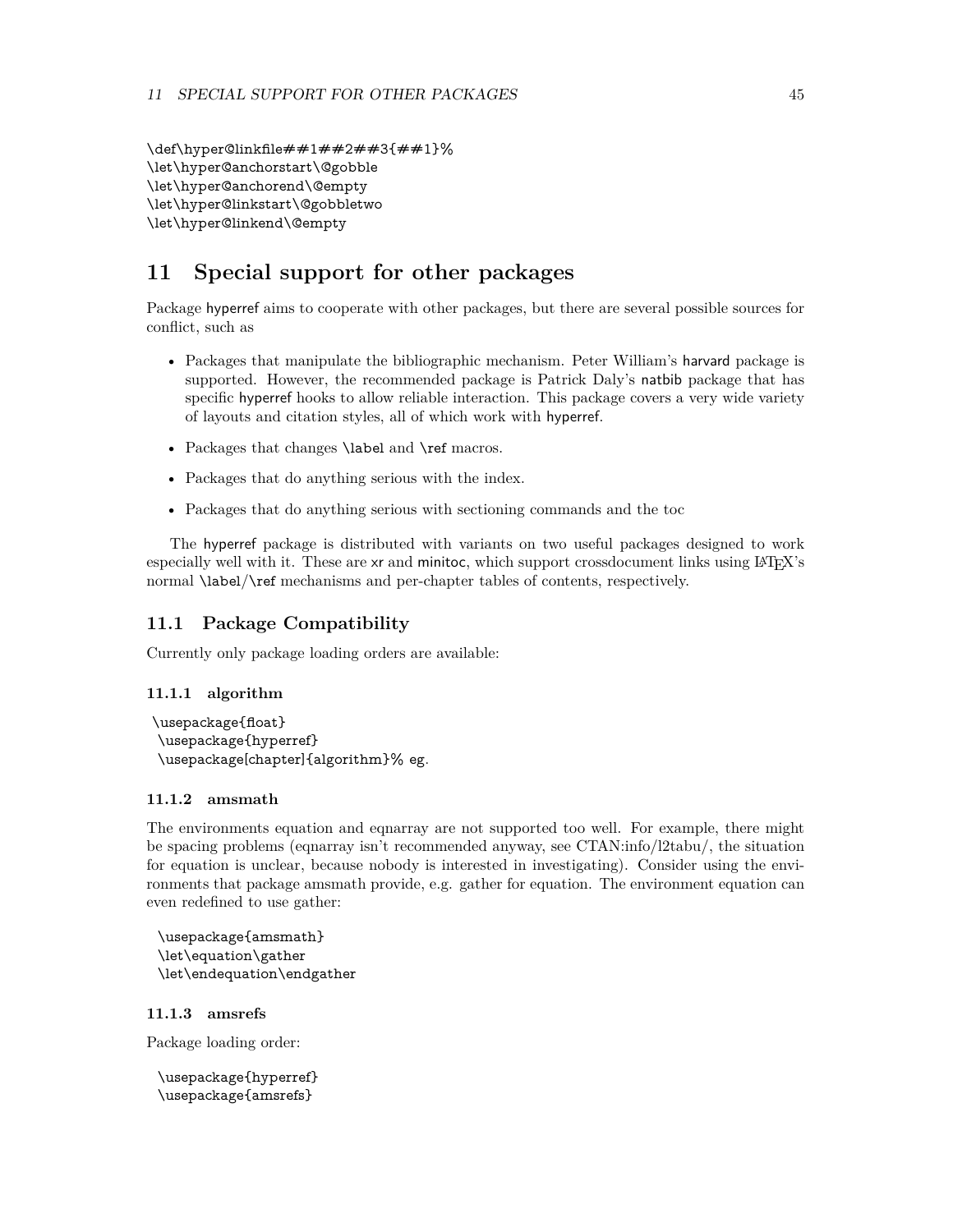```
\def\hyper@linkfile##1##2##3{##1}%
\let\hyper@anchorstart\@gobble
\let\hyper@anchorend\@empty
\let\hyper@linkstart\@gobbletwo
\let\hyper@linkend\@empty
```

# 11 Special support for other packages

Package hyperref aims to cooperate with other packages, but there are several possible sources for conflict, such as

- Packages that manipulate the bibliographic mechanism. Peter William's harvard package is supported. However, the recommended package is Patrick Daly's natbib package that has specific hyperref hooks to allow reliable interaction. This package covers a very wide variety of layouts and citation styles, all of which work with hyperref.
- Packages that changes \label and \ref macros.
- Packages that do anything serious with the index.
- Packages that do anything serious with sectioning commands and the toc

The hyperref package is distributed with variants on two useful packages designed to work especially well with it. These are xr and minitoc, which support crossdocument links using LaTeX's normal \label/\ref mechanisms and per-chapter tables of contents, respectively.

## 11.1 Package Compatibility

Currently only package loading orders are available:

### 11.1.1 algorithm

```
\usepackage{float}
\usepackage{hyperref}
\usepackage[chapter]{algorithm}% eg.
```

### 11.1.2 amsmath

The environments equation and eqnarray are not supported too well. For example, there might be spacing problems (eqnarray isn't recommended anyway, see CTAN:info/l2tabu/, the situation for equation is unclear, because nobody is interested in investigating). Consider using the environments that package amsmath provide, e.g. gather for equation. The environment equation can even redefined to use gather:

```
\usepackage{amsmath}
\let\equation\gather
\let\endequation\endgather
```

### 11.1.3 amsrefs

Package loading order:

```
\usepackage{hyperref}
\usepackage{amsrefs}
```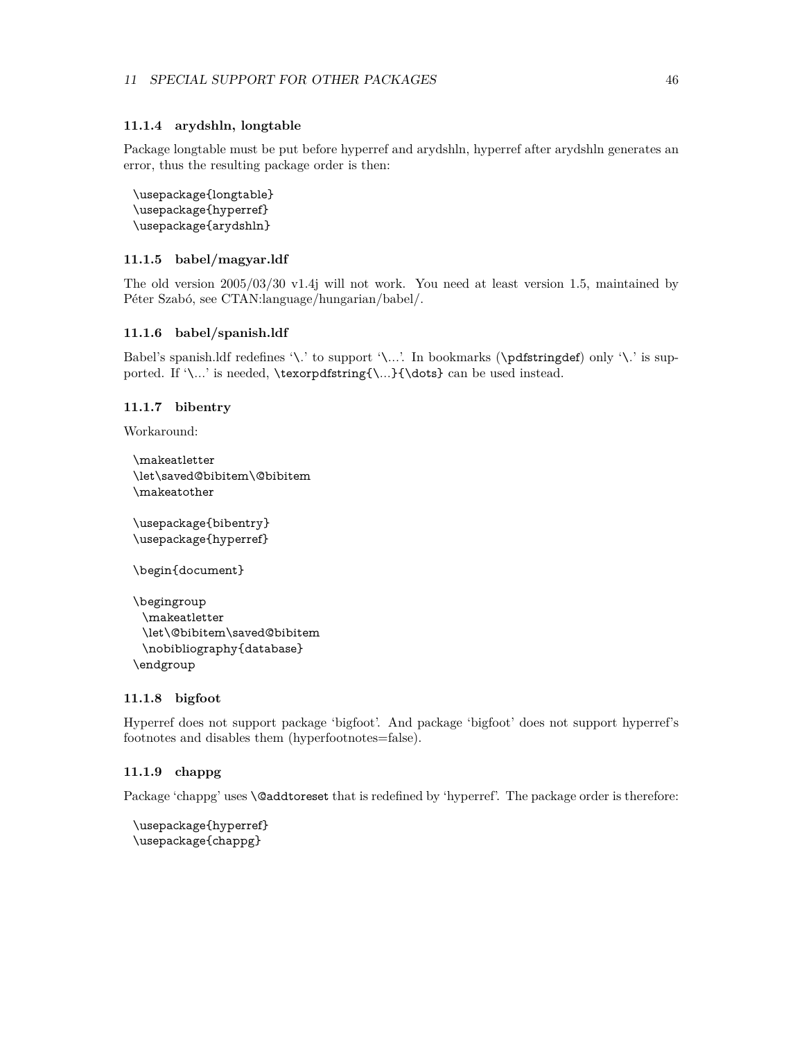#### 11.1.4 arydshln, longtable

Package longtable must be put before hyperref and arydshln, hyperref after arydshln generates an error, thus the resulting package order is then:

```
\usepackage{longtable}
\usepackage{hyperref}
\usepackage{arydshln}
```

#### 11.1.5 babel/magyar.ldf

The old version 2005/03/30 v1.4j will not work. You need at least version 1.5, maintained by Péter Szabó, see CTAN:language/hungarian/babel/.

#### 11.1.6 babel/spanish.ldf

Babel's spanish.ldf redefines '`\.`' to support '`\...`'. In bookmarks (`\pdfstringdef`) only '`\.`' is supported. If '`\...`' is needed, `\texorpdfstring{\...}{\dots}` can be used instead.

#### 11.1.7 bibentry

Workaround:

```
\makeatletter
\let\saved@bibitem\@bibitem
\makeatother

\usepackage{bibentry}
\usepackage{hyperref}

\begin{document}

\begingroup
  \makeatletter
  \let\@bibitem\saved@bibitem
  \nobibliography{database}
\endgroup
```

#### 11.1.8 bigfoot

Hyperref does not support package 'bigfoot'. And package 'bigfoot' does not support hyperref's footnotes and disables them (hyperfootnotes=false).

#### 11.1.9 chappg

Package 'chappg' uses `\@addtoreset` that is redefined by 'hyperref'. The package order is therefore:

```
\usepackage{hyperref}
\usepackage{chappg}
```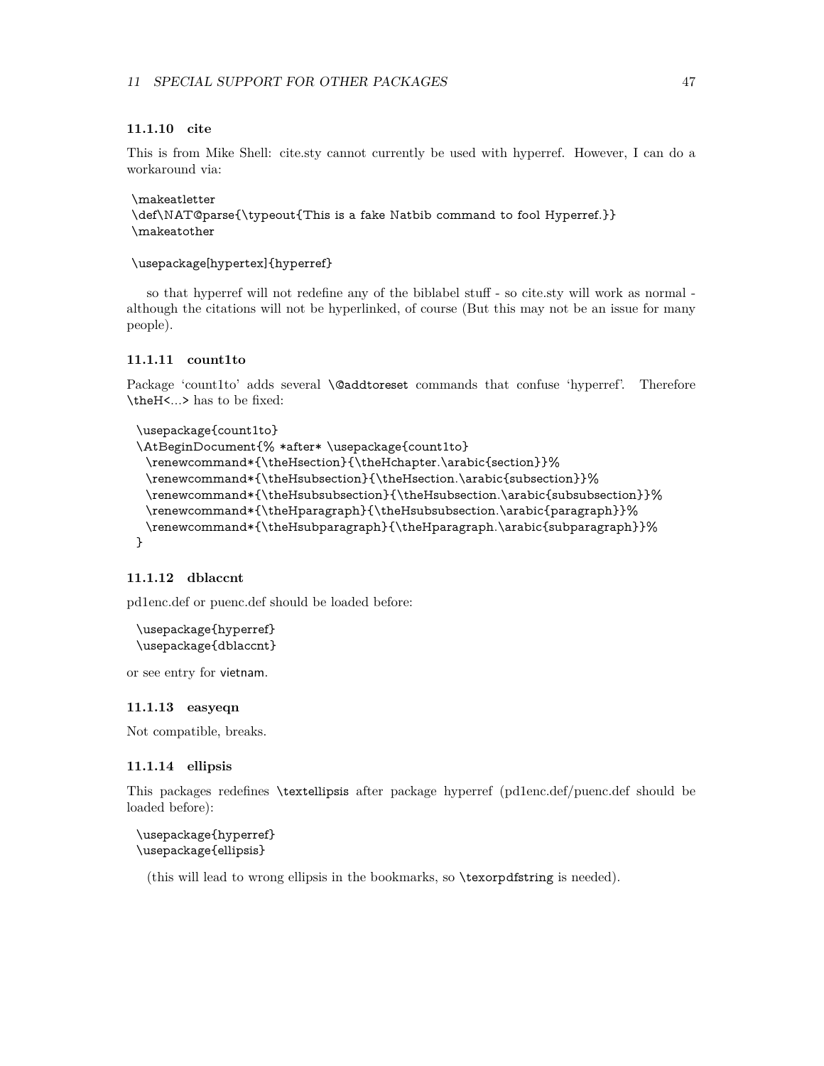#### 11.1.10 cite

This is from Mike Shell: cite.sty cannot currently be used with hyperref. However, I can do a workaround via:

```
\makeatletter
\def\NAT@parse{\typeout{This is a fake Natbib command to fool Hyperref.}}
\makeatother

\usepackage[hypertex]{hyperref}
```

so that hyperref will not redefine any of the biblabel stuff - so cite.sty will work as normal - although the citations will not be hyperlinked, of course (But this may not be an issue for many people).

#### 11.1.11 count1to

Package 'count1to' adds several `\@addtoreset` commands that confuse 'hyperref'. Therefore `\theH<...>` has to be fixed:

```
\usepackage{count1to}
\AtBeginDocument{% *after* \usepackage{count1to}
  \renewcommand*{\theHsection}{\theHchapter.\arabic{section}}%
  \renewcommand*{\theHsubsection}{\theHsection.\arabic{subsection}}%
  \renewcommand*{\theHsubsubsection}{\theHsubsection.\arabic{subsubsection}}%
  \renewcommand*{\theHparagraph}{\theHsubsubsection.\arabic{paragraph}}%
  \renewcommand*{\theHsubparagraph}{\theHparagraph.\arabic{subparagraph}}%
}
```

#### 11.1.12 dblaccnt

pd1enc.def or puenc.def should be loaded before:

```
\usepackage{hyperref}
\usepackage{dblaccnt}
```

or see entry for vietnam.

#### 11.1.13 easyeqn

Not compatible, breaks.

#### 11.1.14 ellipsis

This packages redefines `\textellipsis` after package hyperref (pd1enc.def/puenc.def should be loaded before):

```
\usepackage{hyperref}
\usepackage{ellipsis}
```

(this will lead to wrong ellipsis in the bookmarks, so `\texorpdfstring` is needed).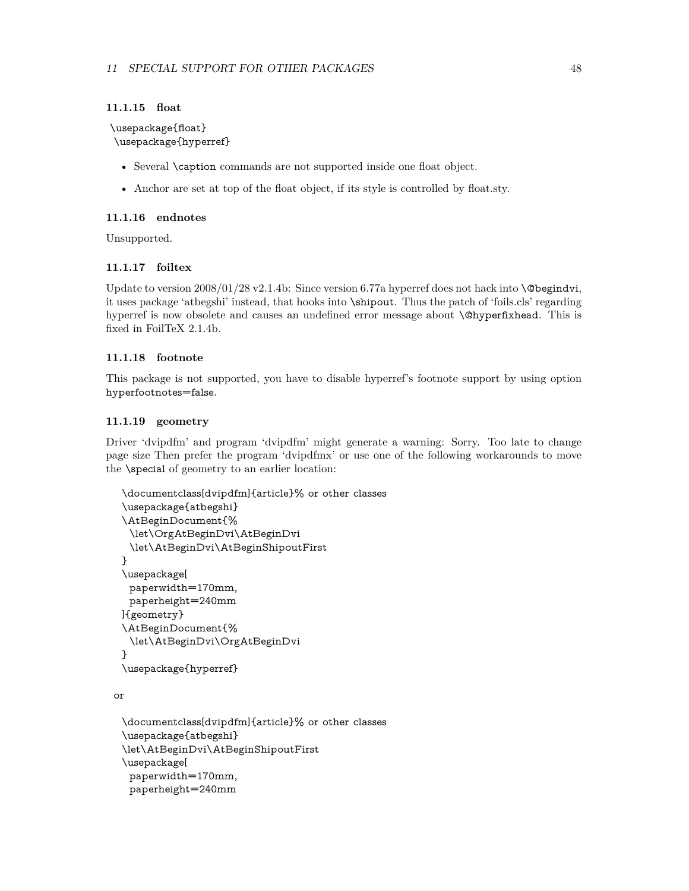#### 11.1.15 float

```
\usepackage{float}
\usepackage{hyperref}
```

- Several `\caption` commands are not supported inside one float object.
- Anchor are set at top of the float object, if its style is controlled by float.sty.

#### 11.1.16 endnotes

Unsupported.

#### 11.1.17 foiltex

Update to version 2008/01/28 v2.1.4b: Since version 6.77a hyperref does not hack into `\@begindvi`, it uses package 'atbegshi' instead, that hooks into `\shipout`. Thus the patch of 'foils.cls' regarding hyperref is now obsolete and causes an undefined error message about `\@hyperfixhead`. This is fixed in FoilTeX 2.1.4b.

#### 11.1.18 footnote

This package is not supported, you have to disable hyperref's footnote support by using option `hyperfootnotes=false`.

#### 11.1.19 geometry

Driver 'dvipdfm' and program 'dvipdfm' might generate a warning: Sorry. Too late to change page size Then prefer the program 'dvipdfmx' or use one of the following workarounds to move the `\special` of geometry to an earlier location:

```
\documentclass[dvipdfm]{article}% or other classes
\usepackage{atbegshi}
\AtBeginDocument{%
  \let\OrgAtBeginDvi\AtBeginDvi
  \let\AtBeginDvi\AtBeginShipoutFirst
}
\usepackage[
  paperwidth=170mm,
  paperheight=240mm
]{geometry}
\AtBeginDocument{%
  \let\AtBeginDvi\OrgAtBeginDvi
}
\usepackage{hyperref}
```

or

```
\documentclass[dvipdfm]{article}% or other classes
\usepackage{atbegshi}
\let\AtBeginDvi\AtBeginShipoutFirst
\usepackage[
  paperwidth=170mm,
  paperheight=240mm
```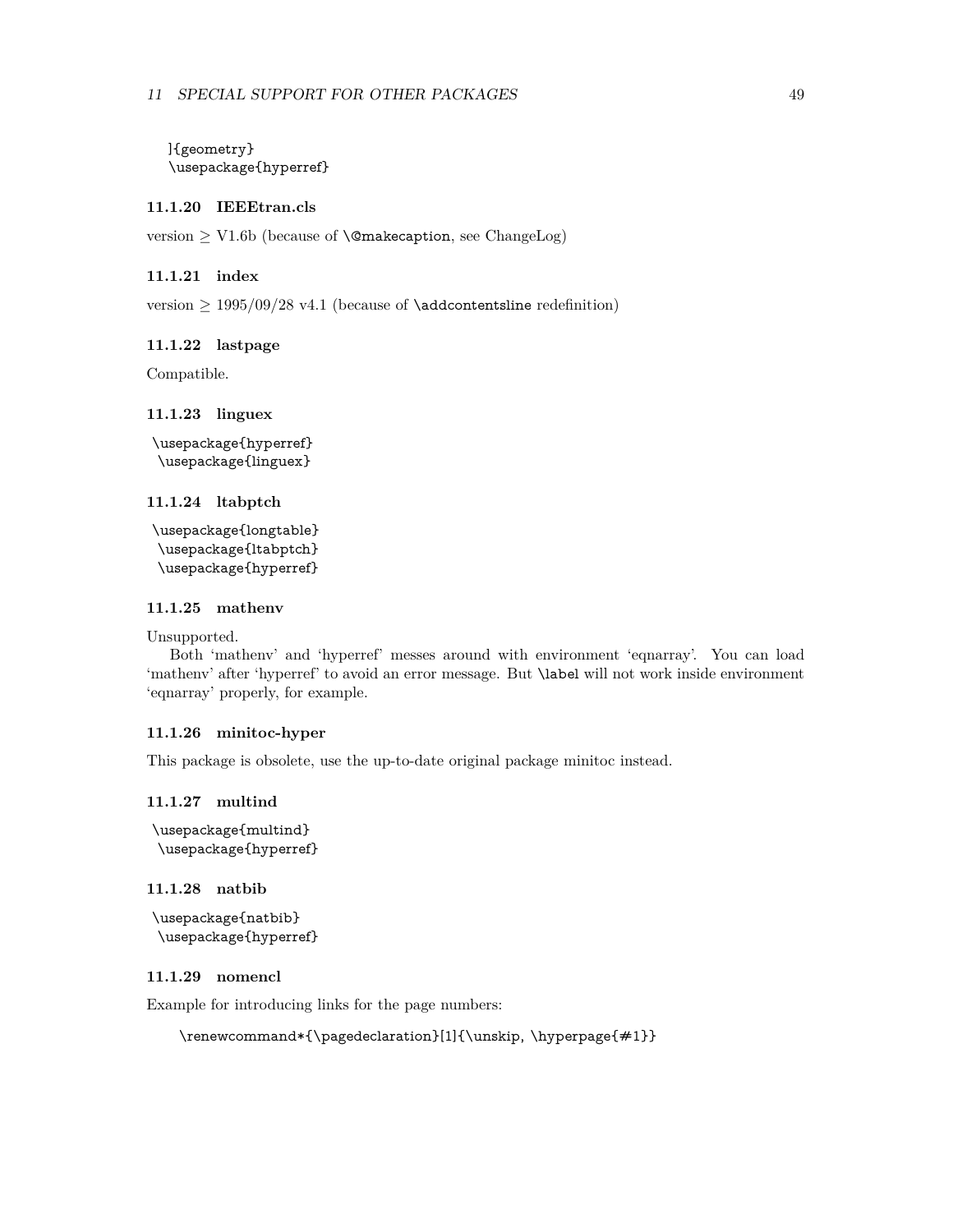```
]{geometry}
\usepackage{hyperref}
```

### 11.1.20 IEEEtran.cls

version $\geq$ V1.6b (because of `\@makecaption`, see ChangeLog)

### 11.1.21 index

version $\geq$ 1995/09/28 v4.1 (because of `\addcontentsline` redefinition)

### 11.1.22 lastpage

Compatible.

### 11.1.23 linguex

```
\usepackage{hyperref}
\usepackage{linguex}
```

### 11.1.24 ltabptch

```
\usepackage{longtable}
\usepackage{ltabptch}
\usepackage{hyperref}
```

### 11.1.25 mathenv

Unsupported.

Both 'mathenv' and 'hyperref' messes around with environment 'eqnarray'. You can load 'mathenv' after 'hyperref' to avoid an error message. But `\label` will not work inside environment 'eqnarray' properly, for example.

### 11.1.26 minitoc-hyper

This package is obsolete, use the up-to-date original package minitoc instead.

### 11.1.27 multind

```
\usepackage{multind}
\usepackage{hyperref}
```

### 11.1.28 natbib

```
\usepackage{natbib}
\usepackage{hyperref}
```

### 11.1.29 nomencl

Example for introducing links for the page numbers:

```
\renewcommand*{\pagedeclaration}[1]{\unskip, \hyperpage{#1}}
```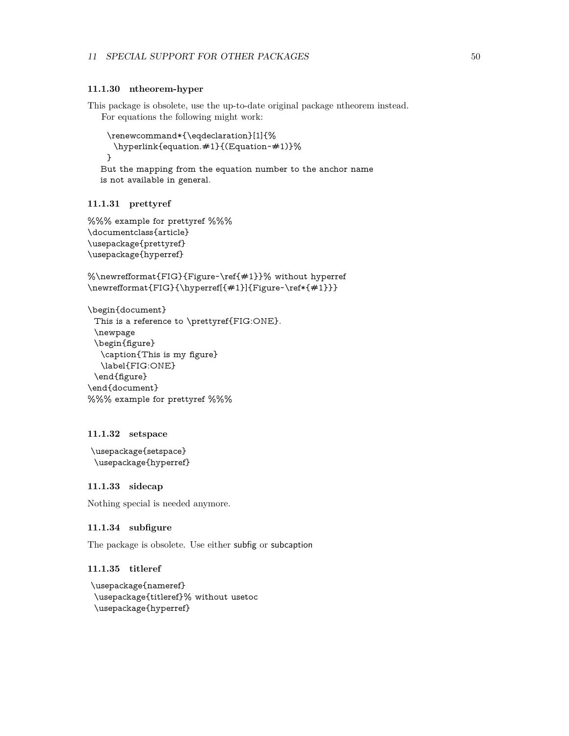#### 11.1.30 ntheorem-hyper

This package is obsolete, use the up-to-date original package ntheorem instead.

For equations the following might work:

```
\renewcommand*{\eqdeclaration}[1]{%
  \hyperlink{equation.#1}{(Equation~#1)}%
}
```

But the mapping from the equation number to the anchor name is not available in general.

#### 11.1.31 prettyref

```
%%% example for prettyref %%%
\documentclass{article}
\usepackage{prettyref}
\usepackage{hyperref}

%\newrefformat{FIG}{Figure~\ref{#1}}% without hyperref
\newrefformat{FIG}{\hyperref[{#1}]{Figure~\ref*{#1}}}

\begin{document}
  This is a reference to \prettyref{FIG:ONE}.
  \newpage
  \begin{figure}
    \caption{This is my figure}
    \label{FIG:ONE}
  \end{figure}
\end{document}
%%% example for prettyref %%%
```

#### 11.1.32 setspace

```
\usepackage{setspace}
\usepackage{hyperref}
```

#### 11.1.33 sidecap

Nothing special is needed anymore.

#### 11.1.34 subfigure

The package is obsolete. Use either subfig or subcaption

#### 11.1.35 titleref

```
\usepackage{nameref}
\usepackage{titleref}% without usetoc
\usepackage{hyperref}
```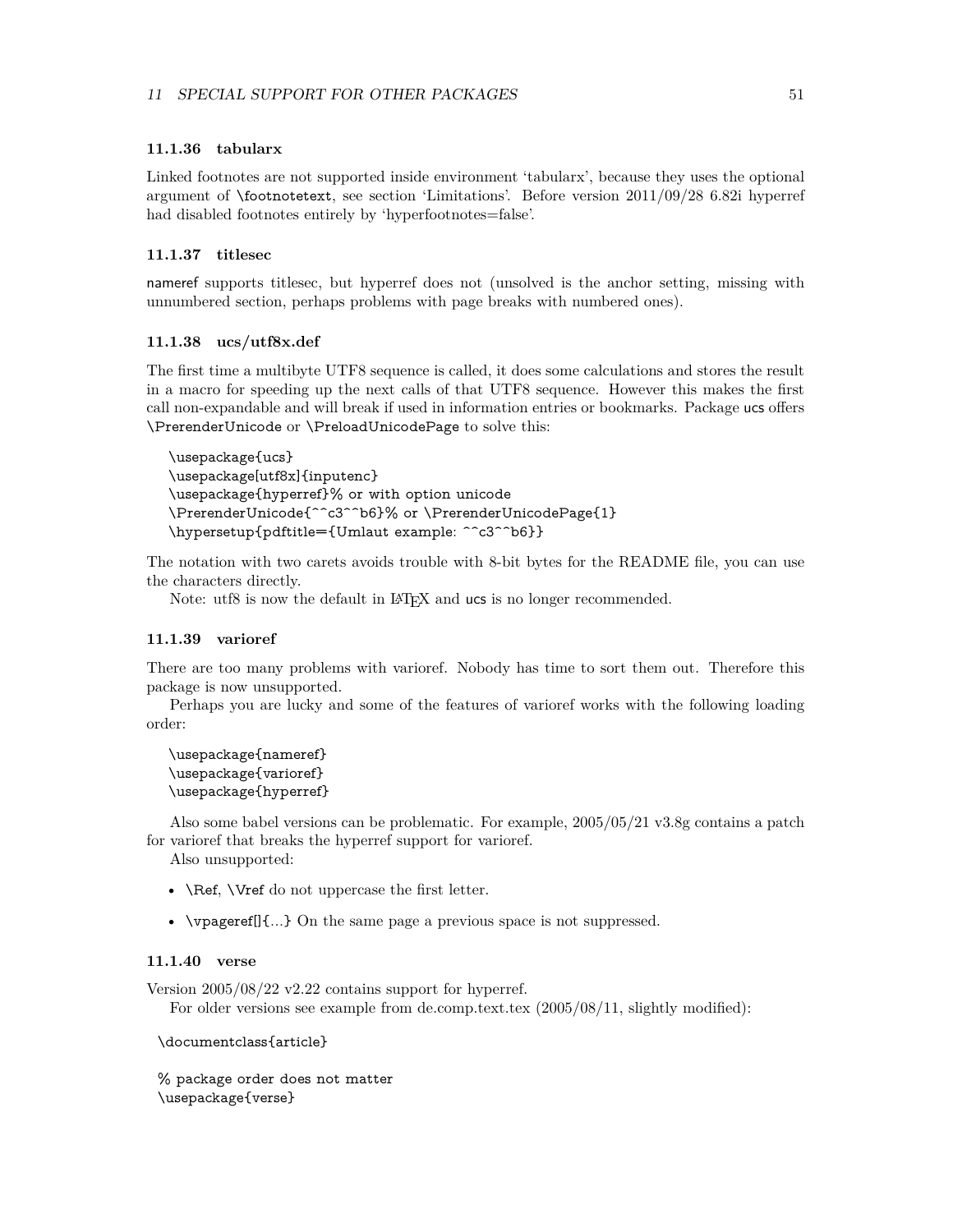#### 11.1.36 tabularx

Linked footnotes are not supported inside environment 'tabularx', because they uses the optional argument of `\footnotetext`, see section 'Limitations'. Before version 2011/09/28 6.82i hyperref had disabled footnotes entirely by 'hyperfootnotes=false'.

#### 11.1.37 titlesec

nameref supports titlesec, but hyperref does not (unsolved is the anchor setting, missing with unnumbered section, perhaps problems with page breaks with numbered ones).

#### 11.1.38 ucs/utf8x.def

The first time a multibyte UTF8 sequence is called, it does some calculations and stores the result in a macro for speeding up the next calls of that UTF8 sequence. However this makes the first call non-expandable and will break if used in information entries or bookmarks. Package ucs offers `\PrerenderUnicode` or `\PreloadUnicodePage` to solve this:

```
\usepackage{ucs}
\usepackage[utf8x]{inputenc}
\usepackage{hyperref}% or with option unicode
\PrerenderUnicode{^^c3^^b6}% or \PrerenderUnicodePage{1}
\hypersetup{pdftitle={Umlaut example: ^^c3^^b6}}
```

The notation with two carets avoids trouble with 8-bit bytes for the README file, you can use the characters directly.

Note: utf8 is now the default in LaTeX and ucs is no longer recommended.

#### 11.1.39 varioref

There are too many problems with varioref. Nobody has time to sort them out. Therefore this package is now unsupported.

Perhaps you are lucky and some of the features of varioref works with the following loading order:

```
\usepackage{nameref}
\usepackage{varioref}
\usepackage{hyperref}
```

Also some babel versions can be problematic. For example, 2005/05/21 v3.8g contains a patch for varioref that breaks the hyperref support for varioref.

Also unsupported:

- `\Ref`, `\Vref` do not uppercase the first letter.
- `\vpageref[]{...}` On the same page a previous space is not suppressed.

#### 11.1.40 verse

Version 2005/08/22 v2.22 contains support for hyperref.

For older versions see example from de.comp.text.tex (2005/08/11, slightly modified):

```
\documentclass{article}

% package order does not matter
\usepackage{verse}
```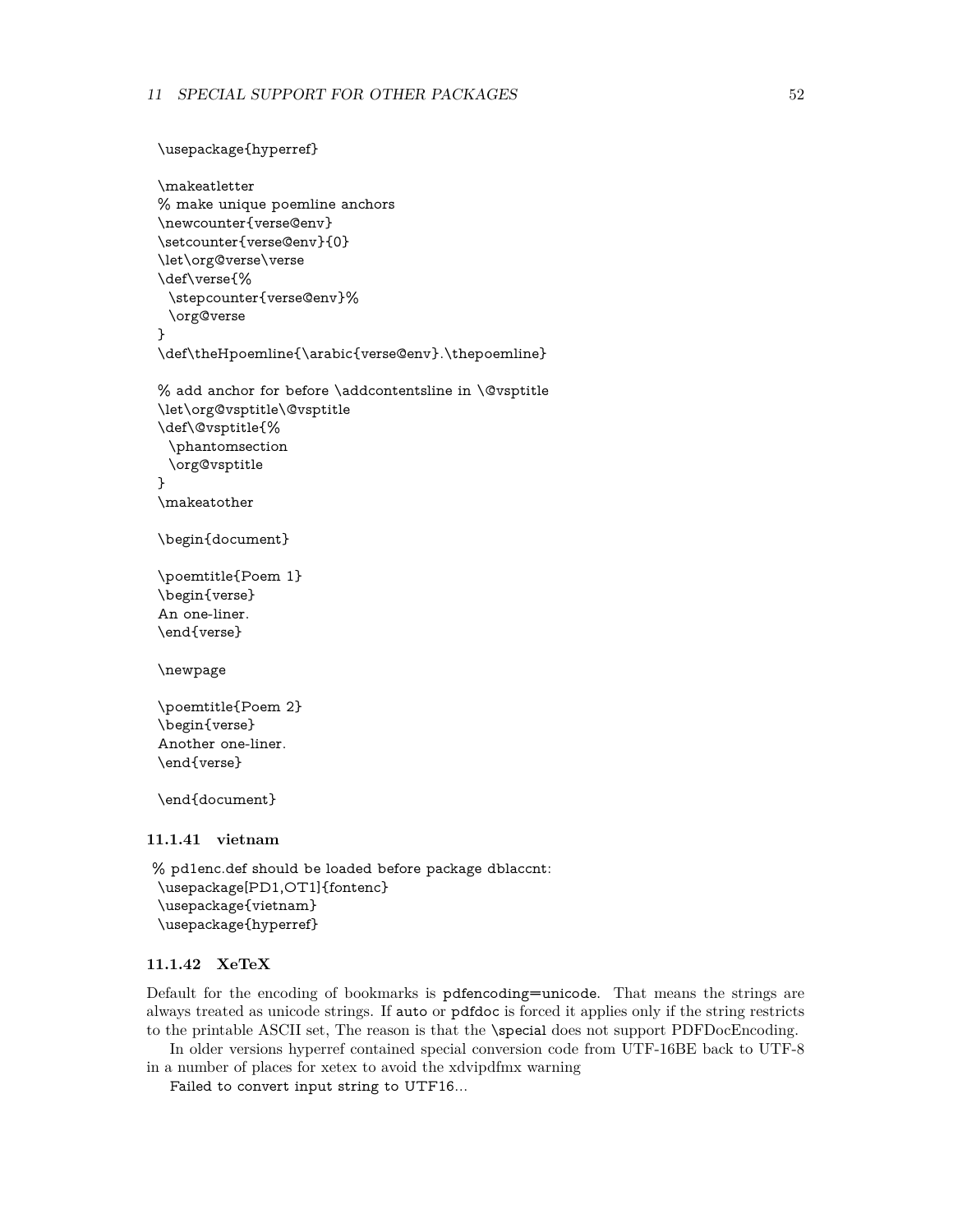```
\usepackage{hyperref}

\makeatletter
% make unique poemline anchors
\newcounter{verse@env}
\setcounter{verse@env}{0}
\let\org@verse\verse
\def\verse{%
  \stepcounter{verse@env}%
  \org@verse
}
\def\theHpoemline{\arabic{verse@env}.\thepoemline}

% add anchor for before \addcontentsline in \@vsptitle
\let\org@vsptitle\@vsptitle
\def\@vsptitle{%
  \phantomsection
  \org@vsptitle
}
\makeatother

\begin{document}

\poemtitle{Poem 1}
\begin{verse}
An one-liner.
\end{verse}

\newpage

\poemtitle{Poem 2}
\begin{verse}
Another one-liner.
\end{verse}

\end{document}
```

#### 11.1.41 vietnam

```
% pd1enc.def should be loaded before package dblaccnt:
\usepackage[PD1,OT1]{fontenc}
\usepackage{vietnam}
\usepackage{hyperref}
```

#### 11.1.42 XeTeX

Default for the encoding of bookmarks is `pdfencoding=unicode`. That means the strings are always treated as unicode strings. If `auto` or `pdfdoc` is forced it applies only if the string restricts to the printable ASCII set, The reason is that the `\special` does not support PDFDocEncoding.

In older versions hyperref contained special conversion code from UTF-16BE back to UTF-8 in a number of places for xetex to avoid the xdvipdfmx warning

```
Failed to convert input string to UTF16...
```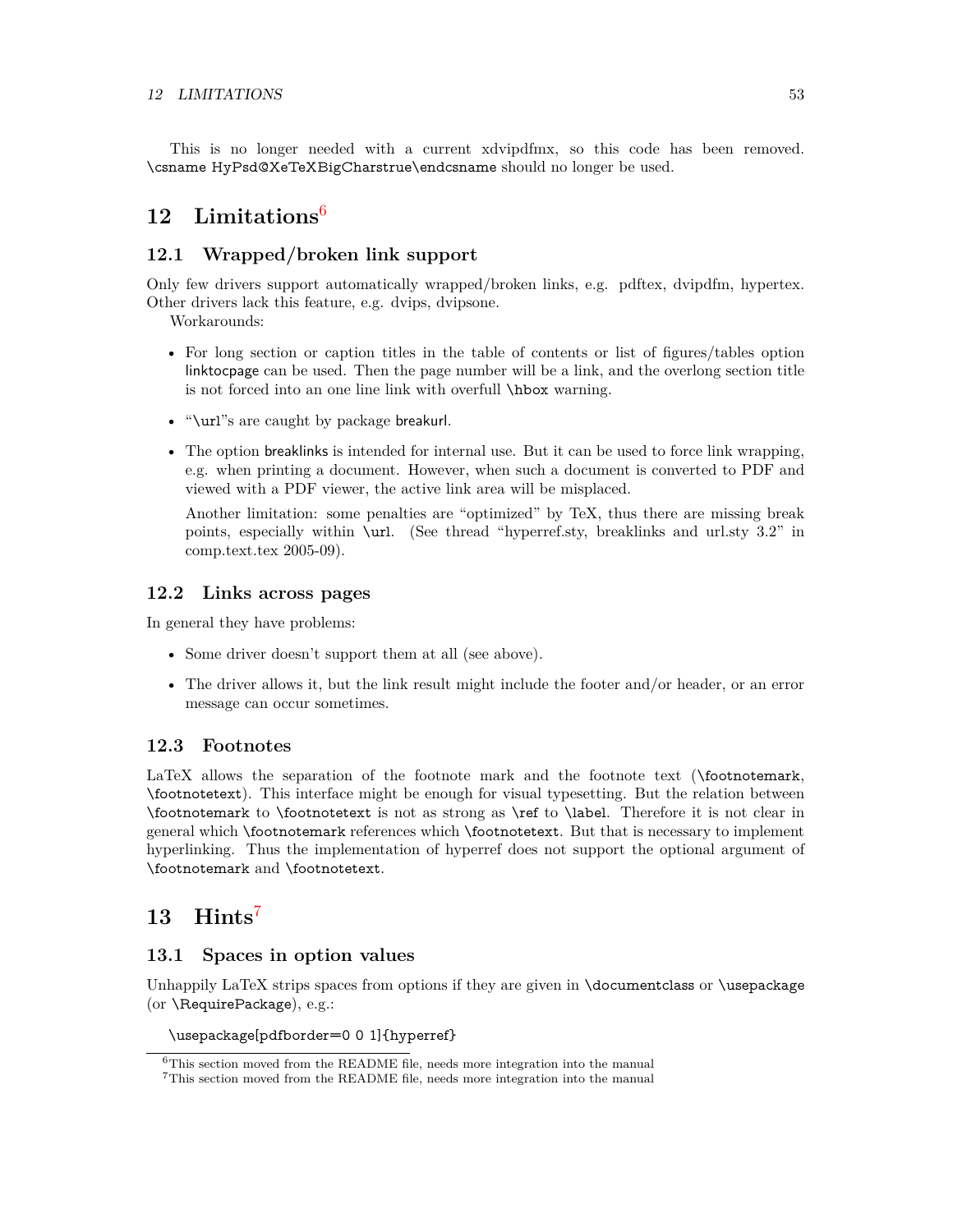This is no longer needed with a current xdvipdfmx, so this code has been removed. `\csname HyPsd@XeTeXBigCharstrue\endcsname` should no longer be used.

# 12 Limitations[6]

## 12.1 Wrapped/broken link support

Only few drivers support automatically wrapped/broken links, e.g. pdftex, dvipdfm, hypertex. Other drivers lack this feature, e.g. dvips, dvipsone.

Workarounds:

- For long section or caption titles in the table of contents or list of figures/tables option linktocpage can be used. Then the page number will be a link, and the overlong section title is not forced into an one line link with overfull `\hbox` warning.
- "`\url`"s are caught by package breakurl.
- The option breaklinks is intended for internal use. But it can be used to force link wrapping, e.g. when printing a document. However, when such a document is converted to PDF and viewed with a PDF viewer, the active link area will be misplaced.

  Another limitation: some penalties are "optimized" by TeX, thus there are missing break points, especially within `\url`. (See thread "hyperref.sty, breaklinks and url.sty 3.2" in comp.text.tex 2005-09).

## 12.2 Links across pages

In general they have problems:

- Some driver doesn't support them at all (see above).
- The driver allows it, but the link result might include the footer and/or header, or an error message can occur sometimes.

## 12.3 Footnotes

LaTeX allows the separation of the footnote mark and the footnote text (`\footnotemark`, `\footnotetext`). This interface might be enough for visual typesetting. But the relation between `\footnotemark` to `\footnotetext` is not as strong as `\ref` to `\label`. Therefore it is not clear in general which `\footnotemark` references which `\footnotetext`. But that is necessary to implement hyperlinking. Thus the implementation of hyperref does not support the optional argument of `\footnotemark` and `\footnotetext`.

# 13 Hints[7]

## 13.1 Spaces in option values

Unhappily LaTeX strips spaces from options if they are given in `\documentclass` or `\usepackage` (or `\RequirePackage`), e.g.:

```
\usepackage[pdfborder=0 0 1]{hyperref}
```

[6] This section moved from the README file, needs more integration into the manual

[7] This section moved from the README file, needs more integration into the manual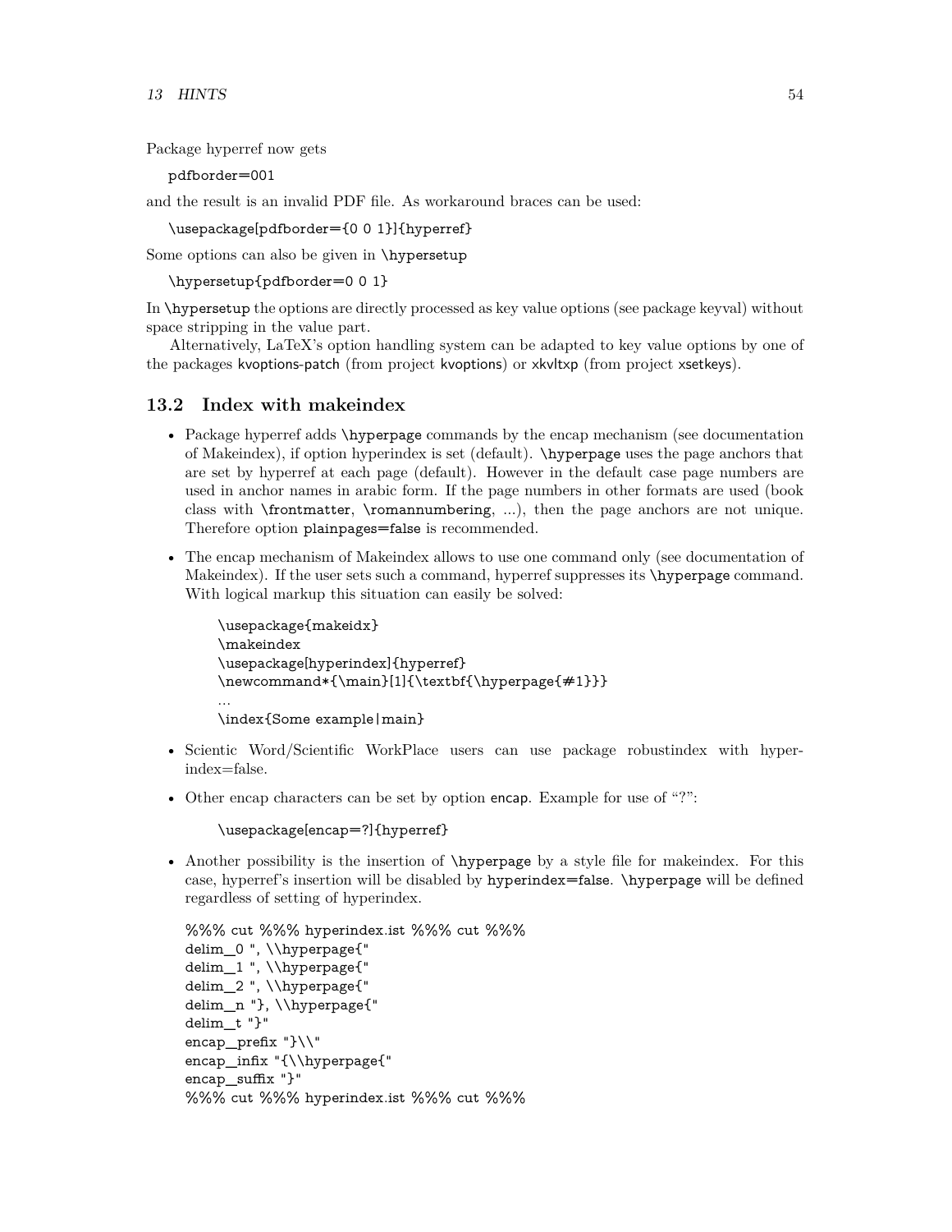Package hyperref now gets

```
pdfborder=001
```

and the result is an invalid PDF file. As workaround braces can be used:

```
\usepackage[pdfborder={0 0 1}]{hyperref}
```

Some options can also be given in `\hypersetup`

```
\hypersetup{pdfborder=0 0 1}
```

In `\hypersetup` the options are directly processed as key value options (see package keyval) without space stripping in the value part.

Alternatively, LaTeX's option handling system can be adapted to key value options by one of the packages kvoptions-patch (from project kvoptions) or xkvltxp (from project xsetkeys).

## 13.2 Index with makeindex

- Package hyperref adds `\hyperpage` commands by the encap mechanism (see documentation of Makeindex), if option hyperindex is set (default). `\hyperpage` uses the page anchors that are set by hyperref at each page (default). However in the default case page numbers are used in anchor names in arabic form. If the page numbers in other formats are used (book class with `\frontmatter`, `\romannumbering`, ...), then the page anchors are not unique. Therefore option `plainpages=false` is recommended.
- The encap mechanism of Makeindex allows to use one command only (see documentation of Makeindex). If the user sets such a command, hyperref suppresses its `\hyperpage` command. With logical markup this situation can easily be solved:

```
\usepackage{makeidx}
\makeindex
\usepackage[hyperindex]{hyperref}
\newcommand*{\main}[1]{\textbf{\hyperpage{#1}}}
...
\index{Some example|main}
```

- Scientic Word/Scientific WorkPlace users can use package robustindex with hyperindex=false.
- Other encap characters can be set by option encap. Example for use of "?":

```
\usepackage[encap=?]{hyperref}
```

- Another possibility is the insertion of `\hyperpage` by a style file for makeindex. For this case, hyperref's insertion will be disabled by `hyperindex=false`. `\hyperpage` will be defined regardless of setting of hyperindex.

```
%%% cut %%% hyperindex.ist %%% cut %%%
delim_0 ", \\hyperpage{"
delim_1 ", \\hyperpage{"
delim_2 ", \\hyperpage{"
delim_n "}, \\hyperpage{"
delim_t "}"
encap_prefix "}\\"
encap_infix "{\\hyperpage{"
encap_suffix "}"
%%% cut %%% hyperindex.ist %%% cut %%%
```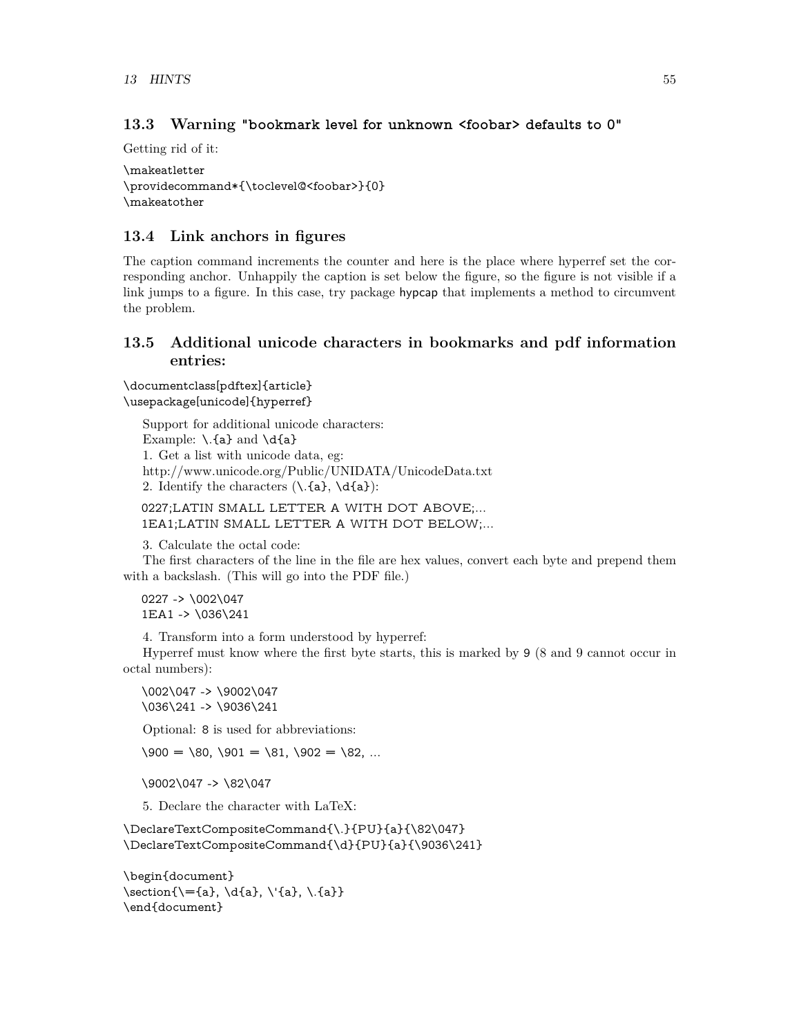### 13.3 Warning "bookmark level for unknown <foobar> defaults to 0"

Getting rid of it:

```
\makeatletter
\providecommand*{\toclevel@<foobar>}{0}
\makeatother
```

### 13.4 Link anchors in figures

The caption command increments the counter and here is the place where hyperref set the corresponding anchor. Unhappily the caption is set below the figure, so the figure is not visible if a link jumps to a figure. In this case, try package hypcap that implements a method to circumvent the problem.

### 13.5 Additional unicode characters in bookmarks and pdf information entries:

```
\documentclass[pdftex]{article}
\usepackage[unicode]{hyperref}
```

Support for additional unicode characters:
Example: `\.{a}` and `\d{a}`
1. Get a list with unicode data, eg:
http://www.unicode.org/Public/UNIDATA/UnicodeData.txt
2. Identify the characters (`\.{a}`, `\d{a}`):

```
0227;LATIN SMALL LETTER A WITH DOT ABOVE;...
1EA1;LATIN SMALL LETTER A WITH DOT BELOW;...
```

3. Calculate the octal code:
The first characters of the line in the file are hex values, convert each byte and prepend them with a backslash. (This will go into the PDF file.)

```
0227 -> \002\047
1EA1 -> \036\241
```

4. Transform into a form understood by hyperref:
Hyperref must know where the first byte starts, this is marked by 9 (8 and 9 cannot occur in octal numbers):

```
\002\047 -> \9002\047
\036\241 -> \9036\241
```

Optional: 8 is used for abbreviations:

```
\900 = \80, \901 = \81, \902 = \82, ...

\9002\047 -> \82\047
```

5. Declare the character with LaTeX:

```
\DeclareTextCompositeCommand{\.}{PU}{a}{\82\047}
\DeclareTextCompositeCommand{\d}{PU}{a}{\9036\241}

\begin{document}
\section{\={a}, \d{a}, \'{a}, \.{a}}
\end{document}
```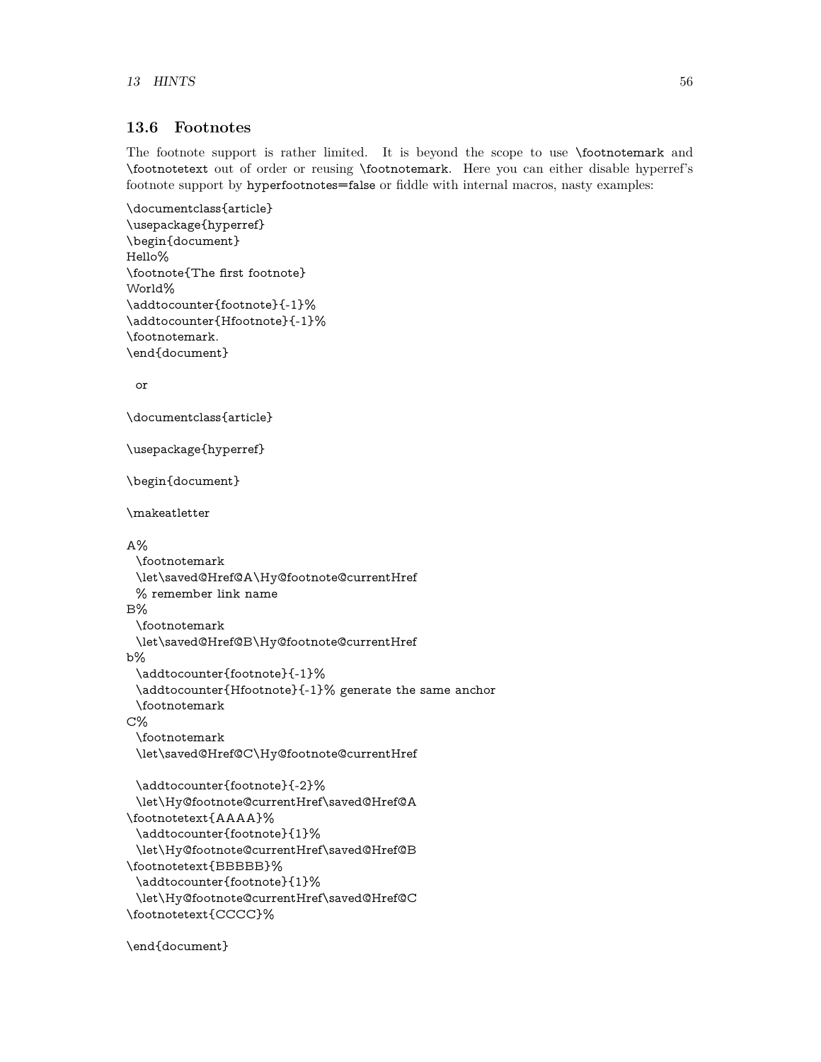### 13.6 Footnotes

The footnote support is rather limited. It is beyond the scope to use `\footnotemark` and `\footnotetext` out of order or reusing `\footnotemark`. Here you can either disable hyperref's footnote support by `hyperfootnotes=false` or fiddle with internal macros, nasty examples:

```
\documentclass{article}
\usepackage{hyperref}
\begin{document}
Hello%
\footnote{The first footnote}
World%
\addtocounter{footnote}{-1}%
\addtocounter{Hfootnote}{-1}%
\footnotemark.
\end{document}
```

or

```
\documentclass{article}

\usepackage{hyperref}

\begin{document}

\makeatletter

A%
  \footnotemark
  \let\saved@Href@A\Hy@footnote@currentHref
  % remember link name
B%
  \footnotemark
  \let\saved@Href@B\Hy@footnote@currentHref
b%
  \addtocounter{footnote}{-1}%
  \addtocounter{Hfootnote}{-1}% generate the same anchor
  \footnotemark
C%
  \footnotemark
  \let\saved@Href@C\Hy@footnote@currentHref

  \addtocounter{footnote}{-2}%
  \let\Hy@footnote@currentHref\saved@Href@A
\footnotetext{AAAA}%
  \addtocounter{footnote}{1}%
  \let\Hy@footnote@currentHref\saved@Href@B
\footnotetext{BBBBB}%
  \addtocounter{footnote}{1}%
  \let\Hy@footnote@currentHref\saved@Href@C
\footnotetext{CCCC}%

\end{document}
```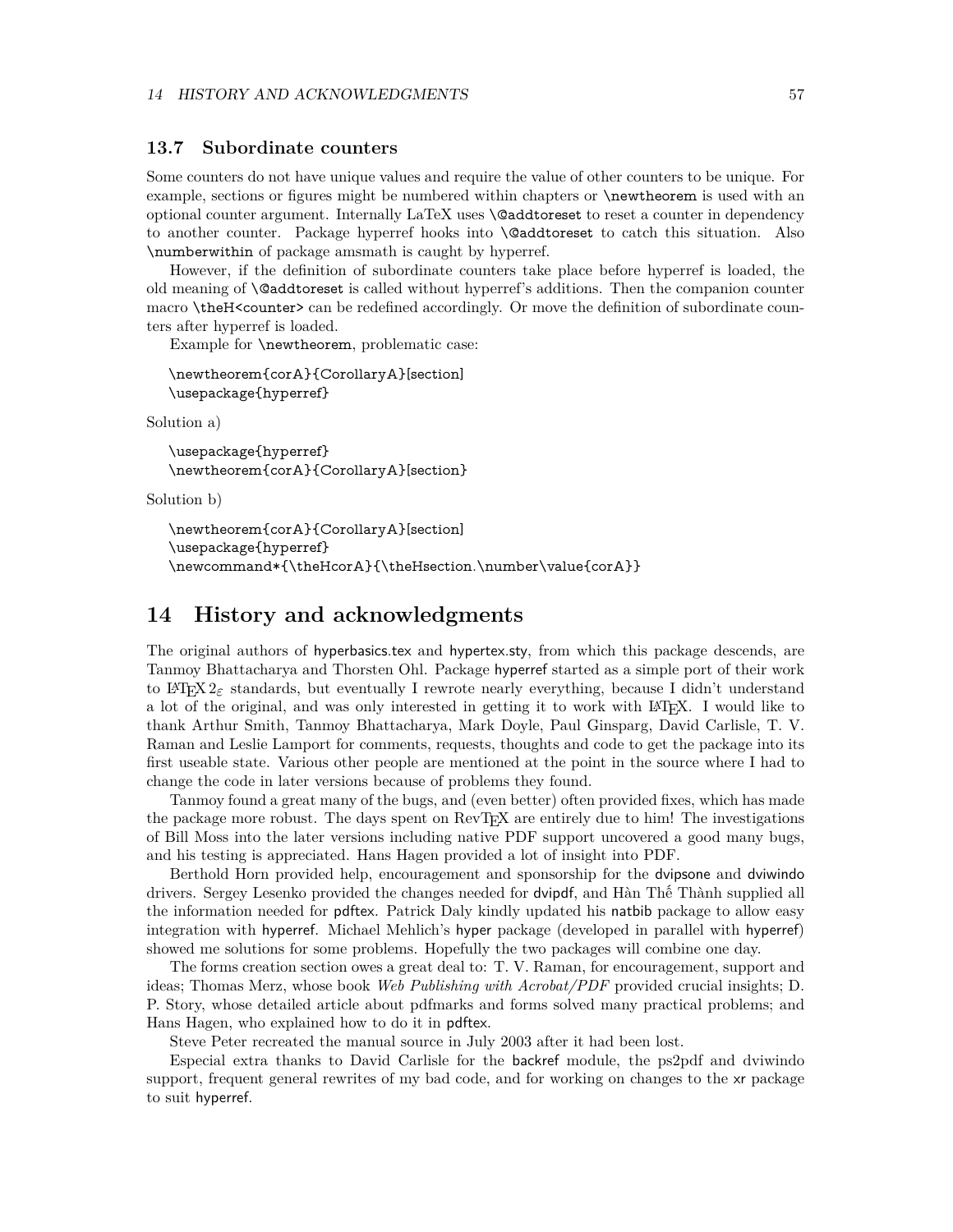### 13.7 Subordinate counters

Some counters do not have unique values and require the value of other counters to be unique. For example, sections or figures might be numbered within chapters or `\newtheorem` is used with an optional counter argument. Internally LaTeX uses `\@addtoreset` to reset a counter in dependency to another counter. Package hyperref hooks into `\@addtoreset` to catch this situation. Also `\numberwithin` of package amsmath is caught by hyperref.

However, if the definition of subordinate counters take place before hyperref is loaded, the old meaning of `\@addtoreset` is called without hyperref's additions. Then the companion counter macro `\theH<counter>` can be redefined accordingly. Or move the definition of subordinate counters after hyperref is loaded.

Example for `\newtheorem`, problematic case:

```
\newtheorem{corA}{CorollaryA}[section]
\usepackage{hyperref}
```

Solution a)

```
\usepackage{hyperref}
\newtheorem{corA}{CorollaryA}[section}
```

Solution b)

```
\newtheorem{corA}{CorollaryA}[section]
\usepackage{hyperref}
\newcommand*{\theHcorA}{\theHsection.\number\value{corA}}
```

## 14 History and acknowledgments

The original authors of hyperbasics.tex and hypertex.sty, from which this package descends, are Tanmoy Bhattacharya and Thorsten Ohl. Package hyperref started as a simple port of their work to LaTeX 2ε standards, but eventually I rewrote nearly everything, because I didn't understand a lot of the original, and was only interested in getting it to work with LaTeX. I would like to thank Arthur Smith, Tanmoy Bhattacharya, Mark Doyle, Paul Ginsparg, David Carlisle, T. V. Raman and Leslie Lamport for comments, requests, thoughts and code to get the package into its first useable state. Various other people are mentioned at the point in the source where I had to change the code in later versions because of problems they found.

Tanmoy found a great many of the bugs, and (even better) often provided fixes, which has made the package more robust. The days spent on RevTeX are entirely due to him! The investigations of Bill Moss into the later versions including native PDF support uncovered a good many bugs, and his testing is appreciated. Hans Hagen provided a lot of insight into PDF.

Berthold Horn provided help, encouragement and sponsorship for the dvipsone and dviwindo drivers. Sergey Lesenko provided the changes needed for dvipdf, and Hàn Thế Thành supplied all the information needed for pdftex. Patrick Daly kindly updated his natbib package to allow easy integration with hyperref. Michael Mehlich's hyper package (developed in parallel with hyperref) showed me solutions for some problems. Hopefully the two packages will combine one day.

The forms creation section owes a great deal to: T. V. Raman, for encouragement, support and ideas; Thomas Merz, whose book *Web Publishing with Acrobat/PDF* provided crucial insights; D. P. Story, whose detailed article about pdfmarks and forms solved many practical problems; and Hans Hagen, who explained how to do it in pdftex.

Steve Peter recreated the manual source in July 2003 after it had been lost.

Especial extra thanks to David Carlisle for the backref module, the ps2pdf and dviwindo support, frequent general rewrites of my bad code, and for working on changes to the xr package to suit hyperref.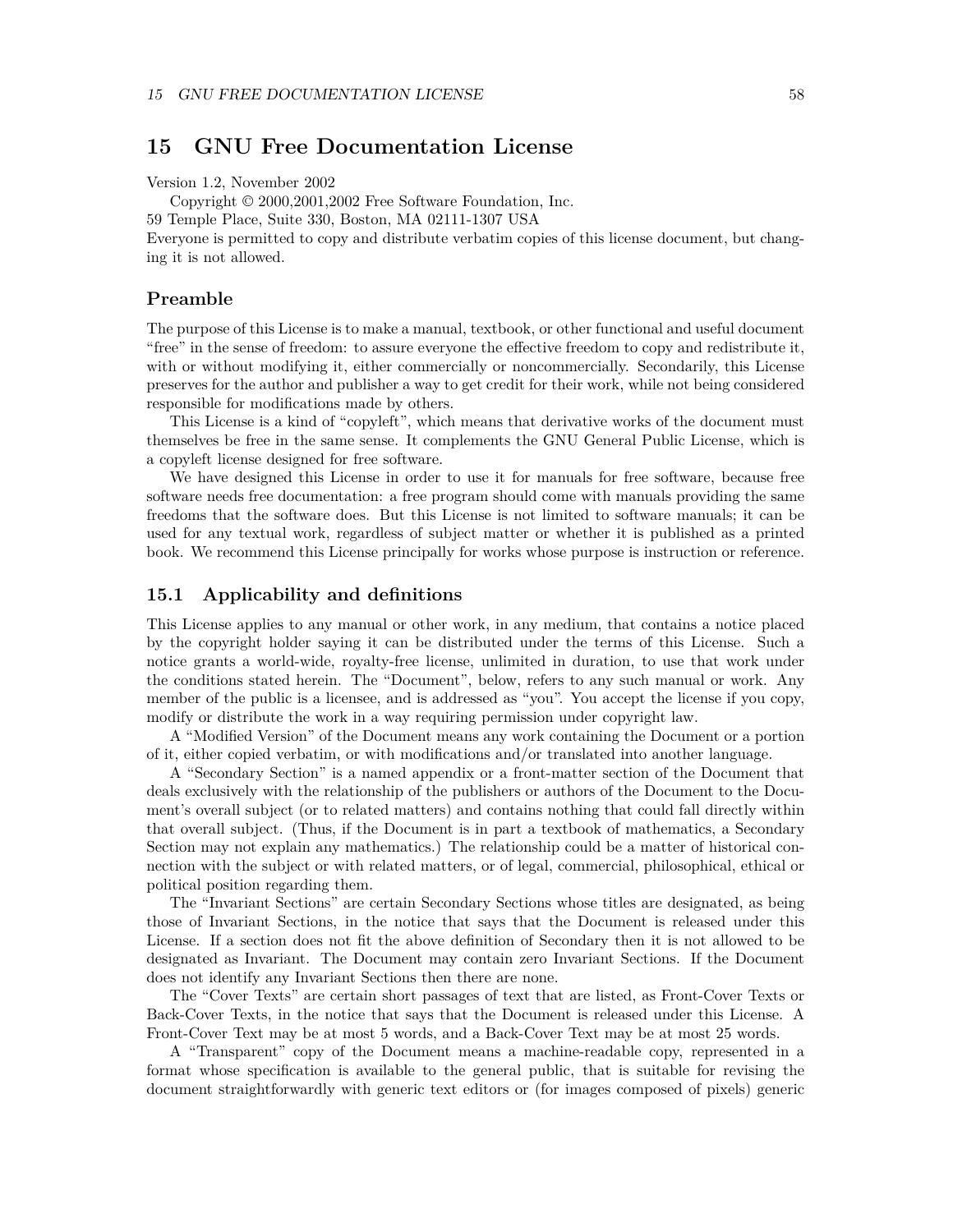# 15 GNU Free Documentation License

Version 1.2, November 2002

Copyright © 2000,2001,2002 Free Software Foundation, Inc.
59 Temple Place, Suite 330, Boston, MA 02111-1307 USA
Everyone is permitted to copy and distribute verbatim copies of this license document, but changing it is not allowed.

## Preamble

The purpose of this License is to make a manual, textbook, or other functional and useful document "free" in the sense of freedom: to assure everyone the effective freedom to copy and redistribute it, with or without modifying it, either commercially or noncommercially. Secondarily, this License preserves for the author and publisher a way to get credit for their work, while not being considered responsible for modifications made by others.

This License is a kind of "copyleft", which means that derivative works of the document must themselves be free in the same sense. It complements the GNU General Public License, which is a copyleft license designed for free software.

We have designed this License in order to use it for manuals for free software, because free software needs free documentation: a free program should come with manuals providing the same freedoms that the software does. But this License is not limited to software manuals; it can be used for any textual work, regardless of subject matter or whether it is published as a printed book. We recommend this License principally for works whose purpose is instruction or reference.

## 15.1 Applicability and definitions

This License applies to any manual or other work, in any medium, that contains a notice placed by the copyright holder saying it can be distributed under the terms of this License. Such a notice grants a world-wide, royalty-free license, unlimited in duration, to use that work under the conditions stated herein. The "Document", below, refers to any such manual or work. Any member of the public is a licensee, and is addressed as "you". You accept the license if you copy, modify or distribute the work in a way requiring permission under copyright law.

A "Modified Version" of the Document means any work containing the Document or a portion of it, either copied verbatim, or with modifications and/or translated into another language.

A "Secondary Section" is a named appendix or a front-matter section of the Document that deals exclusively with the relationship of the publishers or authors of the Document to the Document's overall subject (or to related matters) and contains nothing that could fall directly within that overall subject. (Thus, if the Document is in part a textbook of mathematics, a Secondary Section may not explain any mathematics.) The relationship could be a matter of historical connection with the subject or with related matters, or of legal, commercial, philosophical, ethical or political position regarding them.

The "Invariant Sections" are certain Secondary Sections whose titles are designated, as being those of Invariant Sections, in the notice that says that the Document is released under this License. If a section does not fit the above definition of Secondary then it is not allowed to be designated as Invariant. The Document may contain zero Invariant Sections. If the Document does not identify any Invariant Sections then there are none.

The "Cover Texts" are certain short passages of text that are listed, as Front-Cover Texts or Back-Cover Texts, in the notice that says that the Document is released under this License. A Front-Cover Text may be at most 5 words, and a Back-Cover Text may be at most 25 words.

A "Transparent" copy of the Document means a machine-readable copy, represented in a format whose specification is available to the general public, that is suitable for revising the document straightforwardly with generic text editors or (for images composed of pixels) generic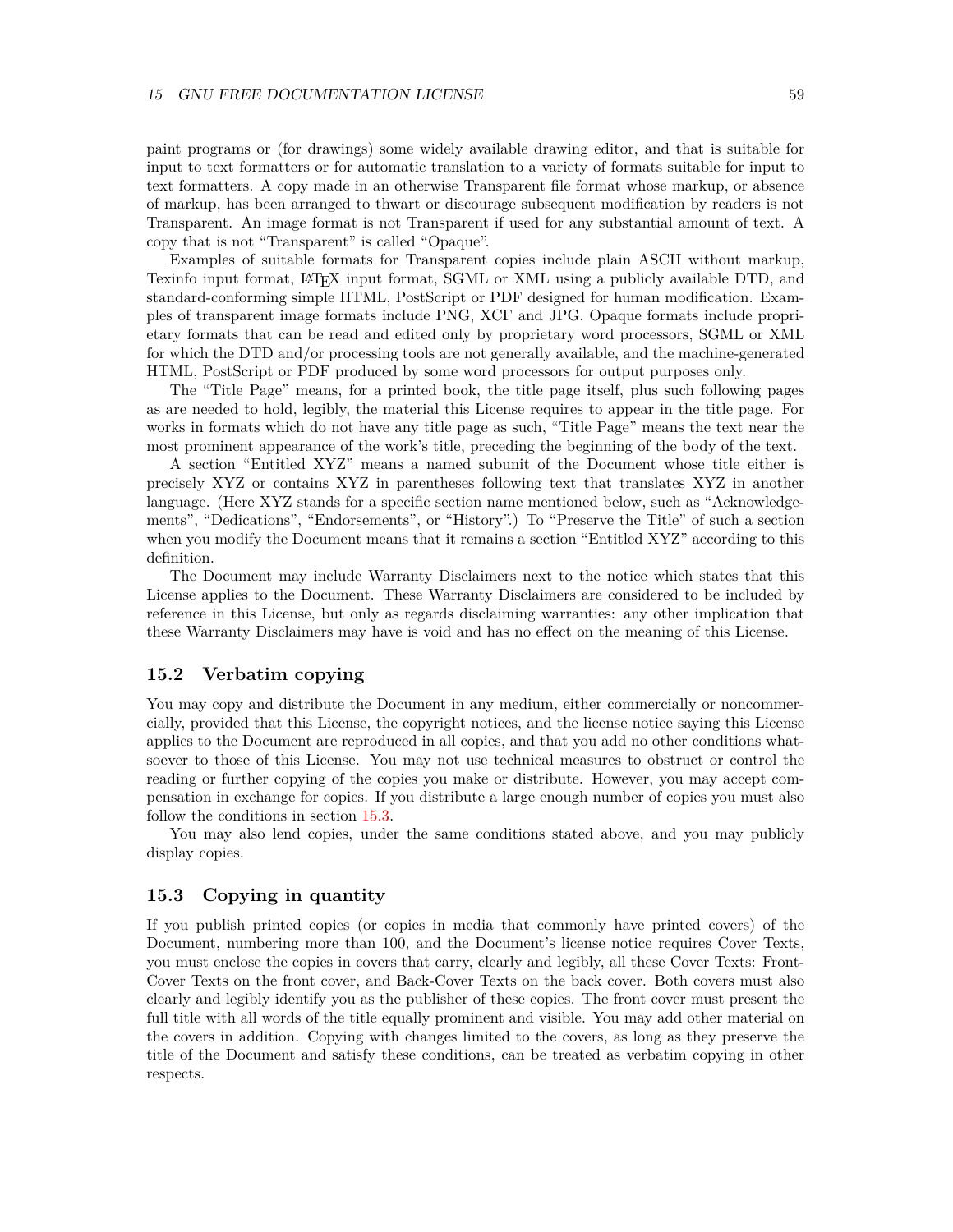paint programs or (for drawings) some widely available drawing editor, and that is suitable for input to text formatters or for automatic translation to a variety of formats suitable for input to text formatters. A copy made in an otherwise Transparent file format whose markup, or absence of markup, has been arranged to thwart or discourage subsequent modification by readers is not Transparent. An image format is not Transparent if used for any substantial amount of text. A copy that is not "Transparent" is called "Opaque".

Examples of suitable formats for Transparent copies include plain ASCII without markup, Texinfo input format, LaTeX input format, SGML or XML using a publicly available DTD, and standard-conforming simple HTML, PostScript or PDF designed for human modification. Examples of transparent image formats include PNG, XCF and JPG. Opaque formats include proprietary formats that can be read and edited only by proprietary word processors, SGML or XML for which the DTD and/or processing tools are not generally available, and the machine-generated HTML, PostScript or PDF produced by some word processors for output purposes only.

The "Title Page" means, for a printed book, the title page itself, plus such following pages as are needed to hold, legibly, the material this License requires to appear in the title page. For works in formats which do not have any title page as such, "Title Page" means the text near the most prominent appearance of the work's title, preceding the beginning of the body of the text.

A section "Entitled XYZ" means a named subunit of the Document whose title either is precisely XYZ or contains XYZ in parentheses following text that translates XYZ in another language. (Here XYZ stands for a specific section name mentioned below, such as "Acknowledgements", "Dedications", "Endorsements", or "History".) To "Preserve the Title" of such a section when you modify the Document means that it remains a section "Entitled XYZ" according to this definition.

The Document may include Warranty Disclaimers next to the notice which states that this License applies to the Document. These Warranty Disclaimers are considered to be included by reference in this License, but only as regards disclaiming warranties: any other implication that these Warranty Disclaimers may have is void and has no effect on the meaning of this License.

## 15.2 Verbatim copying

You may copy and distribute the Document in any medium, either commercially or noncommercially, provided that this License, the copyright notices, and the license notice saying this License applies to the Document are reproduced in all copies, and that you add no other conditions whatsoever to those of this License. You may not use technical measures to obstruct or control the reading or further copying of the copies you make or distribute. However, you may accept compensation in exchange for copies. If you distribute a large enough number of copies you must also follow the conditions in section 15.3.

You may also lend copies, under the same conditions stated above, and you may publicly display copies.

## 15.3 Copying in quantity

If you publish printed copies (or copies in media that commonly have printed covers) of the Document, numbering more than 100, and the Document's license notice requires Cover Texts, you must enclose the copies in covers that carry, clearly and legibly, all these Cover Texts: Front-Cover Texts on the front cover, and Back-Cover Texts on the back cover. Both covers must also clearly and legibly identify you as the publisher of these copies. The front cover must present the full title with all words of the title equally prominent and visible. You may add other material on the covers in addition. Copying with changes limited to the covers, as long as they preserve the title of the Document and satisfy these conditions, can be treated as verbatim copying in other respects.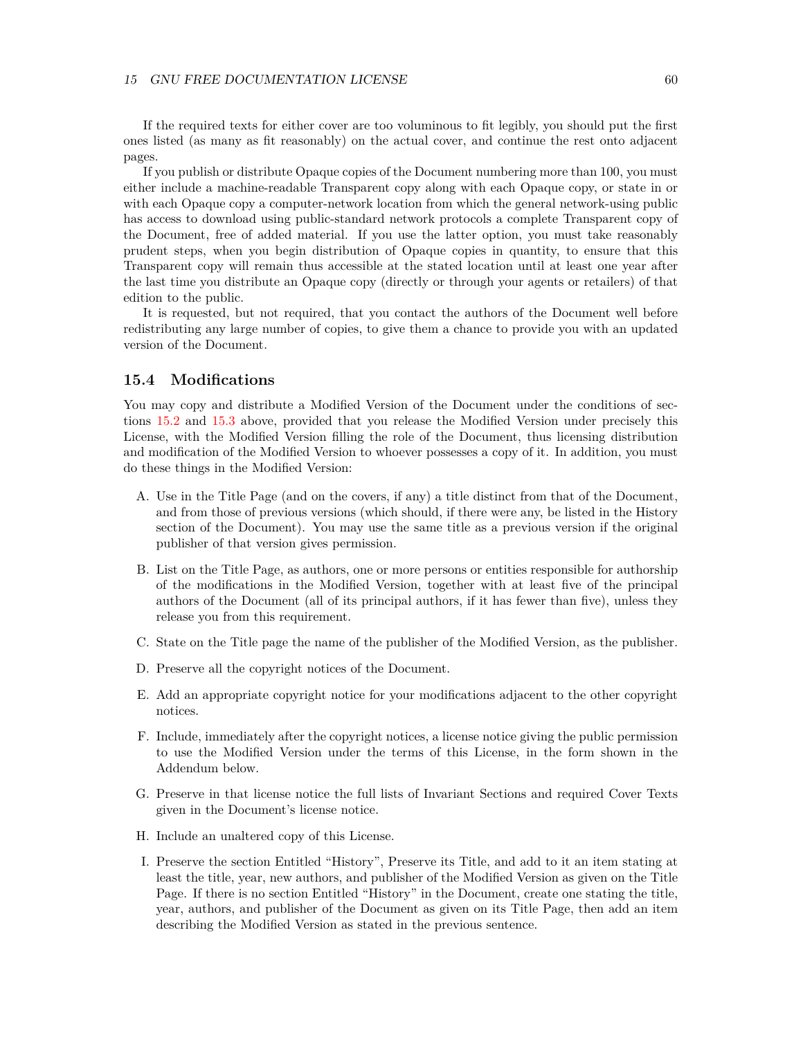If the required texts for either cover are too voluminous to fit legibly, you should put the first ones listed (as many as fit reasonably) on the actual cover, and continue the rest onto adjacent pages.

If you publish or distribute Opaque copies of the Document numbering more than 100, you must either include a machine-readable Transparent copy along with each Opaque copy, or state in or with each Opaque copy a computer-network location from which the general network-using public has access to download using public-standard network protocols a complete Transparent copy of the Document, free of added material. If you use the latter option, you must take reasonably prudent steps, when you begin distribution of Opaque copies in quantity, to ensure that this Transparent copy will remain thus accessible at the stated location until at least one year after the last time you distribute an Opaque copy (directly or through your agents or retailers) of that edition to the public.

It is requested, but not required, that you contact the authors of the Document well before redistributing any large number of copies, to give them a chance to provide you with an updated version of the Document.

## 15.4 Modifications

You may copy and distribute a Modified Version of the Document under the conditions of sections 15.2 and 15.3 above, provided that you release the Modified Version under precisely this License, with the Modified Version filling the role of the Document, thus licensing distribution and modification of the Modified Version to whoever possesses a copy of it. In addition, you must do these things in the Modified Version:

A. Use in the Title Page (and on the covers, if any) a title distinct from that of the Document, and from those of previous versions (which should, if there were any, be listed in the History section of the Document). You may use the same title as a previous version if the original publisher of that version gives permission.

B. List on the Title Page, as authors, one or more persons or entities responsible for authorship of the modifications in the Modified Version, together with at least five of the principal authors of the Document (all of its principal authors, if it has fewer than five), unless they release you from this requirement.

C. State on the Title page the name of the publisher of the Modified Version, as the publisher.

D. Preserve all the copyright notices of the Document.

E. Add an appropriate copyright notice for your modifications adjacent to the other copyright notices.

F. Include, immediately after the copyright notices, a license notice giving the public permission to use the Modified Version under the terms of this License, in the form shown in the Addendum below.

G. Preserve in that license notice the full lists of Invariant Sections and required Cover Texts given in the Document's license notice.

H. Include an unaltered copy of this License.

I. Preserve the section Entitled "History", Preserve its Title, and add to it an item stating at least the title, year, new authors, and publisher of the Modified Version as given on the Title Page. If there is no section Entitled "History" in the Document, create one stating the title, year, authors, and publisher of the Document as given on its Title Page, then add an item describing the Modified Version as stated in the previous sentence.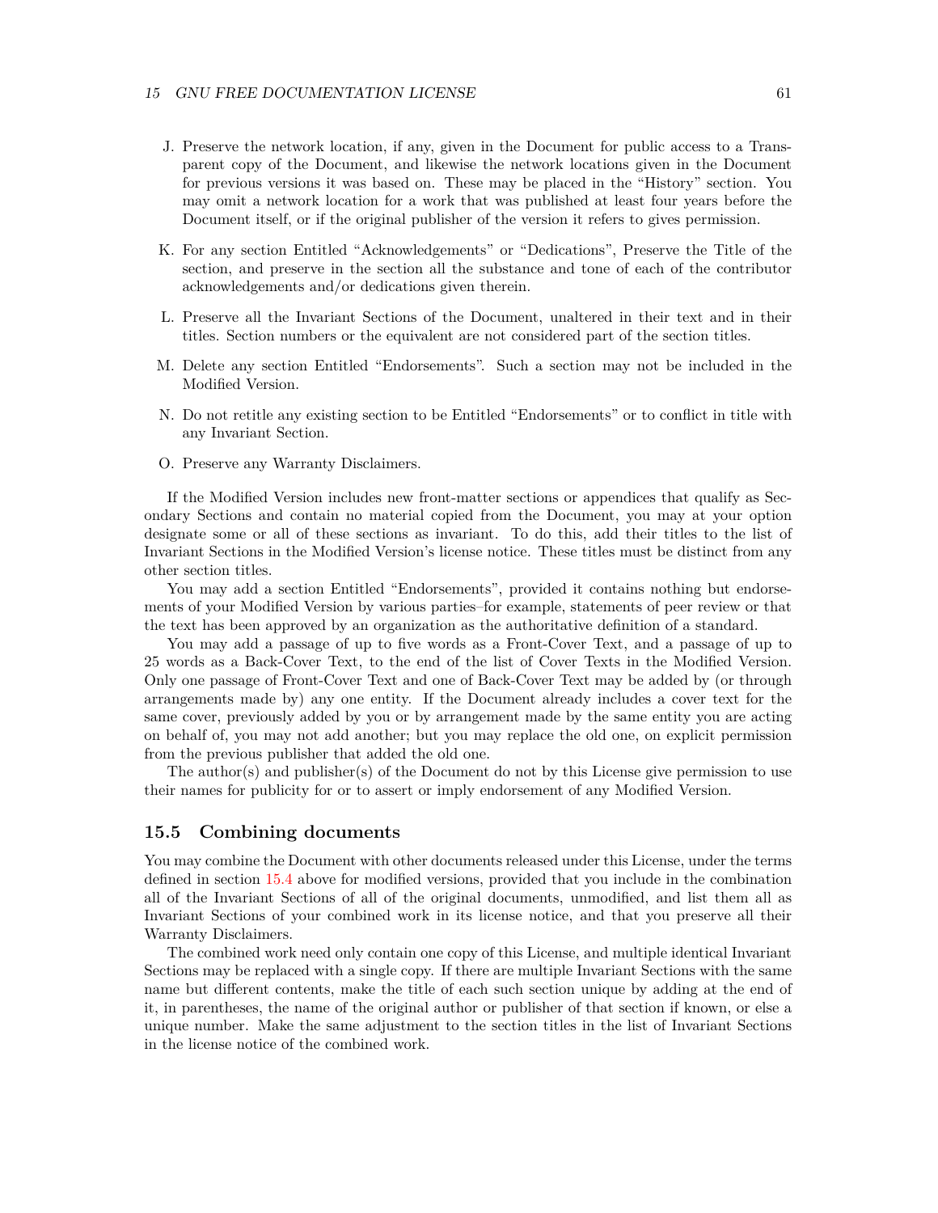J. Preserve the network location, if any, given in the Document for public access to a Transparent copy of the Document, and likewise the network locations given in the Document for previous versions it was based on. These may be placed in the "History" section. You may omit a network location for a work that was published at least four years before the Document itself, or if the original publisher of the version it refers to gives permission.

K. For any section Entitled "Acknowledgements" or "Dedications", Preserve the Title of the section, and preserve in the section all the substance and tone of each of the contributor acknowledgements and/or dedications given therein.

L. Preserve all the Invariant Sections of the Document, unaltered in their text and in their titles. Section numbers or the equivalent are not considered part of the section titles.

M. Delete any section Entitled "Endorsements". Such a section may not be included in the Modified Version.

N. Do not retitle any existing section to be Entitled "Endorsements" or to conflict in title with any Invariant Section.

O. Preserve any Warranty Disclaimers.

If the Modified Version includes new front-matter sections or appendices that qualify as Secondary Sections and contain no material copied from the Document, you may at your option designate some or all of these sections as invariant. To do this, add their titles to the list of Invariant Sections in the Modified Version's license notice. These titles must be distinct from any other section titles.

You may add a section Entitled "Endorsements", provided it contains nothing but endorsements of your Modified Version by various parties–for example, statements of peer review or that the text has been approved by an organization as the authoritative definition of a standard.

You may add a passage of up to five words as a Front-Cover Text, and a passage of up to 25 words as a Back-Cover Text, to the end of the list of Cover Texts in the Modified Version. Only one passage of Front-Cover Text and one of Back-Cover Text may be added by (or through arrangements made by) any one entity. If the Document already includes a cover text for the same cover, previously added by you or by arrangement made by the same entity you are acting on behalf of, you may not add another; but you may replace the old one, on explicit permission from the previous publisher that added the old one.

The author(s) and publisher(s) of the Document do not by this License give permission to use their names for publicity for or to assert or imply endorsement of any Modified Version.

## 15.5 Combining documents

You may combine the Document with other documents released under this License, under the terms defined in section 15.4 above for modified versions, provided that you include in the combination all of the Invariant Sections of all of the original documents, unmodified, and list them all as Invariant Sections of your combined work in its license notice, and that you preserve all their Warranty Disclaimers.

The combined work need only contain one copy of this License, and multiple identical Invariant Sections may be replaced with a single copy. If there are multiple Invariant Sections with the same name but different contents, make the title of each such section unique by adding at the end of it, in parentheses, the name of the original author or publisher of that section if known, or else a unique number. Make the same adjustment to the section titles in the list of Invariant Sections in the license notice of the combined work.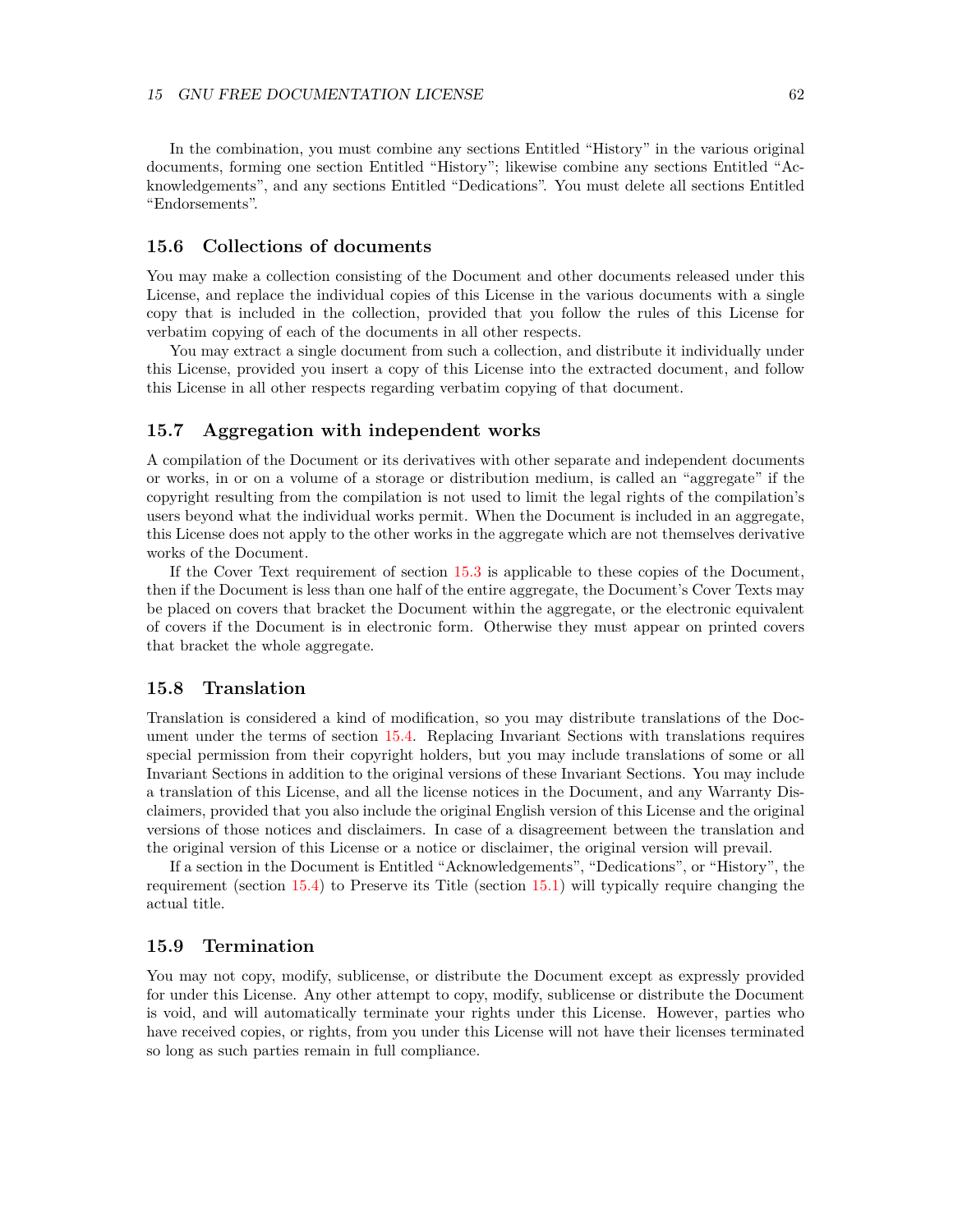In the combination, you must combine any sections Entitled "History" in the various original documents, forming one section Entitled "History"; likewise combine any sections Entitled "Acknowledgements", and any sections Entitled "Dedications". You must delete all sections Entitled "Endorsements".

## 15.6 Collections of documents

You may make a collection consisting of the Document and other documents released under this License, and replace the individual copies of this License in the various documents with a single copy that is included in the collection, provided that you follow the rules of this License for verbatim copying of each of the documents in all other respects.

You may extract a single document from such a collection, and distribute it individually under this License, provided you insert a copy of this License into the extracted document, and follow this License in all other respects regarding verbatim copying of that document.

## 15.7 Aggregation with independent works

A compilation of the Document or its derivatives with other separate and independent documents or works, in or on a volume of a storage or distribution medium, is called an "aggregate" if the copyright resulting from the compilation is not used to limit the legal rights of the compilation's users beyond what the individual works permit. When the Document is included in an aggregate, this License does not apply to the other works in the aggregate which are not themselves derivative works of the Document.

If the Cover Text requirement of section 15.3 is applicable to these copies of the Document, then if the Document is less than one half of the entire aggregate, the Document's Cover Texts may be placed on covers that bracket the Document within the aggregate, or the electronic equivalent of covers if the Document is in electronic form. Otherwise they must appear on printed covers that bracket the whole aggregate.

## 15.8 Translation

Translation is considered a kind of modification, so you may distribute translations of the Document under the terms of section 15.4. Replacing Invariant Sections with translations requires special permission from their copyright holders, but you may include translations of some or all Invariant Sections in addition to the original versions of these Invariant Sections. You may include a translation of this License, and all the license notices in the Document, and any Warranty Disclaimers, provided that you also include the original English version of this License and the original versions of those notices and disclaimers. In case of a disagreement between the translation and the original version of this License or a notice or disclaimer, the original version will prevail.

If a section in the Document is Entitled "Acknowledgements", "Dedications", or "History", the requirement (section 15.4) to Preserve its Title (section 15.1) will typically require changing the actual title.

## 15.9 Termination

You may not copy, modify, sublicense, or distribute the Document except as expressly provided for under this License. Any other attempt to copy, modify, sublicense or distribute the Document is void, and will automatically terminate your rights under this License. However, parties who have received copies, or rights, from you under this License will not have their licenses terminated so long as such parties remain in full compliance.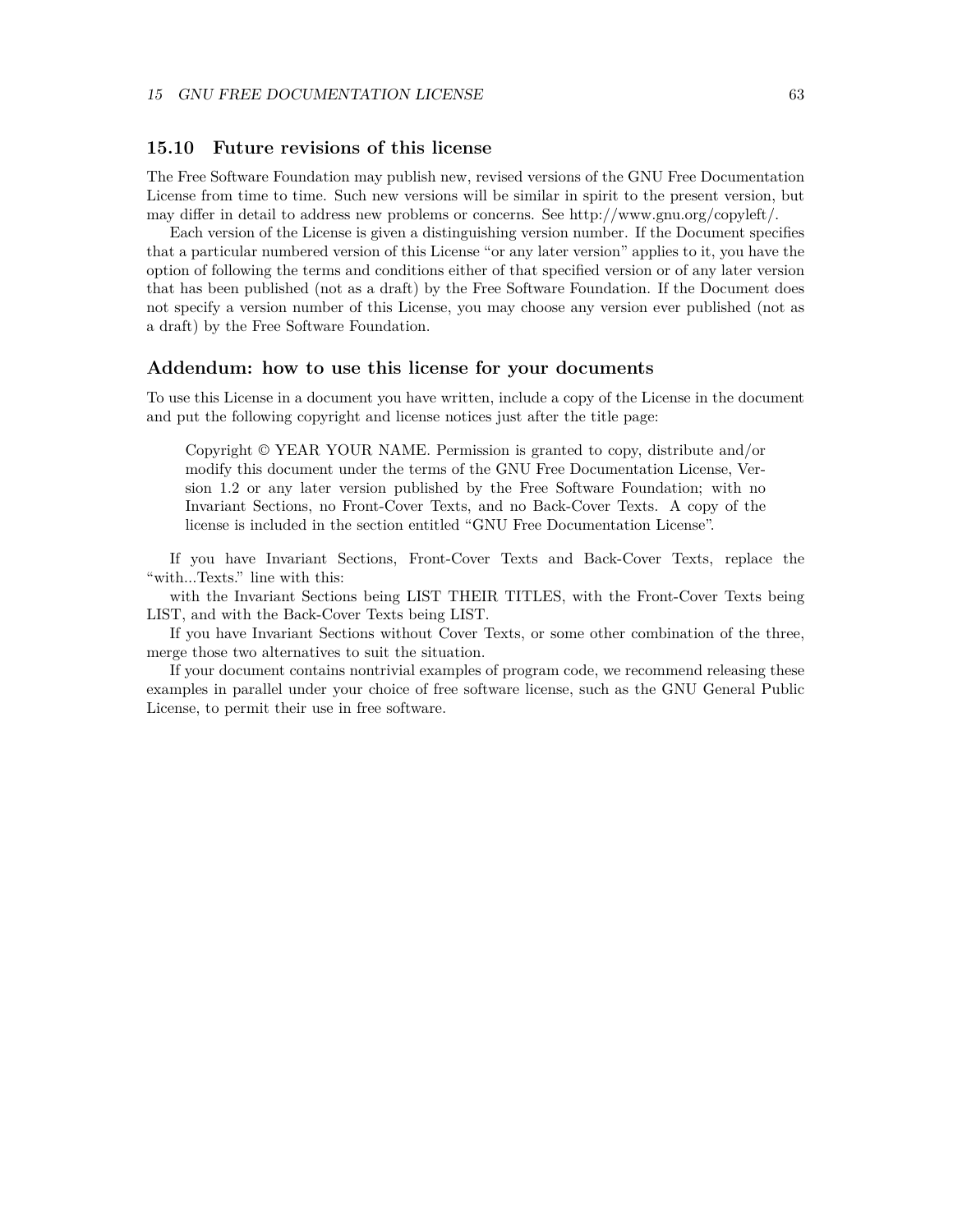### 15.10 Future revisions of this license

The Free Software Foundation may publish new, revised versions of the GNU Free Documentation License from time to time. Such new versions will be similar in spirit to the present version, but may differ in detail to address new problems or concerns. See http://www.gnu.org/copyleft/.

Each version of the License is given a distinguishing version number. If the Document specifies that a particular numbered version of this License "or any later version" applies to it, you have the option of following the terms and conditions either of that specified version or of any later version that has been published (not as a draft) by the Free Software Foundation. If the Document does not specify a version number of this License, you may choose any version ever published (not as a draft) by the Free Software Foundation.

### Addendum: how to use this license for your documents

To use this License in a document you have written, include a copy of the License in the document and put the following copyright and license notices just after the title page:

> Copyright © YEAR YOUR NAME. Permission is granted to copy, distribute and/or modify this document under the terms of the GNU Free Documentation License, Version 1.2 or any later version published by the Free Software Foundation; with no Invariant Sections, no Front-Cover Texts, and no Back-Cover Texts. A copy of the license is included in the section entitled "GNU Free Documentation License".

If you have Invariant Sections, Front-Cover Texts and Back-Cover Texts, replace the "with...Texts." line with this:

with the Invariant Sections being LIST THEIR TITLES, with the Front-Cover Texts being LIST, and with the Back-Cover Texts being LIST.

If you have Invariant Sections without Cover Texts, or some other combination of the three, merge those two alternatives to suit the situation.

If your document contains nontrivial examples of program code, we recommend releasing these examples in parallel under your choice of free software license, such as the GNU General Public License, to permit their use in free software.